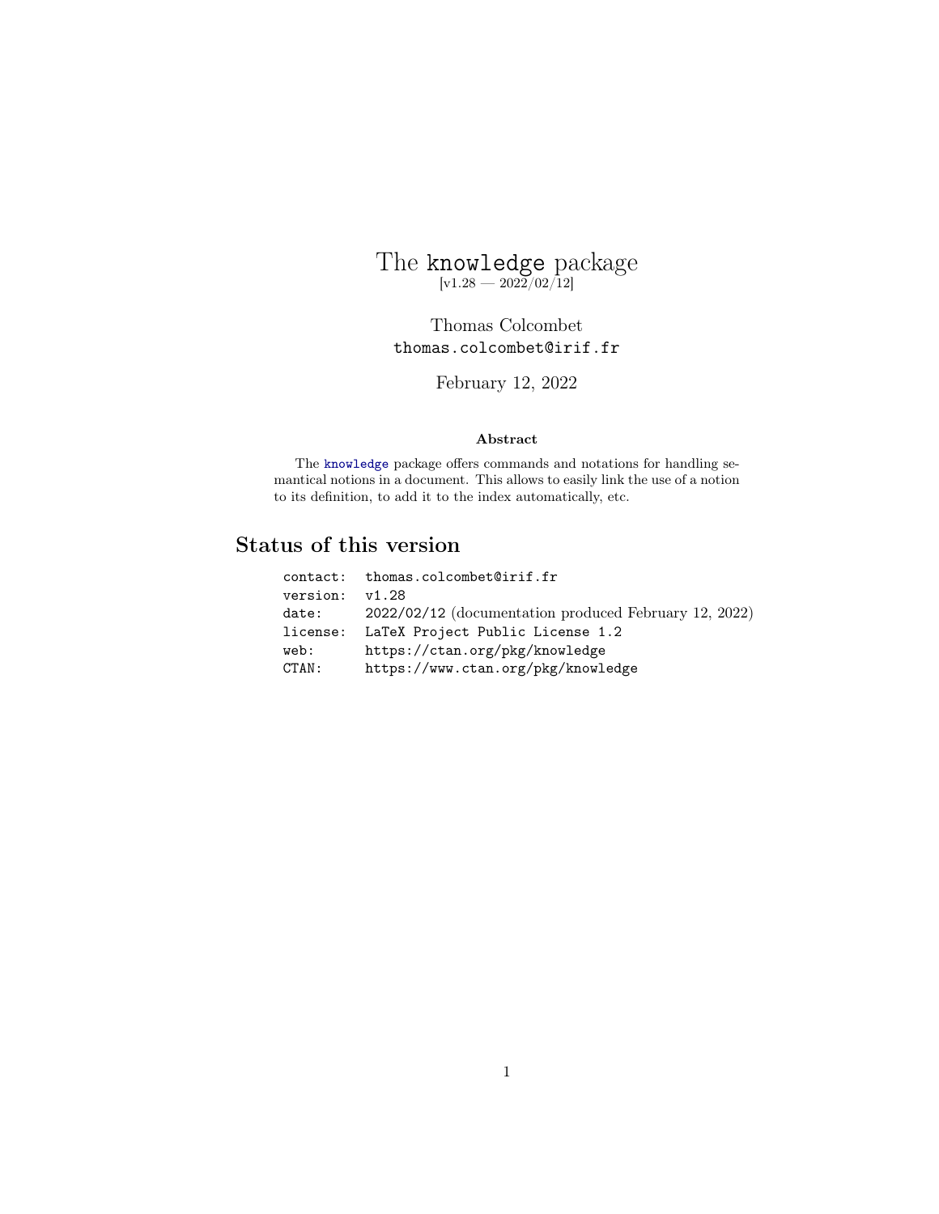# The `knowledge` package

[v1.28 — 2022/02/12]

Thomas Colcombet
`thomas.colcombet@irif.fr`

February 12, 2022

**Abstract**

The `knowledge` package offers commands and notations for handling semantical notions in a document. This allows to easily link the use of a notion to its definition, to add it to the index automatically, etc.

## Status of this version

| | |
|---|---|
| `contact:` | `thomas.colcombet@irif.fr` |
| `version:` | `v1.28` |
| `date:` | 2022/02/12 (documentation produced February 12, 2022) |
| `license:` | `LaTeX Project Public License 1.2` |
| `web:` | `https://ctan.org/pkg/knowledge` |
| `CTAN:` | `https://www.ctan.org/pkg/knowledge` |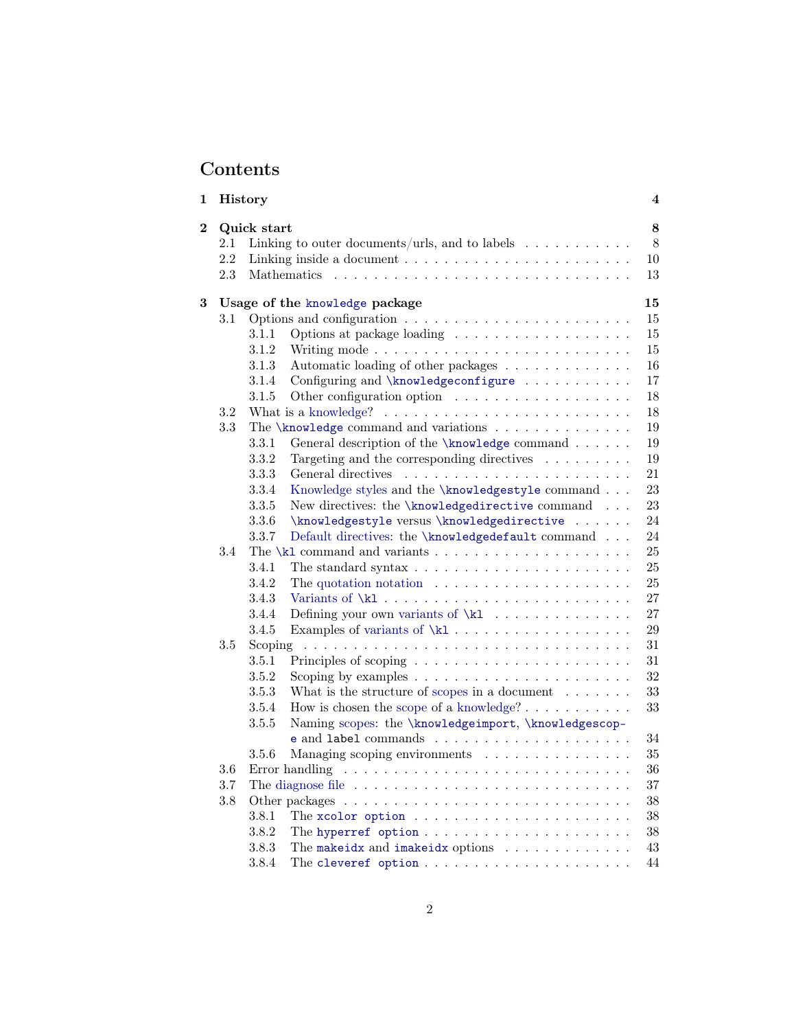# Contents

**1 History** **4**

**2 Quick start** **8**

- 2.1 Linking to outer documents/urls, and to labels . . . 8
- 2.2 Linking inside a document . . . 10
- 2.3 Mathematics . . . 13

**3 Usage of the `knowledge` package** **15**

- 3.1 Options and configuration . . . 15
  - 3.1.1 Options at package loading . . . 15
  - 3.1.2 Writing mode . . . 15
  - 3.1.3 Automatic loading of other packages . . . 16
  - 3.1.4 Configuring and `\knowledgeconfigure` . . . 17
  - 3.1.5 Other configuration option . . . 18
- 3.2 What is a knowledge? . . . 18
- 3.3 The `\knowledge` command and variations . . . 19
  - 3.3.1 General description of the `\knowledge` command . . . 19
  - 3.3.2 Targeting and the corresponding directives . . . 19
  - 3.3.3 General directives . . . 21
  - 3.3.4 Knowledge styles and the `\knowledgestyle` command . . . 23
  - 3.3.5 New directives: the `\knowledgedirective` command . . . 23
  - 3.3.6 `\knowledgestyle` versus `\knowledgedirective` . . . 24
  - 3.3.7 Default directives: the `\knowledgedefault` command . . . 24
- 3.4 The `\kl` command and variants . . . 25
  - 3.4.1 The standard syntax . . . 25
  - 3.4.2 The quotation notation . . . 25
  - 3.4.3 Variants of `\kl` . . . 27
  - 3.4.4 Defining your own variants of `\kl` . . . 27
  - 3.4.5 Examples of variants of `\kl` . . . 29
- 3.5 Scoping . . . 31
  - 3.5.1 Principles of scoping . . . 31
  - 3.5.2 Scoping by examples . . . 32
  - 3.5.3 What is the structure of scopes in a document . . . 33
  - 3.5.4 How is chosen the scope of a knowledge? . . . 33
  - 3.5.5 Naming scopes: the `\knowledgeimport`, `\knowledgescope` and `label` commands . . . 34
  - 3.5.6 Managing scoping environments . . . 35
- 3.6 Error handling . . . 36
- 3.7 The diagnose file . . . 37
- 3.8 Other packages . . . 38
  - 3.8.1 The `xcolor option` . . . 38
  - 3.8.2 The `hyperref option` . . . 38
  - 3.8.3 The `makeidx` and `imakeidx` options . . . 43
  - 3.8.4 The `cleveref option` . . . 44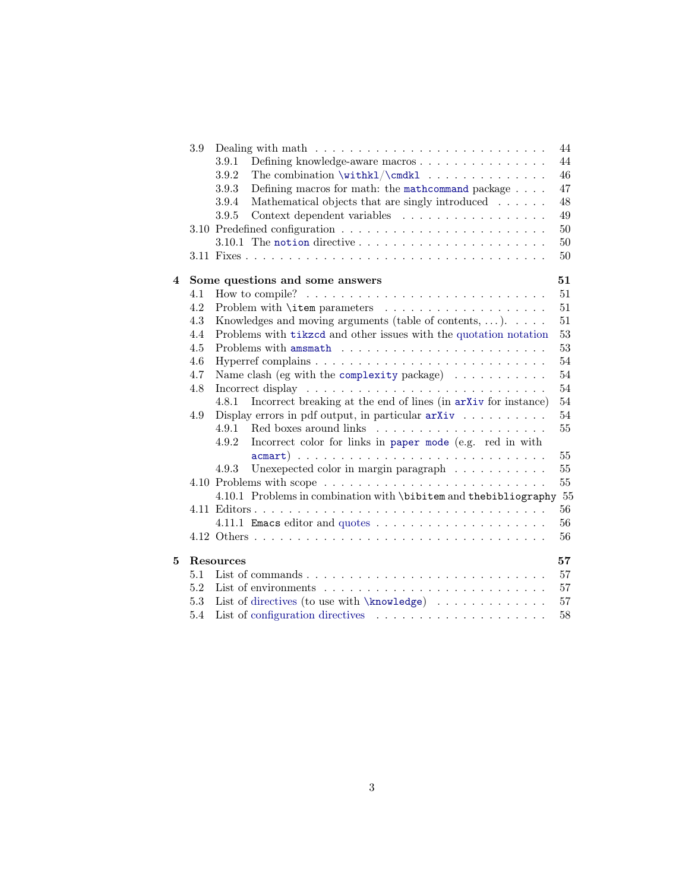- 3.9 Dealing with math . . . 44
  - 3.9.1 Defining knowledge-aware macros . . . 44
  - 3.9.2 The combination `\withkl`/`\cmdkl` . . . 46
  - 3.9.3 Defining macros for math: the `mathcommand` package . . . 47
  - 3.9.4 Mathematical objects that are singly introduced . . . 48
  - 3.9.5 Context dependent variables . . . 49
- 3.10 Predefined configuration . . . 50
  - 3.10.1 The `notion` directive . . . 50
- 3.11 Fixes . . . 50

**4 Some questions and some answers** **51**

- 4.1 How to compile? . . . 51
- 4.2 Problem with `\item` parameters . . . 51
- 4.3 Knowledges and moving arguments (table of contents, . . . ). . . . 51
- 4.4 Problems with `tikzcd` and other issues with the quotation notation 53
- 4.5 Problems with `amsmath` . . . 53
- 4.6 Hyperref complains . . . 54
- 4.7 Name clash (eg with the `complexity` package) . . . 54
- 4.8 Incorrect display . . . 54
  - 4.8.1 Incorrect breaking at the end of lines (in `arXiv` for instance) 54
- 4.9 Display errors in pdf output, in particular `arXiv` . . . 54
  - 4.9.1 Red boxes around links . . . 55
  - 4.9.2 Incorrect color for links in `paper mode` (e.g. red in with `acmart`) . . . 55
  - 4.9.3 Unexepected color in margin paragraph . . . 55
- 4.10 Problems with scope . . . 55
  - 4.10.1 Problems in combination with `\bibitem` and `thebibliography` 55
- 4.11 Editors . . . 56
  - 4.11.1 `Emacs` editor and quotes . . . 56
- 4.12 Others . . . 56

**5 Resources** **57**

- 5.1 List of commands . . . 57
- 5.2 List of environments . . . 57
- 5.3 List of directives (to use with `\knowledge`) . . . 57
- 5.4 List of configuration directives . . . 58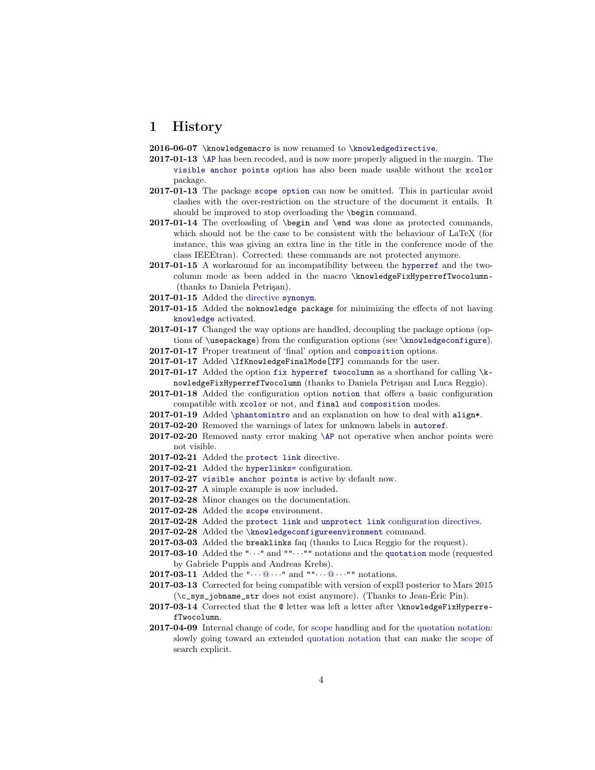# 1 History

**2016-06-07** `\knowledgemacro` is now renamed to `\knowledgedirective`.

**2017-01-13** `\AP` has been recoded, and is now more properly aligned in the margin. The `visible anchor points` option has also been made usable without the `xcolor` package.

**2017-01-13** The package `scope option` can now be omitted. This in particular avoid clashes with the over-restriction on the structure of the document it entails. It should be improved to stop overloading the `\begin` command.

**2017-01-14** The overloading of `\begin` and `\end` was done as protected commands, which should not be the case to be consistent with the behaviour of LaTeX (for instance, this was giving an extra line in the title in the conference mode of the class IEEEtran). Corrected: these commands are not protected anymore.

**2017-01-15** A workaround for an incompatibility between the `hyperref` and the two-column mode as been added in the macro `\knowledgeFixHyperrefTwocolumn` (thanks to Daniela Petrişan).

**2017-01-15** Added the directive `synonym`.

**2017-01-15** Added the `noknowledge package` for minimizing the effects of not having `knowledge` activated.

**2017-01-17** Changed the way options are handled, decoupling the package options (options of `\usepackage`) from the configuration options (see `\knowledgeconfigure`).

**2017-01-17** Proper treatment of 'final' option and `composition` options.

**2017-01-17** Added `\IfKnowledgeFinalMode[TF]` commands for the user.

**2017-01-17** Added the option `fix hyperref twocolumn` as a shorthand for calling `\knowledgeFixHyperrefTwocolumn` (thanks to Daniela Petrişan and Luca Reggio).

**2017-01-18** Added the configuration option `notion` that offers a basic configuration compatible with `xcolor` or not, and `final` and `composition` modes.

**2017-01-19** Added `\phantomintro` and an explanation on how to deal with `align*`.

**2017-02-20** Removed the warnings of latex for unknown labels in `autoref`.

**2017-02-20** Removed nasty error making `\AP` not operative when anchor points were not visible.

**2017-02-21** Added the `protect link` directive.

**2017-02-21** Added the `hyperlinks=` configuration.

**2017-02-27** `visible anchor points` is active by default now.

**2017-02-27** A simple example is now included.

**2017-02-28** Minor changes on the documentation.

**2017-02-28** Added the `scope` environment.

**2017-02-28** Added the `protect link` and `unprotect link` configuration directives.

**2017-02-28** Added the `\knowledgeconfigureenvironment` command.

**2017-03-03** Added the `breaklinks` faq (thanks to Luca Reggio for the request).

**2017-03-10** Added the `"···"` and `""···""` notations and the `quotation` mode (requested by Gabriele Puppis and Andreas Krebs).

**2017-03-11** Added the `"···@···"` and `""···@···""` notations.

**2017-03-13** Corrected for being compatible with version of expl3 posterior to Mars 2015 (`\c_sys_jobname_str` does not exist anymore). (Thanks to Jean-Éric Pin).

**2017-03-14** Corrected that the `@` letter was left a letter after `\knowledgeFixHyperrefTwocolumn`.

**2017-04-09** Internal change of code, for scope handling and for the quotation notation: slowly going toward an extended quotation notation that can make the scope of search explicit.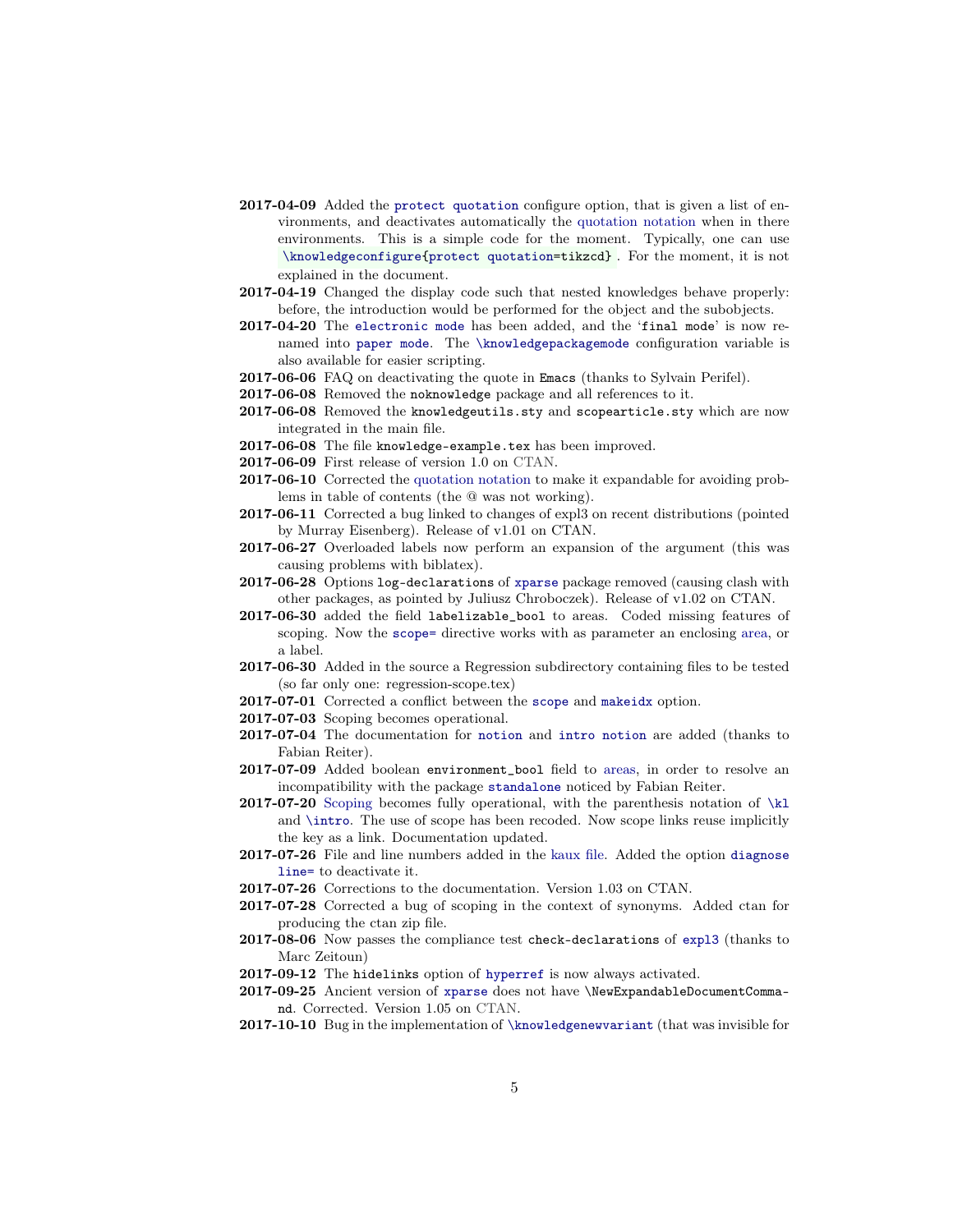**2017-04-09** Added the `protect quotation` configure option, that is given a list of environments, and deactivates automatically the quotation notation when in there environments. This is a simple code for the moment. Typically, one can use `\knowledgeconfigure{protect quotation=tikzcd}`. For the moment, it is not explained in the document.

**2017-04-19** Changed the display code such that nested knowledges behave properly: before, the introduction would be performed for the object and the subobjects.

**2017-04-20** The `electronic mode` has been added, and the '`final mode`' is now renamed into `paper mode`. The `\knowledgepackagemode` configuration variable is also available for easier scripting.

**2017-06-06** FAQ on deactivating the quote in `Emacs` (thanks to Sylvain Perifel).

**2017-06-08** Removed the `noknowledge` package and all references to it.

**2017-06-08** Removed the `knowledgeutils.sty` and `scopearticle.sty` which are now integrated in the main file.

**2017-06-08** The file `knowledge-example.tex` has been improved.

**2017-06-09** First release of version 1.0 on CTAN.

**2017-06-10** Corrected the quotation notation to make it expandable for avoiding problems in table of contents (the @ was not working).

**2017-06-11** Corrected a bug linked to changes of expl3 on recent distributions (pointed by Murray Eisenberg). Release of v1.01 on CTAN.

**2017-06-27** Overloaded labels now perform an expansion of the argument (this was causing problems with biblatex).

**2017-06-28** Options `log-declarations` of `xparse` package removed (causing clash with other packages, as pointed by Juliusz Chroboczek). Release of v1.02 on CTAN.

**2017-06-30** added the field `labelizable_bool` to areas. Coded missing features of scoping. Now the `scope=` directive works with as parameter an enclosing area, or a label.

**2017-06-30** Added in the source a Regression subdirectory containing files to be tested (so far only one: regression-scope.tex)

**2017-07-01** Corrected a conflict between the `scope` and `makeidx` option.

**2017-07-03** Scoping becomes operational.

**2017-07-04** The documentation for `notion` and `intro notion` are added (thanks to Fabian Reiter).

**2017-07-09** Added boolean `environment_bool` field to areas, in order to resolve an incompatibility with the package `standalone` noticed by Fabian Reiter.

**2017-07-20** Scoping becomes fully operational, with the parenthesis notation of `\kl` and `\intro`. The use of scope has been recoded. Now scope links reuse implicitly the key as a link. Documentation updated.

**2017-07-26** File and line numbers added in the kaux file. Added the option `diagnose line=` to deactivate it.

**2017-07-26** Corrections to the documentation. Version 1.03 on CTAN.

**2017-07-28** Corrected a bug of scoping in the context of synonyms. Added ctan for producing the ctan zip file.

**2017-08-06** Now passes the compliance test `check-declarations` of `expl3` (thanks to Marc Zeitoun)

**2017-09-12** The `hidelinks` option of `hyperref` is now always activated.

**2017-09-25** Ancient version of `xparse` does not have `\NewExpandableDocumentCommand`. Corrected. Version 1.05 on CTAN.

**2017-10-10** Bug in the implementation of `\knowledgenewvariant` (that was invisible for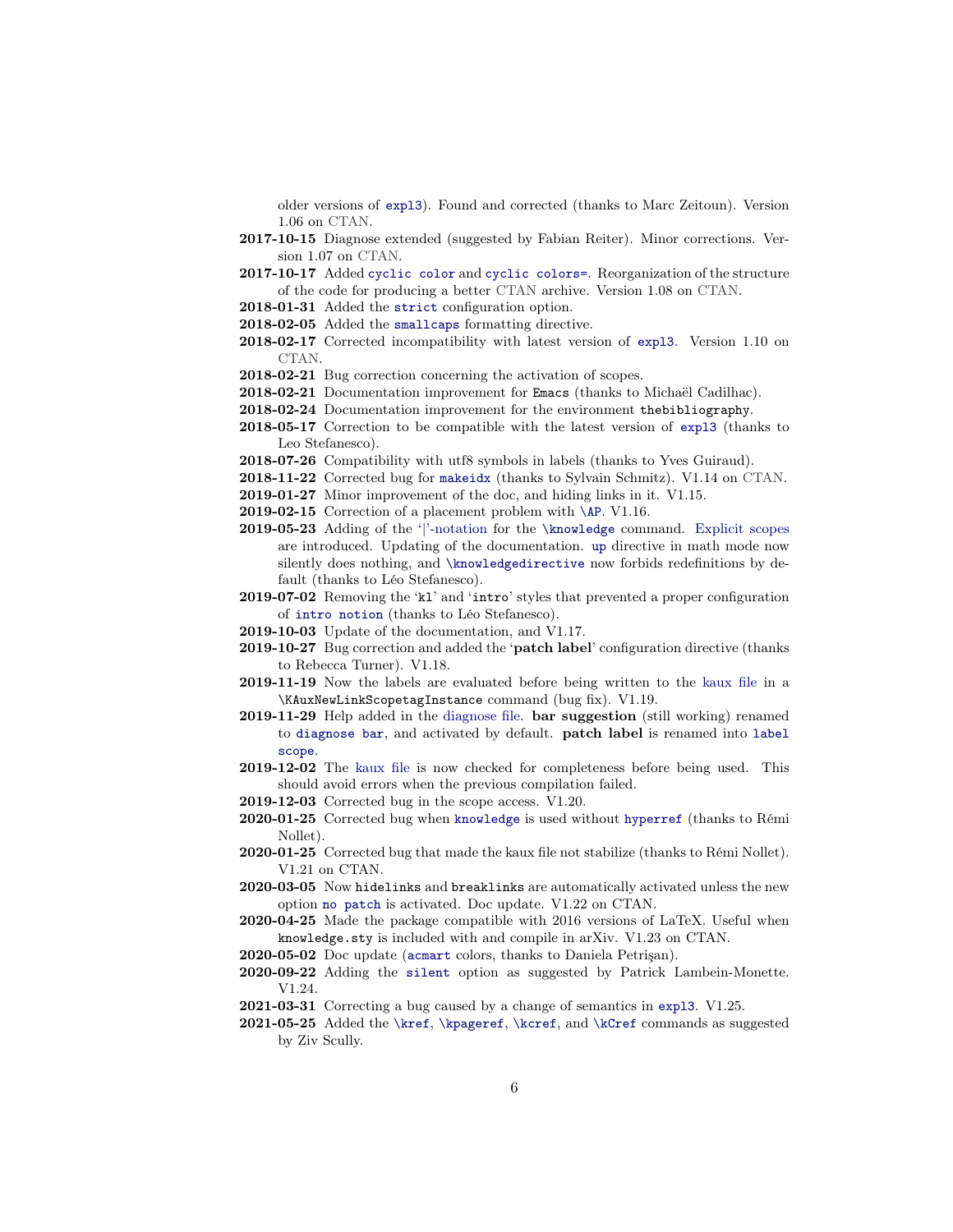older versions of `expl3`). Found and corrected (thanks to Marc Zeitoun). Version 1.06 on CTAN.

- **2017-10-15** Diagnose extended (suggested by Fabian Reiter). Minor corrections. Version 1.07 on CTAN.
- **2017-10-17** Added `cyclic color` and `cyclic colors=`. Reorganization of the structure of the code for producing a better CTAN archive. Version 1.08 on CTAN.
- **2018-01-31** Added the `strict` configuration option.
- **2018-02-05** Added the `smallcaps` formatting directive.
- **2018-02-17** Corrected incompatibility with latest version of `expl3`. Version 1.10 on CTAN.
- **2018-02-21** Bug correction concerning the activation of scopes.
- **2018-02-21** Documentation improvement for `Emacs` (thanks to Michaël Cadilhac).
- **2018-02-24** Documentation improvement for the environment `thebibliography`.
- **2018-05-17** Correction to be compatible with the latest version of `expl3` (thanks to Leo Stefanesco).
- **2018-07-26** Compatibility with utf8 symbols in labels (thanks to Yves Guiraud).
- **2018-11-22** Corrected bug for `makeidx` (thanks to Sylvain Schmitz). V1.14 on CTAN.
- **2019-01-27** Minor improvement of the doc, and hiding links in it. V1.15.
- **2019-02-15** Correction of a placement problem with `\AP`. V1.16.
- **2019-05-23** Adding of the '|'-notation for the `\knowledge` command. Explicit scopes are introduced. Updating of the documentation. `up` directive in math mode now silently does nothing, and `\knowledgedirective` now forbids redefinitions by default (thanks to Léo Stefanesco).
- **2019-07-02** Removing the '`kl`' and '`intro`' styles that prevented a proper configuration of `intro notion` (thanks to Léo Stefanesco).
- **2019-10-03** Update of the documentation, and V1.17.
- **2019-10-27** Bug correction and added the '**patch label**' configuration directive (thanks to Rebecca Turner). V1.18.
- **2019-11-19** Now the labels are evaluated before being written to the kaux file in a `\KAuxNewLinkScopetagInstance` command (bug fix). V1.19.
- **2019-11-29** Help added in the diagnose file. **bar suggestion** (still working) renamed to `diagnose bar`, and activated by default. **patch label** is renamed into `label scope`.
- **2019-12-02** The kaux file is now checked for completeness before being used. This should avoid errors when the previous compilation failed.
- **2019-12-03** Corrected bug in the scope access. V1.20.
- **2020-01-25** Corrected bug when `knowledge` is used without `hyperref` (thanks to Rémi Nollet).
- **2020-01-25** Corrected bug that made the kaux file not stabilize (thanks to Rémi Nollet). V1.21 on CTAN.
- **2020-03-05** Now `hidelinks` and `breaklinks` are automatically activated unless the new option `no patch` is activated. Doc update. V1.22 on CTAN.
- **2020-04-25** Made the package compatible with 2016 versions of LaTeX. Useful when `knowledge.sty` is included with and compile in arXiv. V1.23 on CTAN.
- **2020-05-02** Doc update (`acmart` colors, thanks to Daniela Petrişan).
- **2020-09-22** Adding the `silent` option as suggested by Patrick Lambein-Monette. V1.24.
- **2021-03-31** Correcting a bug caused by a change of semantics in `expl3`. V1.25.
- **2021-05-25** Added the `\kref`, `\kpageref`, `\kcref`, and `\kCref` commands as suggested by Ziv Scully.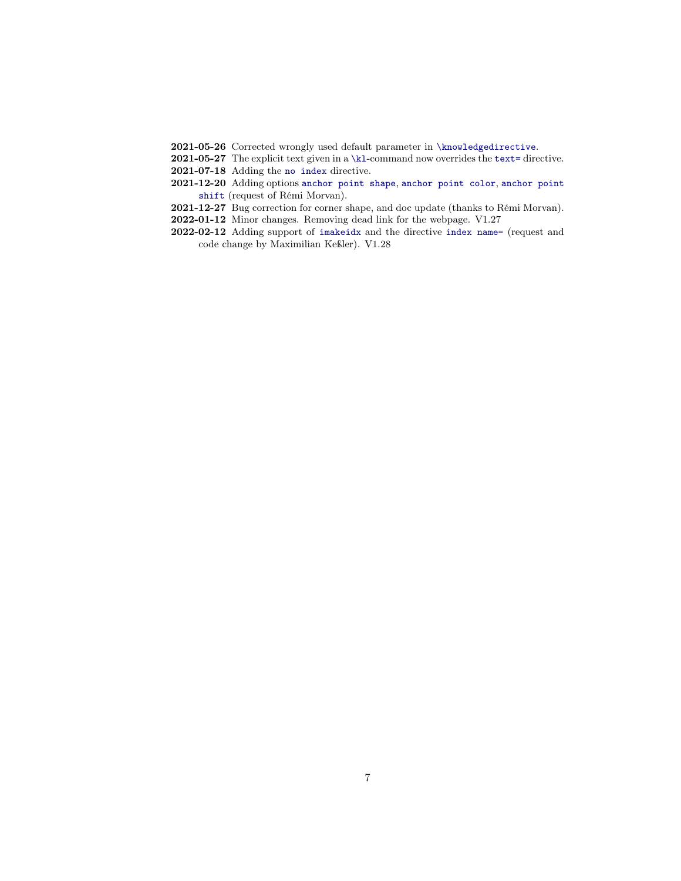**2021-05-26** Corrected wrongly used default parameter in `\knowledgedirective`.

**2021-05-27** The explicit text given in a `\kl`-command now overrides the `text=` directive.

**2021-07-18** Adding the `no index` directive.

**2021-12-20** Adding options `anchor point shape`, `anchor point color`, `anchor point shift` (request of Rémi Morvan).

**2021-12-27** Bug correction for corner shape, and doc update (thanks to Rémi Morvan).

**2022-01-12** Minor changes. Removing dead link for the webpage. V1.27

**2022-02-12** Adding support of `imakeidx` and the directive `index name=` (request and code change by Maximilian Keßler). V1.28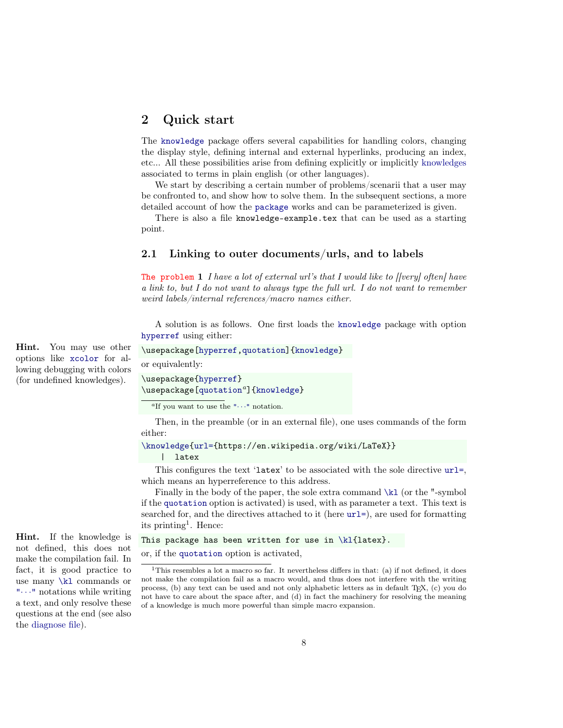## 2 Quick start

The knowledge package offers several capabilities for handling colors, changing the display style, defining internal and external hyperlinks, producing an index, etc... All these possibilities arise from defining explicitly or implicitly knowledges associated to terms in plain english (or other languages).

We start by describing a certain number of problems/scenarii that a user may be confronted to, and show how to solve them. In the subsequent sections, a more detailed account of how the package works and can be parameterized is given.

There is also a file `knowledge-example.tex` that can be used as a starting point.

### 2.1 Linking to outer documents/urls, and to labels

The problem **1** *I have a lot of external url's that I would like to [[very] often] have a link to, but I do not want to always type the full url. I do not want to remember weird labels/internal references/macro names either.*

A solution is as follows. One first loads the knowledge package with option hyperref using either:

**Hint.** You may use other options like xcolor for allowing debugging with colors (for undefined knowledges).

```
\usepackage[hyperref,quotation]{knowledge}
```

or equivalently:

```
\usepackage{hyperref}
\usepackage[quotation^a]{knowledge}
```

[a] If you want to use the "···" notation.

Then, in the preamble (or in an external file), one uses commands of the form either:

```
\knowledge{url={https://en.wikipedia.org/wiki/LaTeX}}
    |  latex
```

This configures the text '`latex`' to be associated with the sole directive url=, which means an hyperreference to this address.

Finally in the body of the paper, the sole extra command `\kl` (or the "-symbol if the quotation option is activated) is used, with as parameter a text. This text is searched for, and the directives attached to it (here url=), are used for formatting its printing[1]. Hence:

**Hint.** If the knowledge is not defined, this does not make the compilation fail. In fact, it is good practice to use many `\kl` commands or "···" notations while writing a text, and only resolve these questions at the end (see also the diagnose file).

```
This package has been written for use in \kl{latex}.
```

or, if the quotation option is activated,

[1] This resembles a lot a macro so far. It nevertheless differs in that: (a) if not defined, it does not make the compilation fail as a macro would, and thus does not interfere with the writing process, (b) any text can be used and not only alphabetic letters as in default TEX, (c) you do not have to care about the space after, and (d) in fact the machinery for resolving the meaning of a knowledge is much more powerful than simple macro expansion.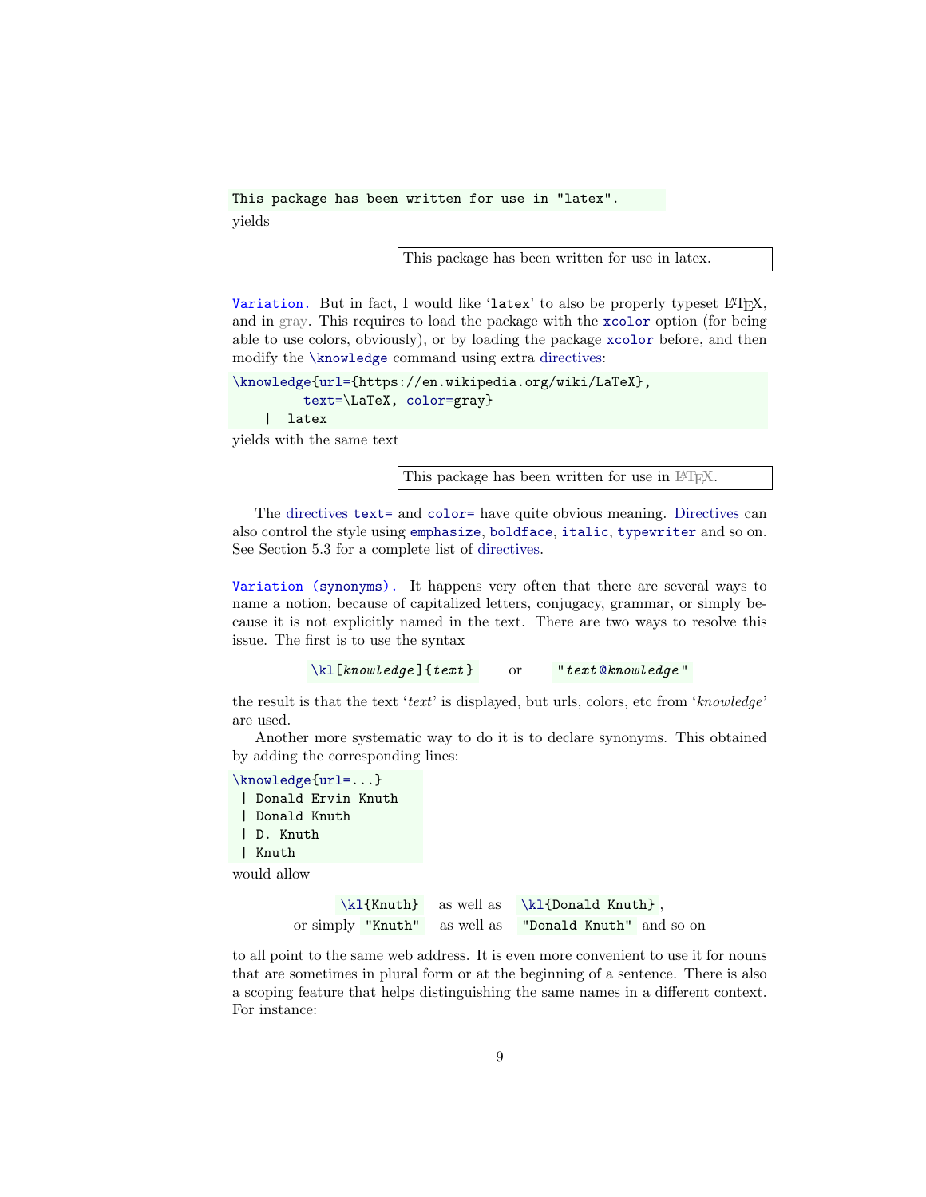```
This package has been written for use in "latex".
```

yields

> This package has been written for use in latex.

**Variation.** But in fact, I would like '`latex`' to also be properly typeset LaTeX, and in gray. This requires to load the package with the `xcolor` option (for being able to use colors, obviously), or by loading the package `xcolor` before, and then modify the `\knowledge` command using extra directives:

```
\knowledge{url={https://en.wikipedia.org/wiki/LaTeX},
         text=\LaTeX, color=gray}
    |  latex
```

yields with the same text

> This package has been written for use in LaTeX.

The directives `text=` and `color=` have quite obvious meaning. Directives can also control the style using `emphasize`, `boldface`, `italic`, `typewriter` and so on. See Section 5.3 for a complete list of directives.

**Variation (synonyms).** It happens very often that there are several ways to name a notion, because of capitalized letters, conjugacy, grammar, or simply because it is not explicitly named in the text. There are two ways to resolve this issue. The first is to use the syntax

`\kl[`*knowledge*`]{`*text*`}`   or   `"`*text*`@`*knowledge*`"`

the result is that the text '*text*' is displayed, but urls, colors, etc from '*knowledge*' are used.

Another more systematic way to do it is to declare synonyms. This obtained by adding the corresponding lines:

```
\knowledge{url=...}
 | Donald Ervin Knuth
 | Donald Knuth
 | D. Knuth
 | Knuth
```

would allow

`\kl{Knuth}` as well as `\kl{Donald Knuth}`,
or simply `"Knuth"` as well as `"Donald Knuth"` and so on

to all point to the same web address. It is even more convenient to use it for nouns that are sometimes in plural form or at the beginning of a sentence. There is also a scoping feature that helps distinguishing the same names in a different context. For instance: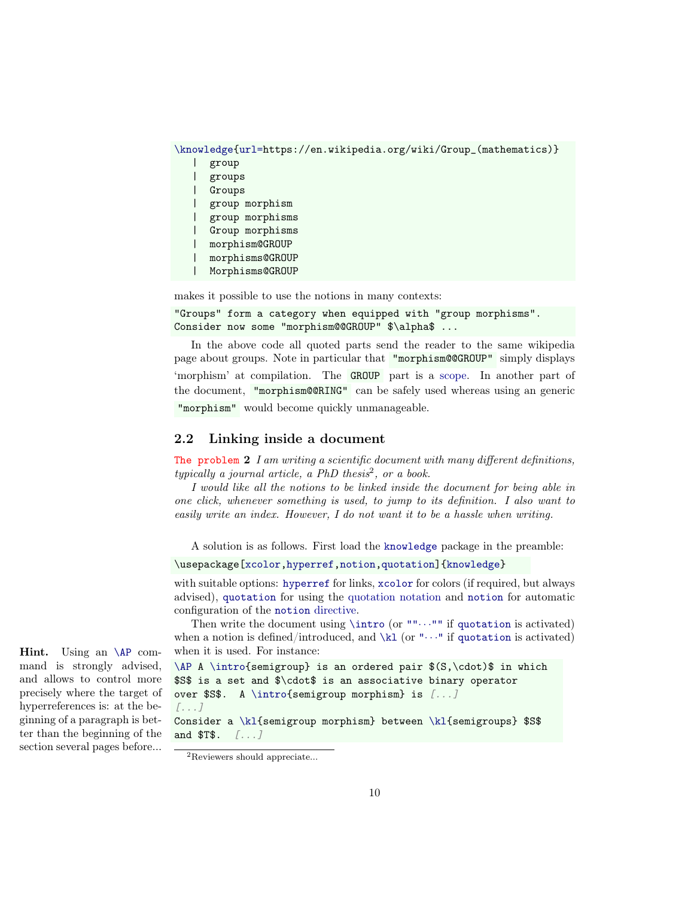```
\knowledge{url=https://en.wikipedia.org/wiki/Group_(mathematics)}
   |  group
   |  groups
   |  Groups
   |  group morphism
   |  group morphisms
   |  Group morphisms
   |  morphism@GROUP
   |  morphisms@GROUP
   |  Morphisms@GROUP
```

makes it possible to use the notions in many contexts:

```
"Groups" form a category when equipped with "group morphisms".
Consider now some "morphism@@GROUP" $\alpha$ ...
```

In the above code all quoted parts send the reader to the same wikipedia page about groups. Note in particular that `"morphism@@GROUP"` simply displays 'morphism' at compilation. The `GROUP` part is a scope. In another part of the document, `"morphism@@RING"` can be safely used whereas using an generic `"morphism"` would become quickly unmanageable.

## 2.2 Linking inside a document

The problem **2** *I am writing a scientific document with many different definitions, typically a journal article, a PhD thesis[2], or a book.*

*I would like all the notions to be linked inside the document for being able in one click, whenever something is used, to jump to its definition. I also want to easily write an index. However, I do not want it to be a hassle when writing.*

A solution is as follows. First load the `knowledge` package in the preamble:

```
\usepackage[xcolor,hyperref,notion,quotation]{knowledge}
```

with suitable options: `hyperref` for links, `xcolor` for colors (if required, but always advised), `quotation` for using the quotation notation and `notion` for automatic configuration of the `notion` directive.

Then write the document using `\intro` (or `""···""` if `quotation` is activated) when a notion is defined/introduced, and `\kl` (or `"···"` if `quotation` is activated) when it is used. For instance:

**Hint.** Using an `\AP` command is strongly advised, and allows to control more precisely where the target of hyperreferences is: at the beginning of a paragraph is better than the beginning of the section several pages before...

```
\AP A \intro{semigroup} is an ordered pair $(S,\cdot)$ in which
$S$ is a set and $\cdot$ is an associative binary operator
over $S$.  A \intro{semigroup morphism} is [...]
[...]
Consider a \kl{semigroup morphism} between \kl{semigroups} $S$
and $T$.  [...]
```

[2] Reviewers should appreciate...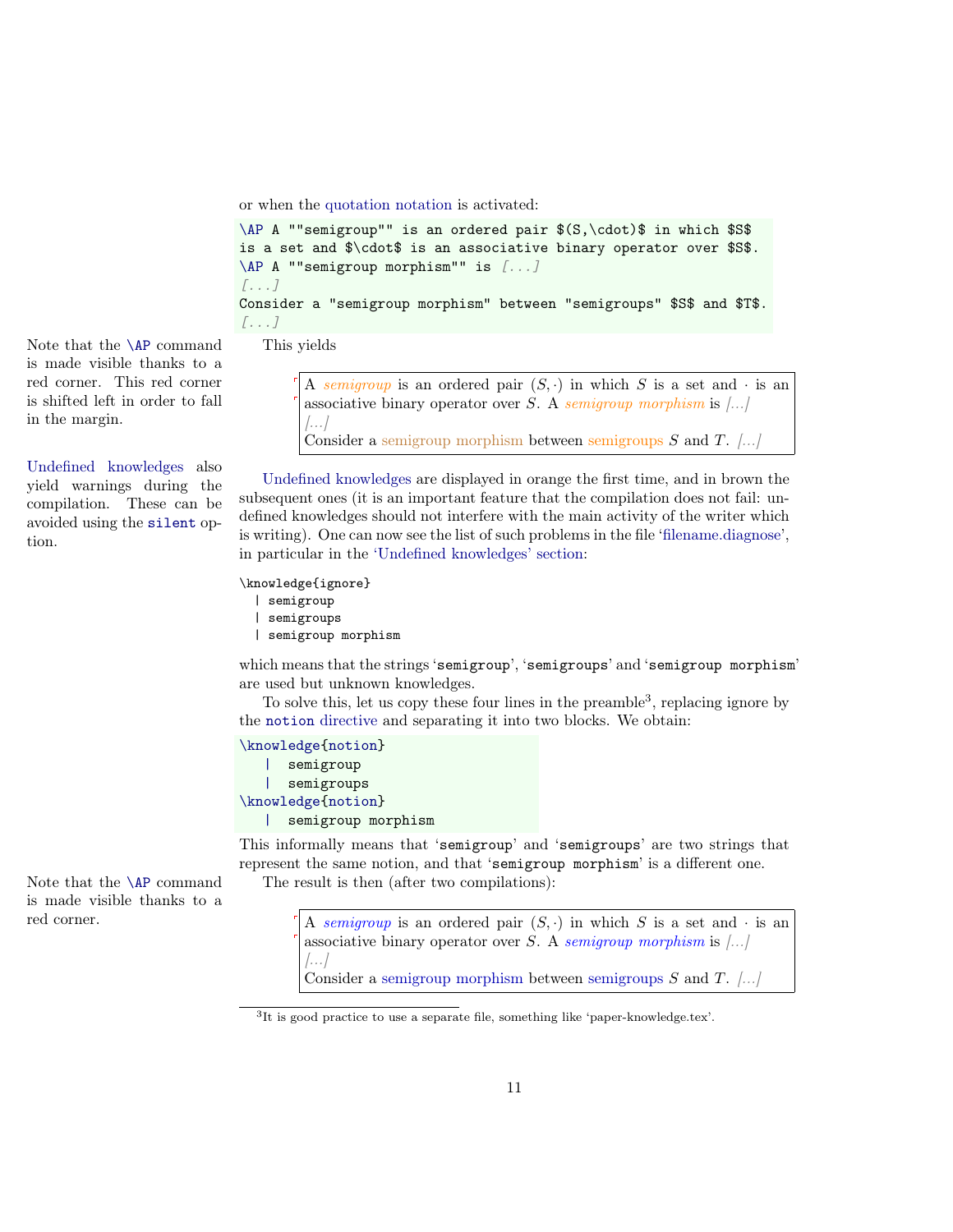or when the quotation notation is activated:

```
\AP A ""semigroup"" is an ordered pair $(S,\cdot)$ in which $S$
is a set and $\cdot$ is an associative binary operator over $S$.
\AP A ""semigroup morphism"" is [...]
[...]
Consider a "semigroup morphism" between "semigroups" $S$ and $T$.
[...]
```

Note that the \AP command is made visible thanks to a red corner. This red corner is shifted left in order to fall in the margin.

This yields

> A *semigroup* is an ordered pair $(S, \cdot)$ in which $S$ is a set and $\cdot$ is an associative binary operator over $S$. A *semigroup morphism* is [...]
> [...]
> Consider a semigroup morphism between semigroups $S$ and $T$. [...]

Undefined knowledges also yield warnings during the compilation. These can be avoided using the `silent` option.

Undefined knowledges are displayed in orange the first time, and in brown the subsequent ones (it is an important feature that the compilation does not fail: undefined knowledges should not interfere with the main activity of the writer which is writing). One can now see the list of such problems in the file 'filename.diagnose', in particular in the 'Undefined knowledges' section:

```
\knowledge{ignore}
  | semigroup
  | semigroups
  | semigroup morphism
```

which means that the strings '`semigroup`', '`semigroups`' and '`semigroup morphism`' are used but unknown knowledges.

To solve this, let us copy these four lines in the preamble[3], replacing ignore by the `notion` directive and separating it into two blocks. We obtain:

```
\knowledge{notion}
   |  semigroup
   |  semigroups
\knowledge{notion}
   |  semigroup morphism
```

This informally means that '`semigroup`' and '`semigroups`' are two strings that represent the same notion, and that '`semigroup morphism`' is a different one.

Note that the \AP command is made visible thanks to a red corner.

The result is then (after two compilations):

> A *semigroup* is an ordered pair $(S, \cdot)$ in which $S$ is a set and $\cdot$ is an associative binary operator over $S$. A *semigroup morphism* is [...]
> [...]
> Consider a semigroup morphism between semigroups $S$ and $T$. [...]

[3] It is good practice to use a separate file, something like 'paper-knowledge.tex'.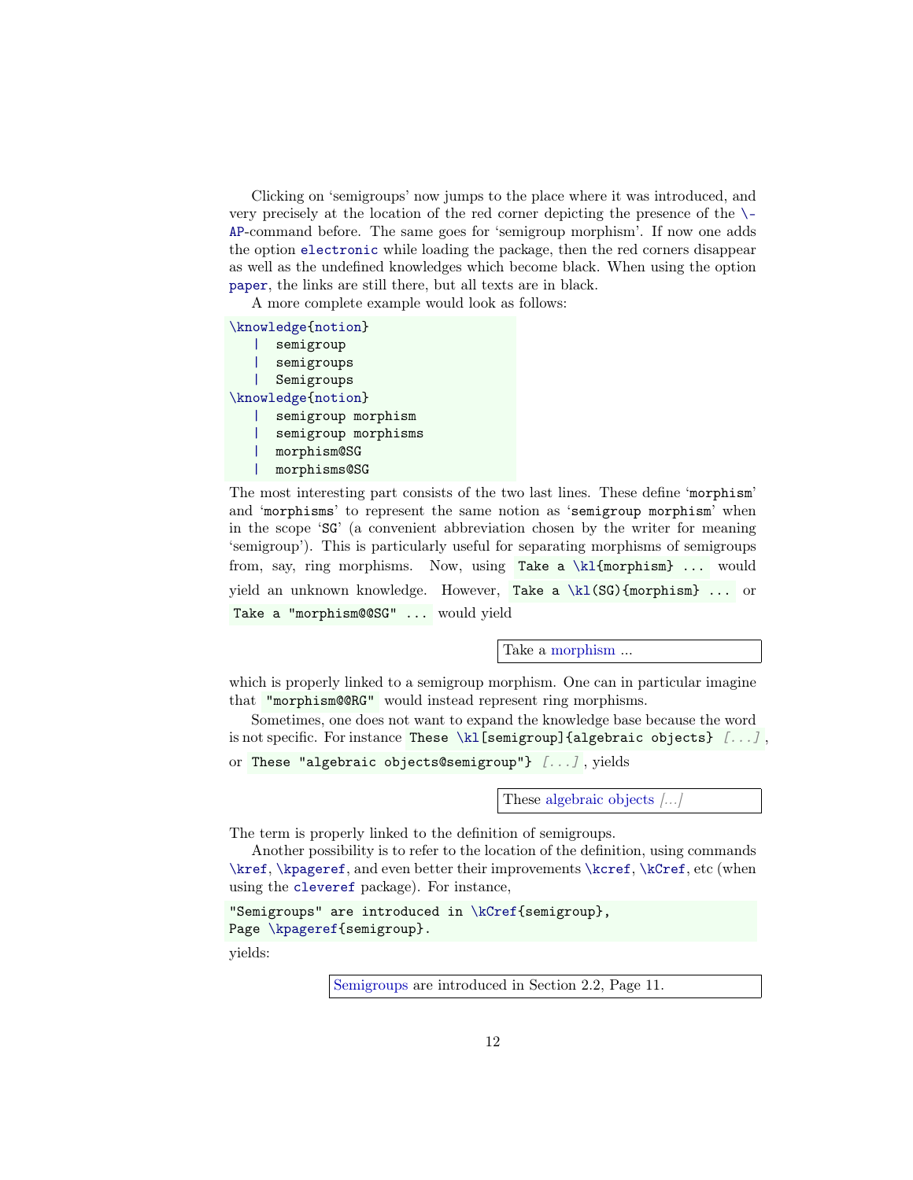Clicking on 'semigroups' now jumps to the place where it was introduced, and very precisely at the location of the red corner depicting the presence of the `\AP`-command before. The same goes for 'semigroup morphism'. If now one adds the option `electronic` while loading the package, then the red corners disappear as well as the undefined knowledges which become black. When using the option `paper`, the links are still there, but all texts are in black.

A more complete example would look as follows:

```
\knowledge{notion}
   |  semigroup
   |  semigroups
   |  Semigroups
\knowledge{notion}
   |  semigroup morphism
   |  semigroup morphisms
   |  morphism@SG
   |  morphisms@SG
```

The most interesting part consists of the two last lines. These define '`morphism`' and '`morphisms`' to represent the same notion as '`semigroup morphism`' when in the scope '`SG`' (a convenient abbreviation chosen by the writer for meaning 'semigroup'). This is particularly useful for separating morphisms of semigroups from, say, ring morphisms. Now, using `Take a \kl{morphism} ...` would yield an unknown knowledge. However, `Take a \kl(SG){morphism} ...` or `Take a "morphism@@SG" ...` would yield

> Take a morphism ...

which is properly linked to a semigroup morphism. One can in particular imagine that `"morphism@@RG"` would instead represent ring morphisms.

Sometimes, one does not want to expand the knowledge base because the word is not specific. For instance `These \kl[semigroup]{algebraic objects} [...]`, or `These "algebraic objects@semigroup"} [...]`, yields

> These algebraic objects [...]

The term is properly linked to the definition of semigroups.

Another possibility is to refer to the location of the definition, using commands `\kref`, `\kpageref`, and even better their improvements `\kcref`, `\kCref`, etc (when using the `cleveref` package). For instance,

```
"Semigroups" are introduced in \kCref{semigroup},
Page \kpageref{semigroup}.
```

yields:

> Semigroups are introduced in Section 2.2, Page 11.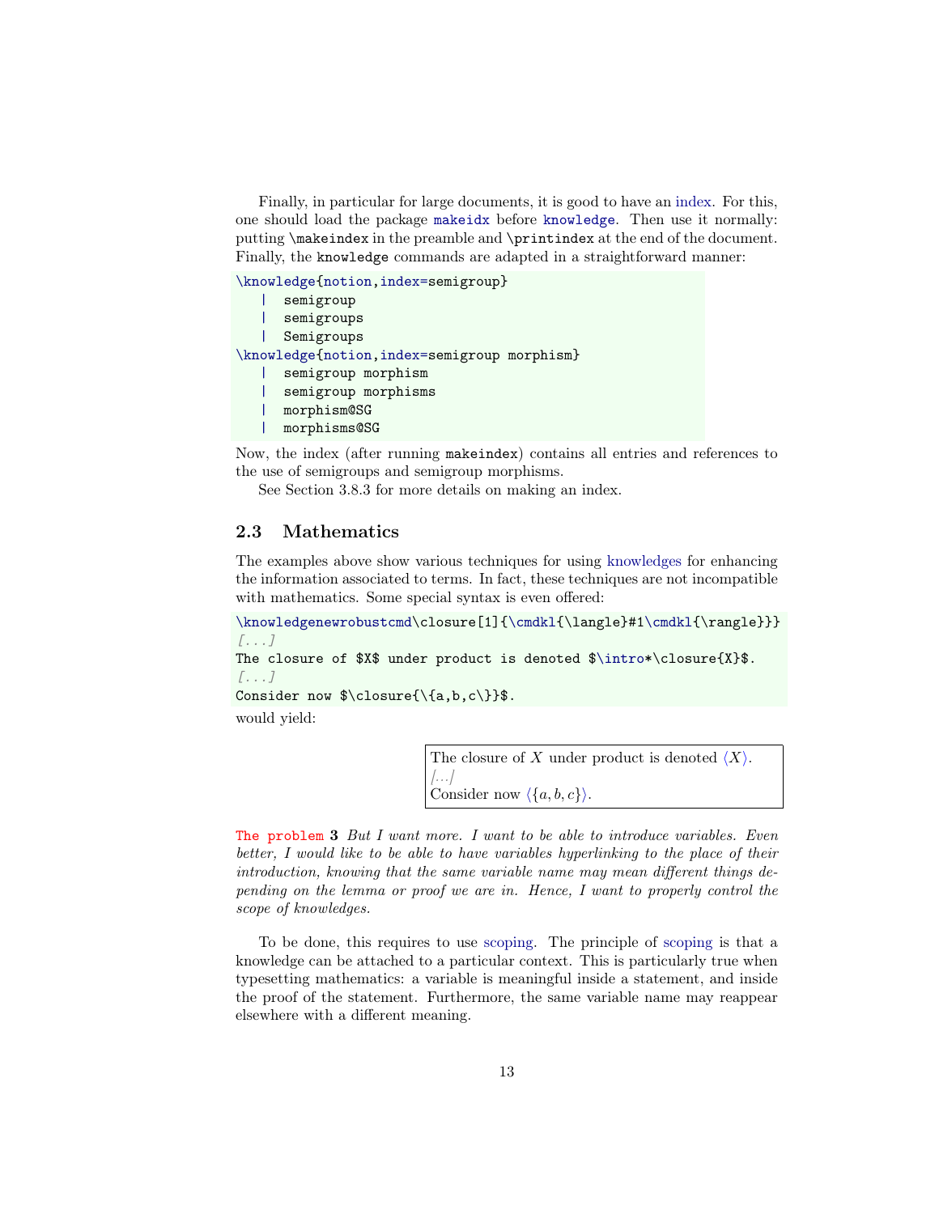Finally, in particular for large documents, it is good to have an index. For this, one should load the package `makeidx` before `knowledge`. Then use it normally: putting `\makeindex` in the preamble and `\printindex` at the end of the document. Finally, the `knowledge` commands are adapted in a straightforward manner:

```
\knowledge{notion,index=semigroup}
   |  semigroup
   |  semigroups
   |  Semigroups
\knowledge{notion,index=semigroup morphism}
   |  semigroup morphism
   |  semigroup morphisms
   |  morphism@SG
   |  morphisms@SG
```

Now, the index (after running `makeindex`) contains all entries and references to the use of semigroups and semigroup morphisms.

See Section 3.8.3 for more details on making an index.

## 2.3 Mathematics

The examples above show various techniques for using knowledges for enhancing the information associated to terms. In fact, these techniques are not incompatible with mathematics. Some special syntax is even offered:

```
\knowledgenewrobustcmd\closure[1]{\cmdkl{\langle}#1\cmdkl{\rangle}}
[...]
The closure of $X$ under product is denoted $\intro*\closure{X}$.
[...]
Consider now $\closure{\{a,b,c\}}$.
```

would yield:

> The closure of $X$ under product is denoted $\langle X\rangle$.
> [...]
> Consider now $\langle\{a, b, c\}\rangle$.

The problem **3** *But I want more. I want to be able to introduce variables. Even better, I would like to be able to have variables hyperlinking to the place of their introduction, knowing that the same variable name may mean different things depending on the lemma or proof we are in. Hence, I want to properly control the scope of knowledges.*

To be done, this requires to use scoping. The principle of scoping is that a knowledge can be attached to a particular context. This is particularly true when typesetting mathematics: a variable is meaningful inside a statement, and inside the proof of the statement. Furthermore, the same variable name may reappear elsewhere with a different meaning.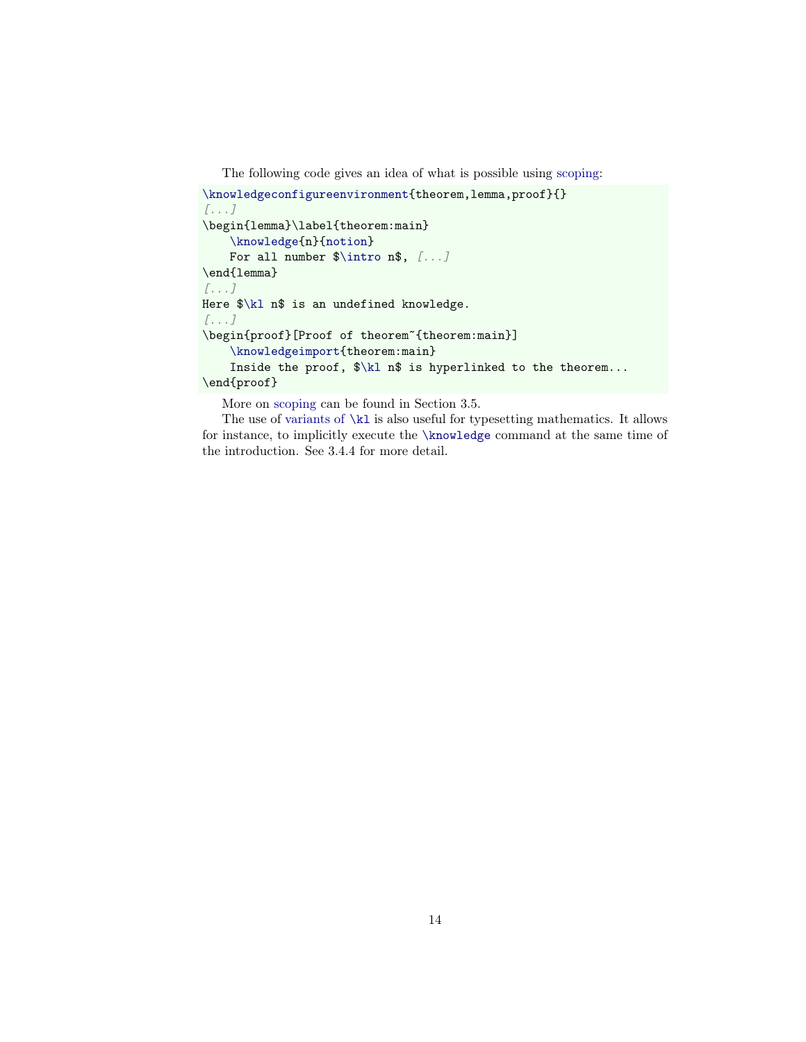The following code gives an idea of what is possible using scoping:

```
\knowledgeconfigureenvironment{theorem,lemma,proof}{}
[...]
\begin{lemma}\label{theorem:main}
    \knowledge{n}{notion}
    For all number $\intro n$, [...]
\end{lemma}
[...]
Here $\kl n$ is an undefined knowledge.
[...]
\begin{proof}[Proof of theorem~{theorem:main}]
    \knowledgeimport{theorem:main}
    Inside the proof, $\kl n$ is hyperlinked to the theorem...
\end{proof}
```

More on scoping can be found in Section 3.5.

The use of variants of `\kl` is also useful for typesetting mathematics. It allows for instance, to implicitly execute the `\knowledge` command at the same time of the introduction. See 3.4.4 for more detail.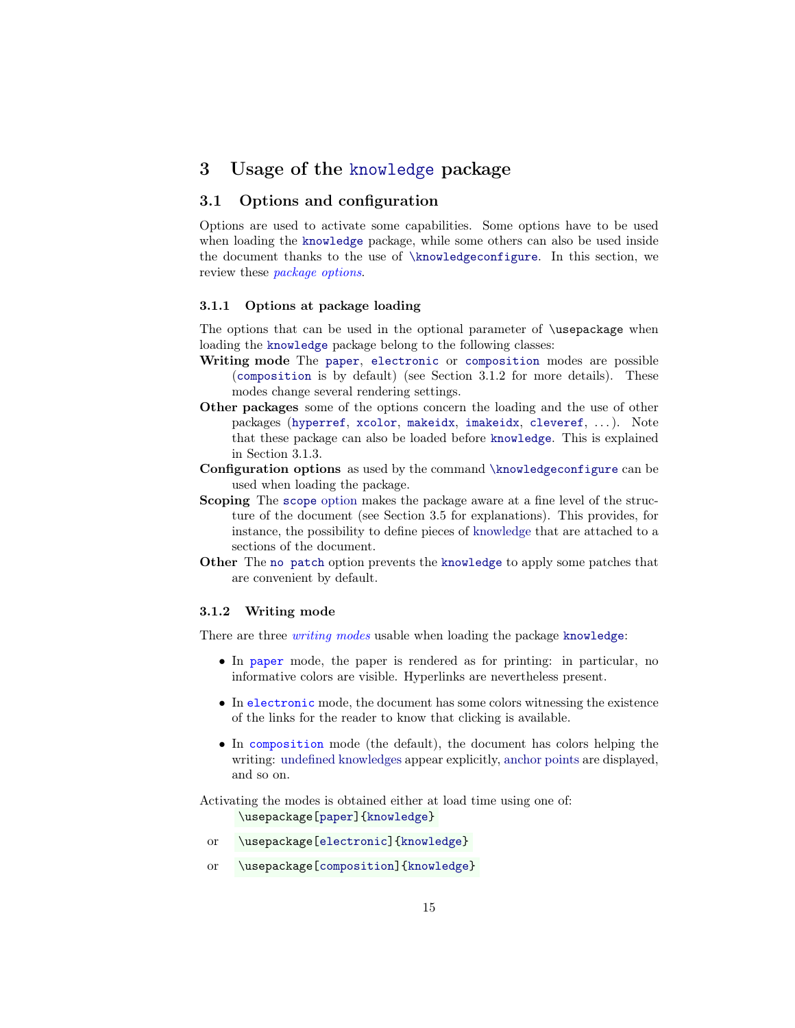# 3 Usage of the `knowledge` package

## 3.1 Options and configuration

Options are used to activate some capabilities. Some options have to be used when loading the `knowledge` package, while some others can also be used inside the document thanks to the use of `\knowledgeconfigure`. In this section, we review these *package options*.

### 3.1.1 Options at package loading

The options that can be used in the optional parameter of `\usepackage` when loading the `knowledge` package belong to the following classes:

**Writing mode** The `paper`, `electronic` or `composition` modes are possible (`composition` is by default) (see Section 3.1.2 for more details). These modes change several rendering settings.

**Other packages** some of the options concern the loading and the use of other packages (`hyperref`, `xcolor`, `makeidx`, `imakeidx`, `cleveref`, . . . ). Note that these package can also be loaded before `knowledge`. This is explained in Section 3.1.3.

**Configuration options** as used by the command `\knowledgeconfigure` can be used when loading the package.

**Scoping** The `scope` option makes the package aware at a fine level of the structure of the document (see Section 3.5 for explanations). This provides, for instance, the possibility to define pieces of knowledge that are attached to a sections of the document.

**Other** The `no patch` option prevents the `knowledge` to apply some patches that are convenient by default.

### 3.1.2 Writing mode

There are three *writing modes* usable when loading the package `knowledge`:

- In `paper` mode, the paper is rendered as for printing: in particular, no informative colors are visible. Hyperlinks are nevertheless present.
- In `electronic` mode, the document has some colors witnessing the existence of the links for the reader to know that clicking is available.
- In `composition` mode (the default), the document has colors helping the writing: undefined knowledges appear explicitly, anchor points are displayed, and so on.

Activating the modes is obtained either at load time using one of:

```
\usepackage[paper]{knowledge}
```

or

```
\usepackage[electronic]{knowledge}
```

or

```
\usepackage[composition]{knowledge}
```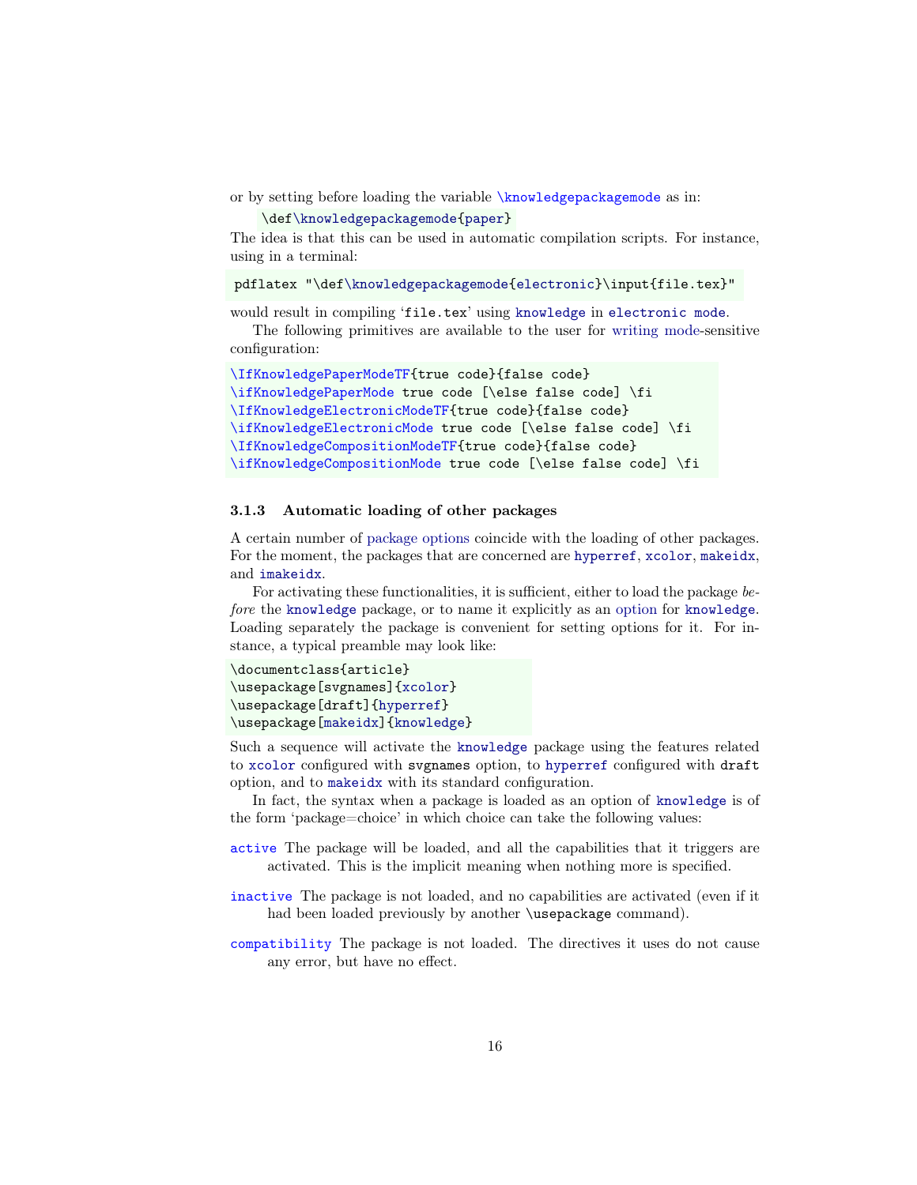or by setting before loading the variable `\knowledgepackagemode` as in:

```
\def\knowledgepackagemode{paper}
```

The idea is that this can be used in automatic compilation scripts. For instance, using in a terminal:

```
pdflatex "\def\knowledgepackagemode{electronic}\input{file.tex}"
```

would result in compiling '`file.tex`' using `knowledge` in `electronic mode`.

The following primitives are available to the user for writing mode-sensitive configuration:

```
\IfKnowledgePaperModeTF{true code}{false code}
\ifKnowledgePaperMode true code [\else false code] \fi
\IfKnowledgeElectronicModeTF{true code}{false code}
\ifKnowledgeElectronicMode true code [\else false code] \fi
\IfKnowledgeCompositionModeTF{true code}{false code}
\ifKnowledgeCompositionMode true code [\else false code] \fi
```

### 3.1.3 Automatic loading of other packages

A certain number of package options coincide with the loading of other packages. For the moment, the packages that are concerned are `hyperref`, `xcolor`, `makeidx`, and `imakeidx`.

For activating these functionalities, it is sufficient, either to load the package *before* the `knowledge` package, or to name it explicitly as an option for `knowledge`. Loading separately the package is convenient for setting options for it. For instance, a typical preamble may look like:

```
\documentclass{article}
\usepackage[svgnames]{xcolor}
\usepackage[draft]{hyperref}
\usepackage[makeidx]{knowledge}
```

Such a sequence will activate the `knowledge` package using the features related to `xcolor` configured with `svgnames` option, to `hyperref` configured with `draft` option, and to `makeidx` with its standard configuration.

In fact, the syntax when a package is loaded as an option of `knowledge` is of the form 'package=choice' in which choice can take the following values:

`active` The package will be loaded, and all the capabilities that it triggers are activated. This is the implicit meaning when nothing more is specified.

`inactive` The package is not loaded, and no capabilities are activated (even if it had been loaded previously by another `\usepackage` command).

`compatibility` The package is not loaded. The directives it uses do not cause any error, but have no effect.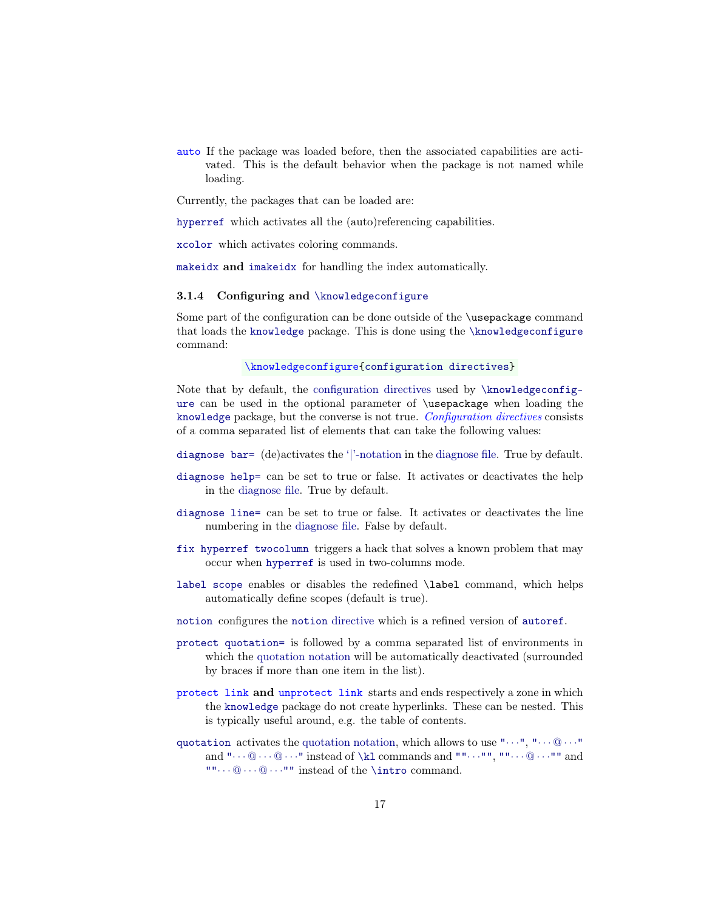`auto` If the package was loaded before, then the associated capabilities are activated. This is the default behavior when the package is not named while loading.

Currently, the packages that can be loaded are:

`hyperref` which activates all the (auto)referencing capabilities.

`xcolor` which activates coloring commands.

`makeidx` **and** `imakeidx` for handling the index automatically.

#### 3.1.4 Configuring and `\knowledgeconfigure`

Some part of the configuration can be done outside of the `\usepackage` command that loads the `knowledge` package. This is done using the `\knowledgeconfigure` command:

```
\knowledgeconfigure{configuration directives}
```

Note that by default, the configuration directives used by `\knowledgeconfigure` can be used in the optional parameter of `\usepackage` when loading the `knowledge` package, but the converse is not true. *Configuration directives* consists of a comma separated list of elements that can take the following values:

`diagnose bar=` (de)activates the '|'-notation in the diagnose file. True by default.

`diagnose help=` can be set to true or false. It activates or deactivates the help in the diagnose file. True by default.

`diagnose line=` can be set to true or false. It activates or deactivates the line numbering in the diagnose file. False by default.

`fix hyperref twocolumn` triggers a hack that solves a known problem that may occur when `hyperref` is used in two-columns mode.

`label scope` enables or disables the redefined `\label` command, which helps automatically define scopes (default is true).

`notion` configures the `notion` directive which is a refined version of `autoref`.

`protect quotation=` is followed by a comma separated list of environments in which the quotation notation will be automatically deactivated (surrounded by braces if more than one item in the list).

`protect link` **and** `unprotect link` starts and ends respectively a zone in which the `knowledge` package do not create hyperlinks. These can be nested. This is typically useful around, e.g. the table of contents.

`quotation` activates the quotation notation, which allows to use `"···"`, `"···@···"` and `"···@···@···"` instead of `\kl` commands and `""···""`, `""···@···""` and `""···@···@···""` instead of the `\intro` command.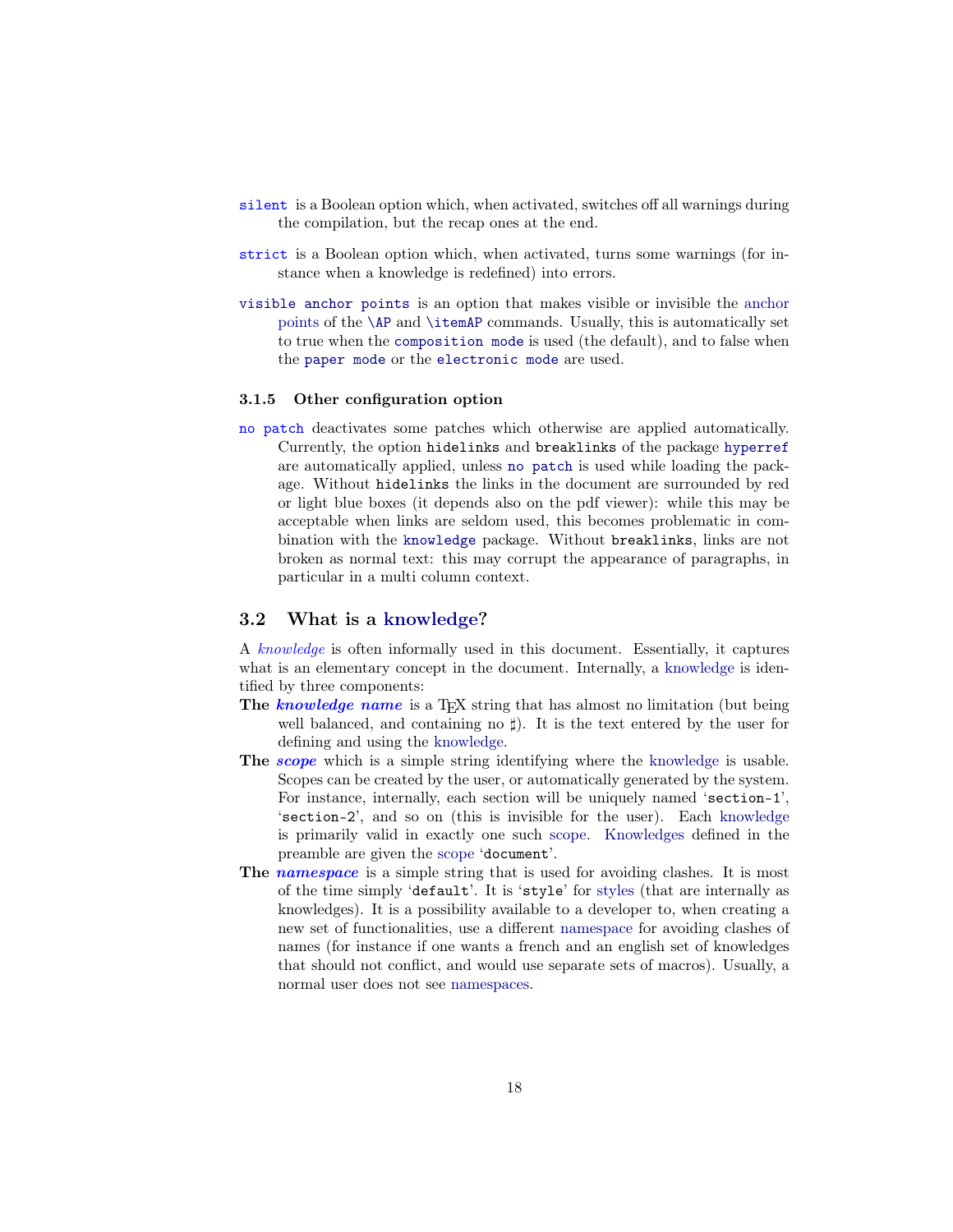`silent` is a Boolean option which, when activated, switches off all warnings during the compilation, but the recap ones at the end.

`strict` is a Boolean option which, when activated, turns some warnings (for instance when a knowledge is redefined) into errors.

`visible anchor points` is an option that makes visible or invisible the anchor points of the `\AP` and `\itemAP` commands. Usually, this is automatically set to true when the `composition mode` is used (the default), and to false when the `paper mode` or the `electronic mode` are used.

#### 3.1.5 Other configuration option

`no patch` deactivates some patches which otherwise are applied automatically. Currently, the option `hidelinks` and `breaklinks` of the package `hyperref` are automatically applied, unless `no patch` is used while loading the package. Without `hidelinks` the links in the document are surrounded by red or light blue boxes (it depends also on the pdf viewer): while this may be acceptable when links are seldom used, this becomes problematic in combination with the `knowledge` package. Without `breaklinks`, links are not broken as normal text: this may corrupt the appearance of paragraphs, in particular in a multi column context.

### 3.2 What is a knowledge?

A *knowledge* is often informally used in this document. Essentially, it captures what is an elementary concept in the document. Internally, a knowledge is identified by three components:

**The *knowledge name*** is a TEX string that has almost no limitation (but being well balanced, and containing no ♯). It is the text entered by the user for defining and using the knowledge.

**The *scope*** which is a simple string identifying where the knowledge is usable. Scopes can be created by the user, or automatically generated by the system. For instance, internally, each section will be uniquely named '`section-1`', '`section-2`', and so on (this is invisible for the user). Each knowledge is primarily valid in exactly one such scope. Knowledges defined in the preamble are given the scope '`document`'.

**The *namespace*** is a simple string that is used for avoiding clashes. It is most of the time simply '`default`'. It is '`style`' for styles (that are internally as knowledges). It is a possibility available to a developer to, when creating a new set of functionalities, use a different namespace for avoiding clashes of names (for instance if one wants a french and an english set of knowledges that should not conflict, and would use separate sets of macros). Usually, a normal user does not see namespaces.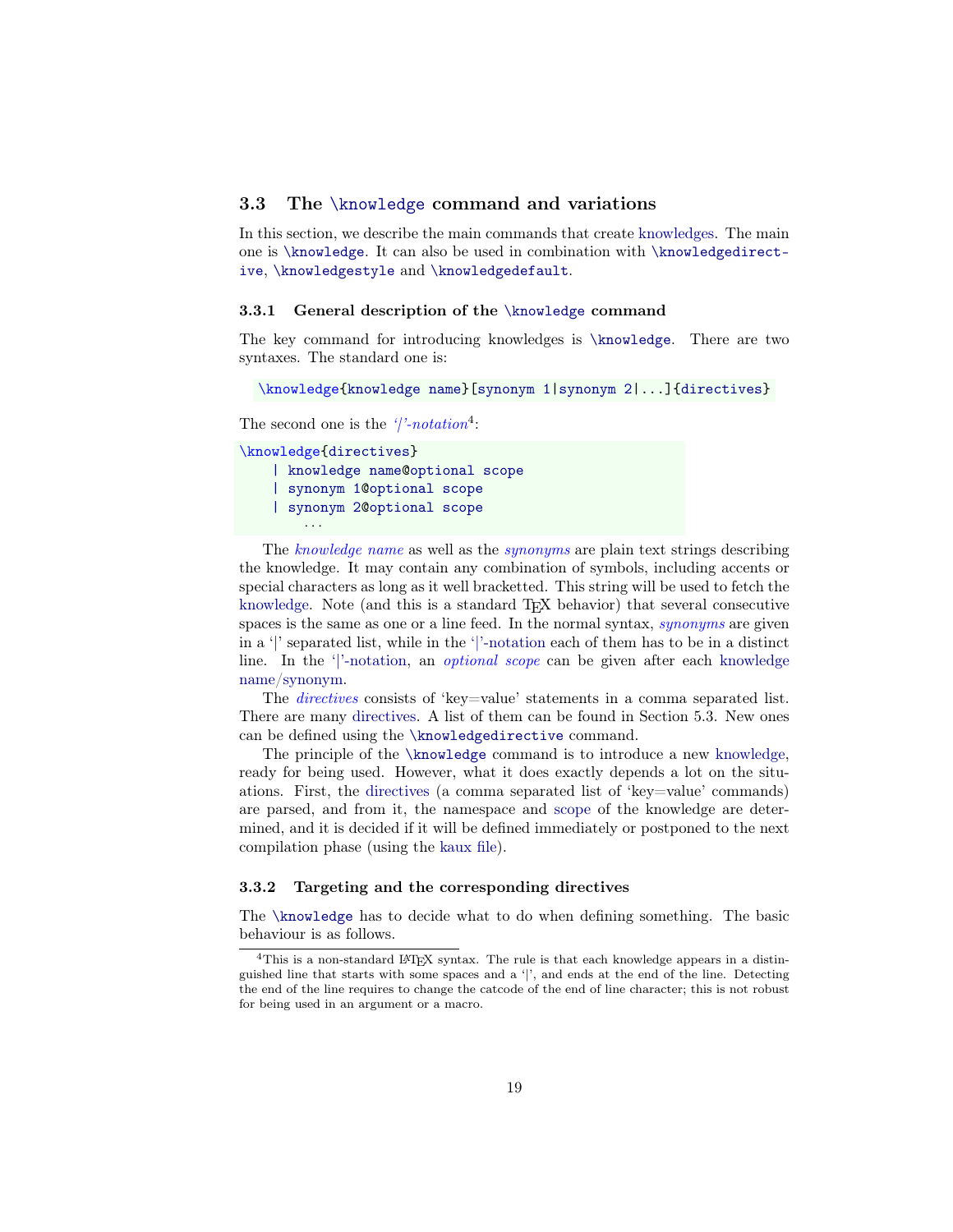### 3.3 The \knowledge command and variations

In this section, we describe the main commands that create knowledges. The main one is \knowledge. It can also be used in combination with \knowledgedirective, \knowledgestyle and \knowledgedefault.

#### 3.3.1 General description of the \knowledge command

The key command for introducing knowledges is \knowledge. There are two syntaxes. The standard one is:

```
\knowledge{knowledge name}[synonym 1|synonym 2|...]{directives}
```

The second one is the *'|'-notation*[4]:

```
\knowledge{directives}
    | knowledge name@optional scope
    | synonym 1@optional scope
    | synonym 2@optional scope
      ...
```

The *knowledge name* as well as the *synonyms* are plain text strings describing the knowledge. It may contain any combination of symbols, including accents or special characters as long as it well bracketted. This string will be used to fetch the knowledge. Note (and this is a standard TeX behavior) that several consecutive spaces is the same as one or a line feed. In the normal syntax, *synonyms* are given in a '|' separated list, while in the '|'-notation each of them has to be in a distinct line. In the '|'-notation, an *optional scope* can be given after each knowledge name/synonym.

The *directives* consists of 'key=value' statements in a comma separated list. There are many directives. A list of them can be found in Section 5.3. New ones can be defined using the \knowledgedirective command.

The principle of the \knowledge command is to introduce a new knowledge, ready for being used. However, what it does exactly depends a lot on the situations. First, the directives (a comma separated list of 'key=value' commands) are parsed, and from it, the namespace and scope of the knowledge are determined, and it is decided if it will be defined immediately or postponed to the next compilation phase (using the kaux file).

#### 3.3.2 Targeting and the corresponding directives

The \knowledge has to decide what to do when defining something. The basic behaviour is as follows.

[4] This is a non-standard LaTeX syntax. The rule is that each knowledge appears in a distinguished line that starts with some spaces and a '|', and ends at the end of the line. Detecting the end of the line requires to change the catcode of the end of line character; this is not robust for being used in an argument or a macro.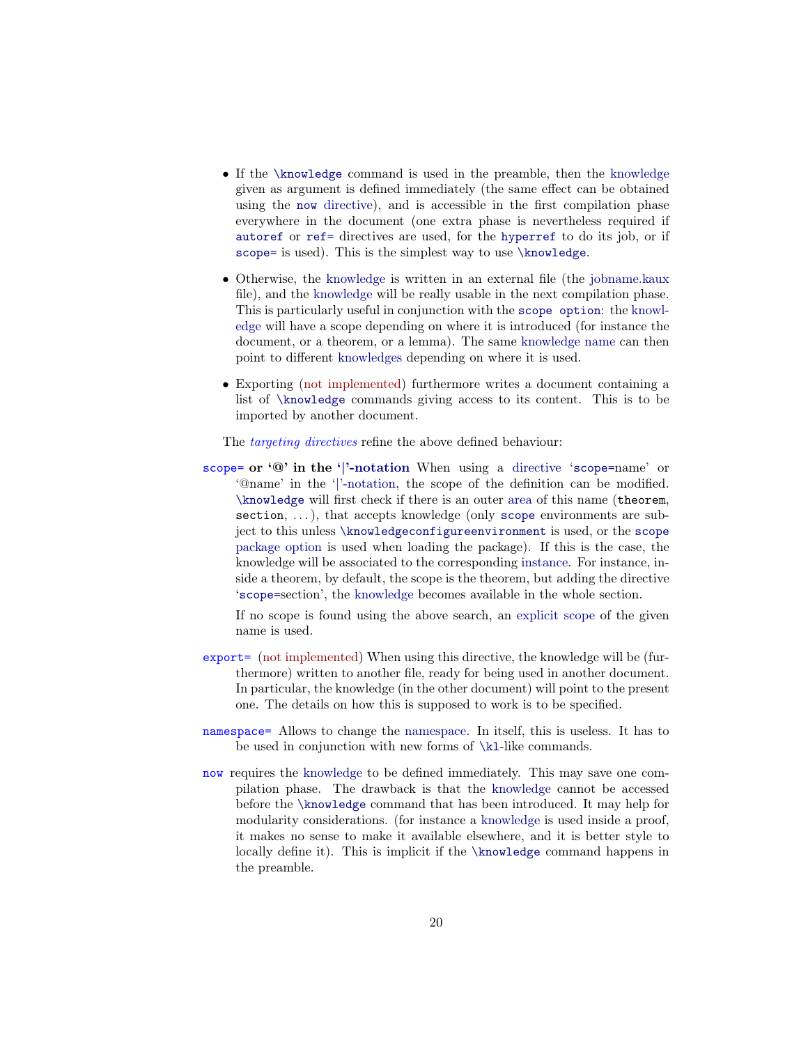- If the `\knowledge` command is used in the preamble, then the knowledge given as argument is defined immediately (the same effect can be obtained using the `now` directive), and is accessible in the first compilation phase everywhere in the document (one extra phase is nevertheless required if `autoref` or `ref=` directives are used, for the `hyperref` to do its job, or if `scope=` is used). This is the simplest way to use `\knowledge`.

- Otherwise, the knowledge is written in an external file (the jobname.kaux file), and the knowledge will be really usable in the next compilation phase. This is particularly useful in conjunction with the `scope option`: the knowledge will have a scope depending on where it is introduced (for instance the document, or a theorem, or a lemma). The same knowledge name can then point to different knowledges depending on where it is used.

- Exporting (not implemented) furthermore writes a document containing a list of `\knowledge` commands giving access to its content. This is to be imported by another document.

The *targeting directives* refine the above defined behaviour:

**`scope=` or '@' in the '|'-notation** When using a directive '`scope=`name' or '@name' in the '|'-notation, the scope of the definition can be modified. `\knowledge` will first check if there is an outer area of this name (`theorem`, `section`, ...), that accepts knowledge (only `scope` environments are subject to this unless `\knowledgeconfigureenvironment` is used, or the `scope` package option is used when loading the package). If this is the case, the knowledge will be associated to the corresponding instance. For instance, inside a theorem, by default, the scope is the theorem, but adding the directive '`scope=`section', the knowledge becomes available in the whole section.

If no scope is found using the above search, an explicit scope of the given name is used.

**`export=`** (not implemented) When using this directive, the knowledge will be (furthermore) written to another file, ready for being used in another document. In particular, the knowledge (in the other document) will point to the present one. The details on how this is supposed to work is to be specified.

**`namespace=`** Allows to change the namespace. In itself, this is useless. It has to be used in conjunction with new forms of `\kl`-like commands.

**`now`** requires the knowledge to be defined immediately. This may save one compilation phase. The drawback is that the knowledge cannot be accessed before the `\knowledge` command that has been introduced. It may help for modularity considerations. (for instance a knowledge is used inside a proof, it makes no sense to make it available elsewhere, and it is better style to locally define it). This is implicit if the `\knowledge` command happens in the preamble.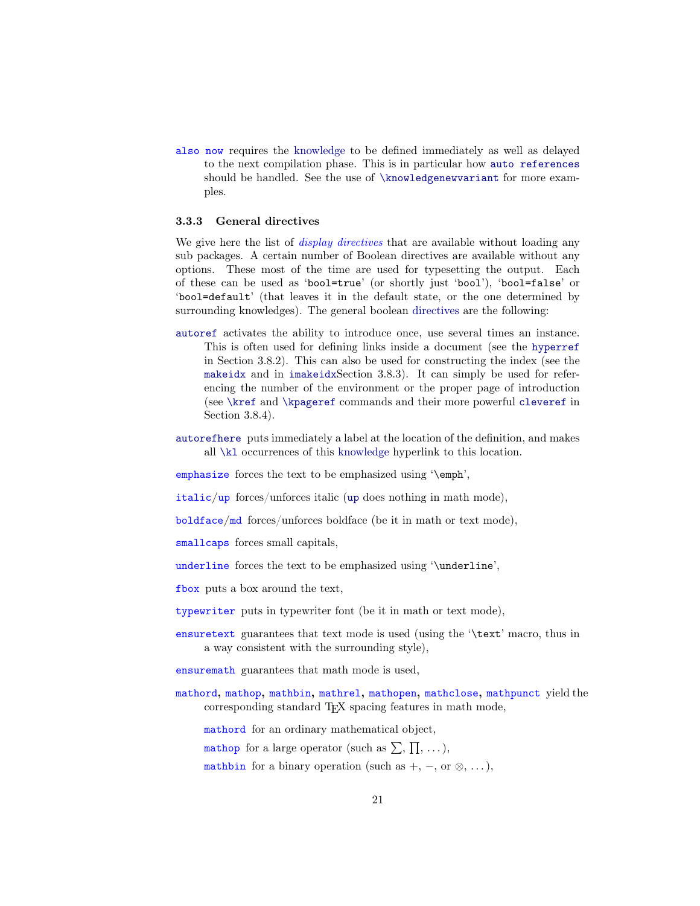`also now` requires the knowledge to be defined immediately as well as delayed to the next compilation phase. This is in particular how `auto references` should be handled. See the use of `\knowledgenewvariant` for more examples.

### 3.3.3 General directives

We give here the list of *display directives* that are available without loading any sub packages. A certain number of Boolean directives are available without any options. These most of the time are used for typesetting the output. Each of these can be used as '`bool=true`' (or shortly just '`bool`'), '`bool=false`' or '`bool=default`' (that leaves it in the default state, or the one determined by surrounding knowledges). The general boolean directives are the following:

`autoref` activates the ability to introduce once, use several times an instance. This is often used for defining links inside a document (see the `hyperref` in Section 3.8.2). This can also be used for constructing the index (see the `makeidx` and in `imakeidx`Section 3.8.3). It can simply be used for referencing the number of the environment or the proper page of introduction (see `\kref` and `\kpageref` commands and their more powerful `cleveref` in Section 3.8.4).

`autorefhere` puts immediately a label at the location of the definition, and makes all `\kl` occurrences of this knowledge hyperlink to this location.

`emphasize` forces the text to be emphasized using '`\emph`',

`italic`/`up` forces/unforces italic (`up` does nothing in math mode),

`boldface`/`md` forces/unforces boldface (be it in math or text mode),

`smallcaps` forces small capitals,

`underline` forces the text to be emphasized using '`\underline`',

`fbox` puts a box around the text,

`typewriter` puts in typewriter font (be it in math or text mode),

`ensuretext` guarantees that text mode is used (using the '`\text`' macro, thus in a way consistent with the surrounding style),

`ensuremath` guarantees that math mode is used,

`mathord`, `mathop`, `mathbin`, `mathrel`, `mathopen`, `mathclose`, `mathpunct` yield the corresponding standard TEX spacing features in math mode,

  `mathord` for an ordinary mathematical object,

  `mathop` for a large operator (such as $\sum$, $\prod$, ...),

  `mathbin` for a binary operation (such as $+$, $-$, or $\otimes$, ...),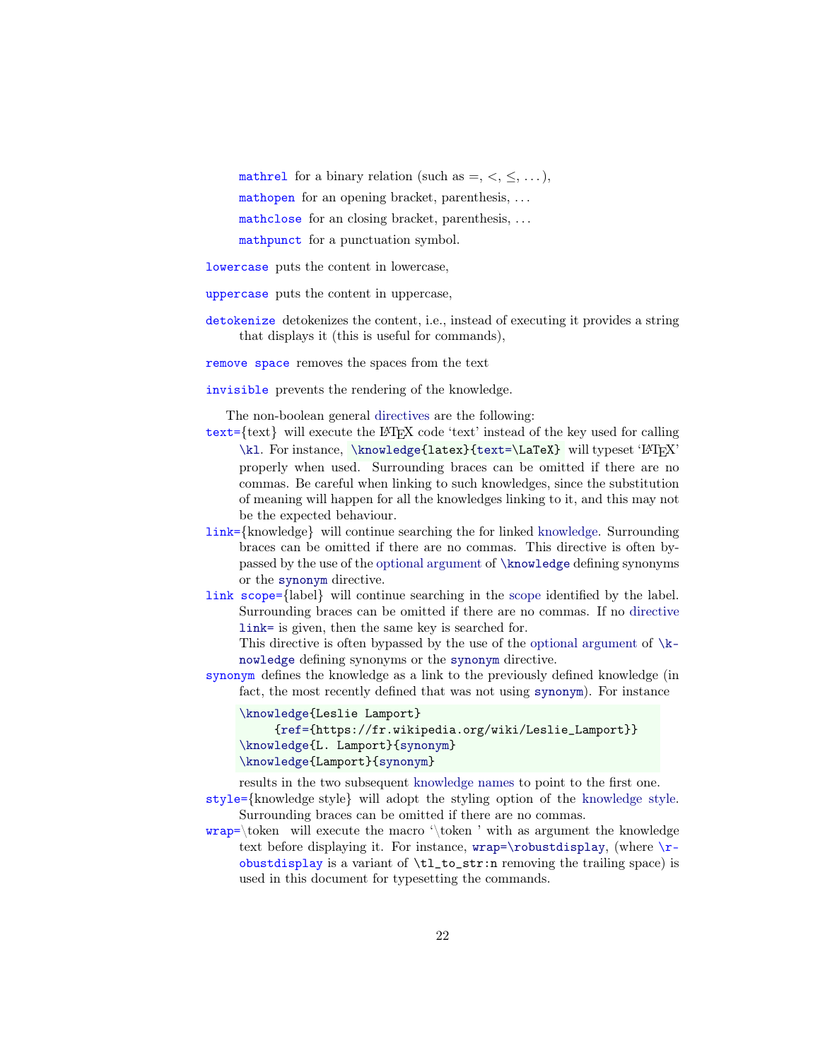- `mathrel` for a binary relation (such as $=$, $<$, $\leq$, ...),
- `mathopen` for an opening bracket, parenthesis, ...
- `mathclose` for an closing bracket, parenthesis, ...
- `mathpunct` for a punctuation symbol.

`lowercase` puts the content in lowercase,

`uppercase` puts the content in uppercase,

`detokenize` detokenizes the content, i.e., instead of executing it provides a string that displays it (this is useful for commands),

`remove space` removes the spaces from the text

`invisible` prevents the rendering of the knowledge.

The non-boolean general directives are the following:

`text=`{text} will execute the LaTeX code 'text' instead of the key used for calling `\kl`. For instance, `\knowledge{latex}{text=\LaTeX}` will typeset 'LaTeX' properly when used. Surrounding braces can be omitted if there are no commas. Be careful when linking to such knowledges, since the substitution of meaning will happen for all the knowledges linking to it, and this may not be the expected behaviour.

`link=`{knowledge} will continue searching the for linked knowledge. Surrounding braces can be omitted if there are no commas. This directive is often bypassed by the use of the optional argument of `\knowledge` defining synonyms or the `synonym` directive.

`link scope=`{label} will continue searching in the scope identified by the label. Surrounding braces can be omitted if there are no commas. If no directive `link=` is given, then the same key is searched for.
This directive is often bypassed by the use of the optional argument of `\knowledge` defining synonyms or the `synonym` directive.

`synonym` defines the knowledge as a link to the previously defined knowledge (in fact, the most recently defined that was not using `synonym`). For instance

```
\knowledge{Leslie Lamport}
     {ref={https://fr.wikipedia.org/wiki/Leslie_Lamport}}
\knowledge{L. Lamport}{synonym}
\knowledge{Lamport}{synonym}
```

results in the two subsequent knowledge names to point to the first one.

`style=`{knowledge style} will adopt the styling option of the knowledge style. Surrounding braces can be omitted if there are no commas.

`wrap=`\token will execute the macro '\token ' with as argument the knowledge text before displaying it. For instance, `wrap=\robustdisplay`, (where `\robustdisplay` is a variant of `\tl_to_str:n` removing the trailing space) is used in this document for typesetting the commands.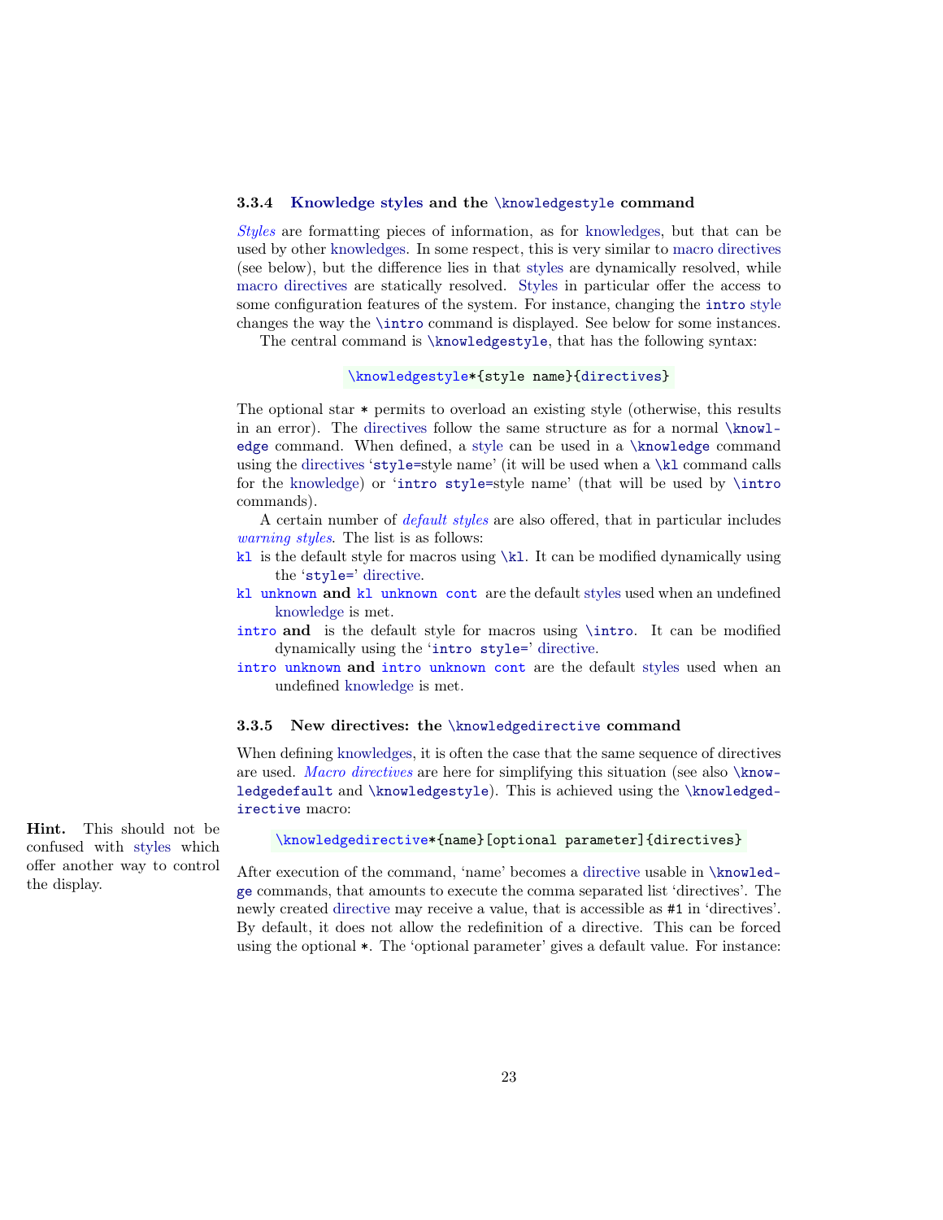### 3.3.4 Knowledge styles and the `\knowledgestyle` command

*Styles* are formatting pieces of information, as for knowledges, but that can be used by other knowledges. In some respect, this is very similar to macro directives (see below), but the difference lies in that styles are dynamically resolved, while macro directives are statically resolved. Styles in particular offer the access to some configuration features of the system. For instance, changing the `intro` style changes the way the `\intro` command is displayed. See below for some instances.

The central command is `\knowledgestyle`, that has the following syntax:

```
\knowledgestyle*{style name}{directives}
```

The optional star `*` permits to overload an existing style (otherwise, this results in an error). The directives follow the same structure as for a normal `\knowledge` command. When defined, a style can be used in a `\knowledge` command using the directives '`style=`style name' (it will be used when a `\kl` command calls for the knowledge) or '`intro style=`style name' (that will be used by `\intro` commands).

A certain number of *default styles* are also offered, that in particular includes *warning styles*. The list is as follows:

- `kl` is the default style for macros using `\kl`. It can be modified dynamically using the '`style=`' directive.
- `kl unknown` **and** `kl unknown cont` are the default styles used when an undefined knowledge is met.
- `intro` **and** is the default style for macros using `\intro`. It can be modified dynamically using the '`intro style=`' directive.
- `intro unknown` **and** `intro unknown cont` are the default styles used when an undefined knowledge is met.

### 3.3.5 New directives: the `\knowledgedirective` command

When defining knowledges, it is often the case that the same sequence of directives are used. *Macro directives* are here for simplifying this situation (see also `\knowledgedefault` and `\knowledgestyle`). This is achieved using the `\knowledgedirective` macro:

**Hint.** This should not be confused with styles which offer another way to control the display.

```
\knowledgedirective*{name}[optional parameter]{directives}
```

After execution of the command, 'name' becomes a directive usable in `\knowledge` commands, that amounts to execute the comma separated list 'directives'. The newly created directive may receive a value, that is accessible as `#1` in 'directives'. By default, it does not allow the redefinition of a directive. This can be forced using the optional `*`. The 'optional parameter' gives a default value. For instance: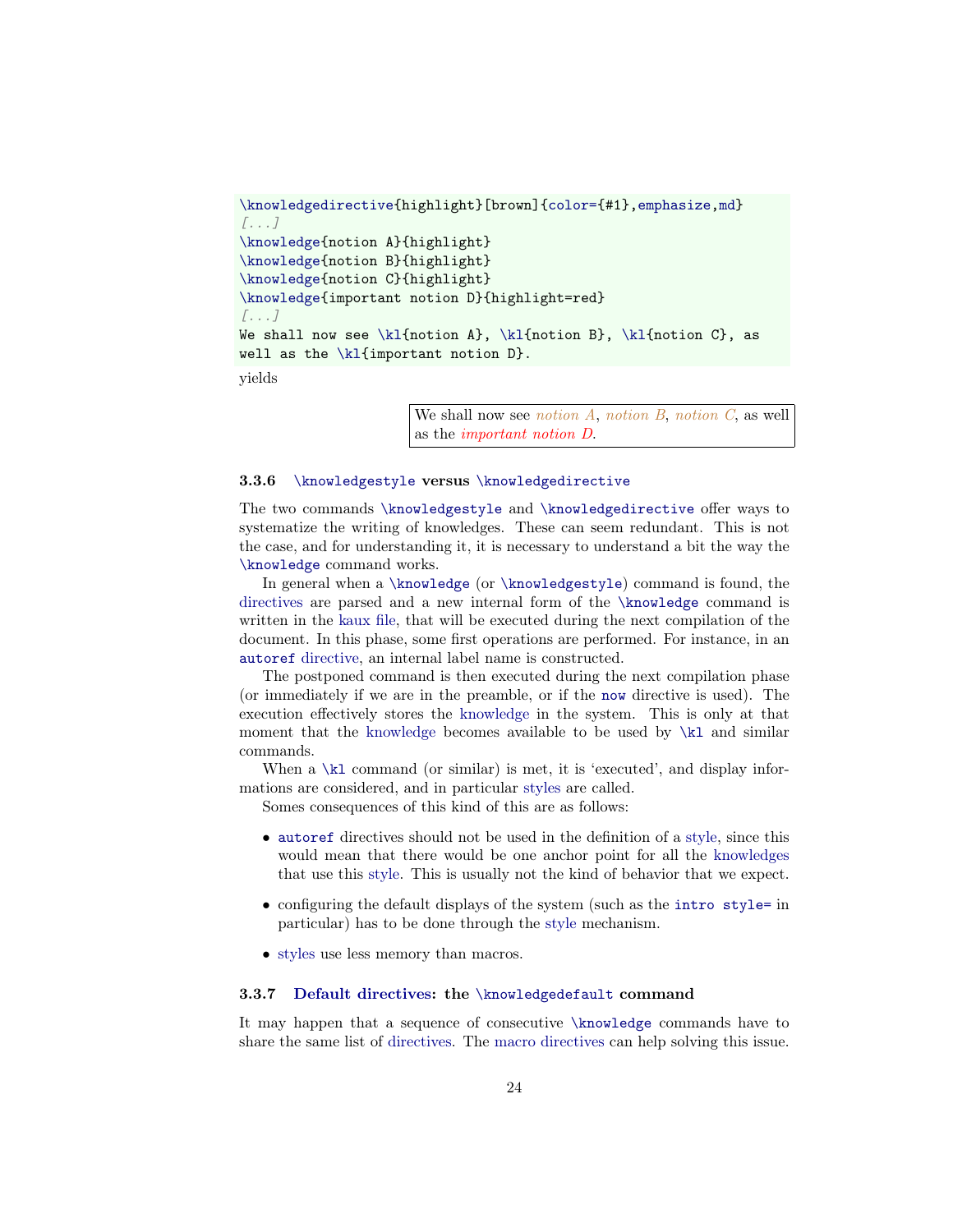```
\knowledgedirective{highlight}[brown]{color={#1},emphasize,md}
[...]
\knowledge{notion A}{highlight}
\knowledge{notion B}{highlight}
\knowledge{notion C}{highlight}
\knowledge{important notion D}{highlight=red}
[...]
We shall now see \kl{notion A}, \kl{notion B}, \kl{notion C}, as
well as the \kl{important notion D}.
```

yields

> We shall now see *notion A*, *notion B*, *notion C*, as well as the *important notion D*.

### 3.3.6 `\knowledgestyle` versus `\knowledgedirective`

The two commands `\knowledgestyle` and `\knowledgedirective` offer ways to systematize the writing of knowledges. These can seem redundant. This is not the case, and for understanding it, it is necessary to understand a bit the way the `\knowledge` command works.

In general when a `\knowledge` (or `\knowledgestyle`) command is found, the directives are parsed and a new internal form of the `\knowledge` command is written in the kaux file, that will be executed during the next compilation of the document. In this phase, some first operations are performed. For instance, in an `autoref` directive, an internal label name is constructed.

The postponed command is then executed during the next compilation phase (or immediately if we are in the preamble, or if the `now` directive is used). The execution effectively stores the knowledge in the system. This is only at that moment that the knowledge becomes available to be used by `\kl` and similar commands.

When a `\kl` command (or similar) is met, it is 'executed', and display informations are considered, and in particular styles are called.

Somes consequences of this kind of this are as follows:

- `autoref` directives should not be used in the definition of a style, since this would mean that there would be one anchor point for all the knowledges that use this style. This is usually not the kind of behavior that we expect.
- configuring the default displays of the system (such as the `intro style=` in particular) has to be done through the style mechanism.
- styles use less memory than macros.

### 3.3.7 Default directives: the `\knowledgedefault` command

It may happen that a sequence of consecutive `\knowledge` commands have to share the same list of directives. The macro directives can help solving this issue.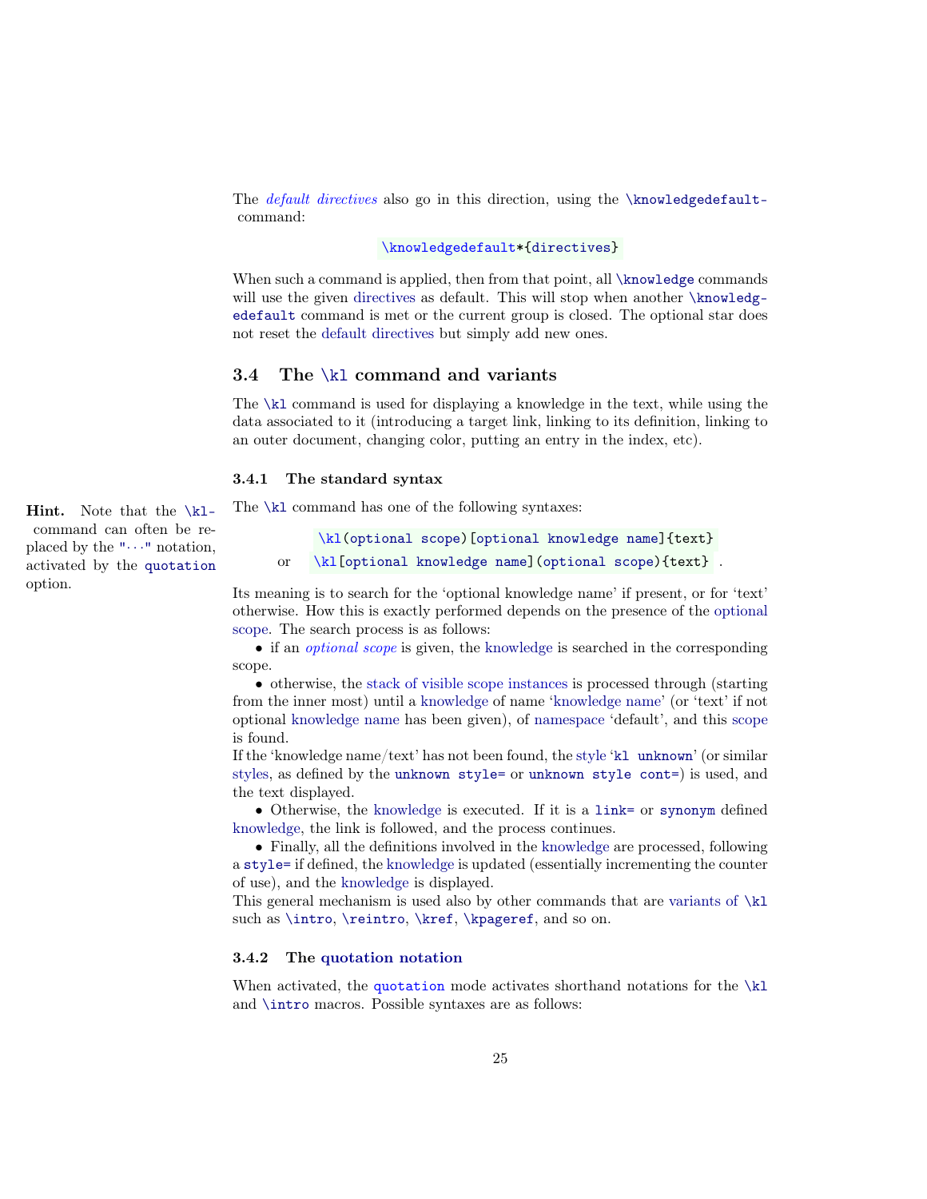The *default directives* also go in this direction, using the `\knowledgedefault` command:

`\knowledgedefault*{directives}`

When such a command is applied, then from that point, all `\knowledge` commands will use the given directives as default. This will stop when another `\knowledgedefault` command is met or the current group is closed. The optional star does not reset the default directives but simply add new ones.

## 3.4 The `\kl` command and variants

The `\kl` command is used for displaying a knowledge in the text, while using the data associated to it (introducing a target link, linking to its definition, linking to an outer document, changing color, putting an entry in the index, etc).

### 3.4.1 The standard syntax

**Hint.** Note that the `\kl` command can often be replaced by the `"···"` notation, activated by the `quotation` option.

The `\kl` command has one of the following syntaxes:

`\kl(optional scope)[optional knowledge name]{text}`

or `\kl[optional knowledge name](optional scope){text}` .

Its meaning is to search for the 'optional knowledge name' if present, or for 'text' otherwise. How this is exactly performed depends on the presence of the optional scope. The search process is as follows:

- if an *optional scope* is given, the knowledge is searched in the corresponding scope.
- otherwise, the stack of visible scope instances is processed through (starting from the inner most) until a knowledge of name 'knowledge name' (or 'text' if not optional knowledge name has been given), of namespace 'default', and this scope is found.

If the 'knowledge name/text' has not been found, the style '`kl unknown`' (or similar styles, as defined by the `unknown style=` or `unknown style cont=`) is used, and the text displayed.

- Otherwise, the knowledge is executed. If it is a `link=` or `synonym` defined knowledge, the link is followed, and the process continues.
- Finally, all the definitions involved in the knowledge are processed, following a `style=` if defined, the knowledge is updated (essentially incrementing the counter of use), and the knowledge is displayed.

This general mechanism is used also by other commands that are variants of `\kl` such as `\intro`, `\reintro`, `\kref`, `\kpageref`, and so on.

### 3.4.2 The quotation notation

When activated, the `quotation` mode activates shorthand notations for the `\kl` and `\intro` macros. Possible syntaxes are as follows: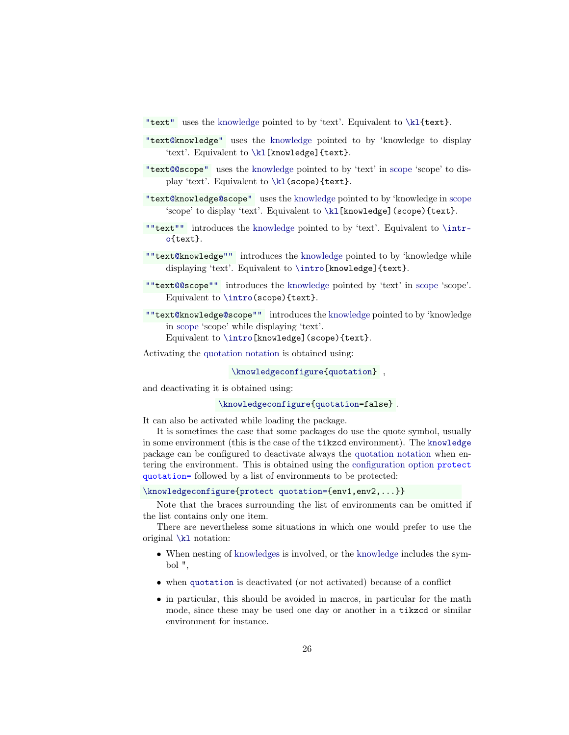`"text"` uses the knowledge pointed to by 'text'. Equivalent to `\kl{text}`.

`"text@knowledge"` uses the knowledge pointed to by 'knowledge to display 'text'. Equivalent to `\kl[knowledge]{text}`.

`"text@@scope"` uses the knowledge pointed to by 'text' in scope 'scope' to display 'text'. Equivalent to `\kl(scope){text}`.

`"text@knowledge@scope"` uses the knowledge pointed to by 'knowledge in scope 'scope' to display 'text'. Equivalent to `\kl[knowledge](scope){text}`.

`""text""` introduces the knowledge pointed to by 'text'. Equivalent to `\intro{text}`.

`""text@knowledge""` introduces the knowledge pointed to by 'knowledge while displaying 'text'. Equivalent to `\intro[knowledge]{text}`.

`""text@@scope""` introduces the knowledge pointed by 'text' in scope 'scope'. Equivalent to `\intro(scope){text}`.

`""text@knowledge@scope""` introduces the knowledge pointed to by 'knowledge in scope 'scope' while displaying 'text'.
Equivalent to `\intro[knowledge](scope){text}`.

Activating the quotation notation is obtained using:

`\knowledgeconfigure{quotation}` ,

and deactivating it is obtained using:

`\knowledgeconfigure{quotation=false}` .

It can also be activated while loading the package.

It is sometimes the case that some packages do use the quote symbol, usually in some environment (this is the case of the `tikzcd` environment). The `knowledge` package can be configured to deactivate always the quotation notation when entering the environment. This is obtained using the configuration option `protect quotation=` followed by a list of environments to be protected:

```
\knowledgeconfigure{protect quotation={env1,env2,...}}
```

Note that the braces surrounding the list of environments can be omitted if the list contains only one item.

There are nevertheless some situations in which one would prefer to use the original `\kl` notation:

- When nesting of knowledges is involved, or the knowledge includes the symbol ",
- when `quotation` is deactivated (or not activated) because of a conflict
- in particular, this should be avoided in macros, in particular for the math mode, since these may be used one day or another in a `tikzcd` or similar environment for instance.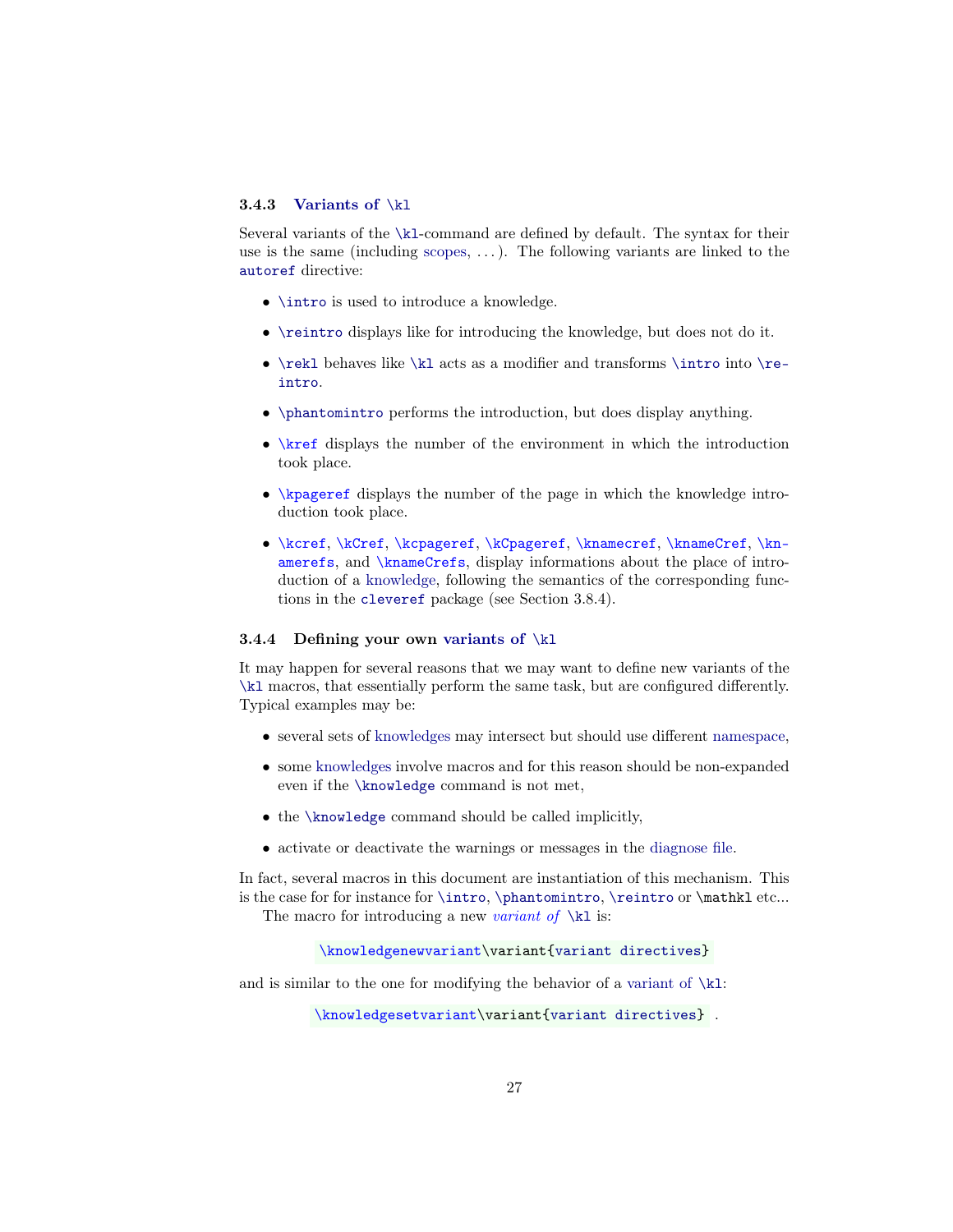### 3.4.3 Variants of `\kl`

Several variants of the `\kl`-command are defined by default. The syntax for their use is the same (including scopes, ...). The following variants are linked to the `autoref` directive:

- `\intro` is used to introduce a knowledge.
- `\reintro` displays like for introducing the knowledge, but does not do it.
- `\rekl` behaves like `\kl` acts as a modifier and transforms `\intro` into `\reintro`.
- `\phantomintro` performs the introduction, but does display anything.
- `\kref` displays the number of the environment in which the introduction took place.
- `\kpageref` displays the number of the page in which the knowledge introduction took place.
- `\kcref`, `\kCref`, `\kcpageref`, `\kCpageref`, `\knamecref`, `\knameCref`, `\knamerefs`, and `\knameCrefs`, display informations about the place of introduction of a knowledge, following the semantics of the corresponding functions in the `cleveref` package (see Section 3.8.4).

### 3.4.4 Defining your own variants of `\kl`

It may happen for several reasons that we may want to define new variants of the `\kl` macros, that essentially perform the same task, but are configured differently. Typical examples may be:

- several sets of knowledges may intersect but should use different namespace,
- some knowledges involve macros and for this reason should be non-expanded even if the `\knowledge` command is not met,
- the `\knowledge` command should be called implicitly,
- activate or deactivate the warnings or messages in the diagnose file.

In fact, several macros in this document are instantiation of this mechanism. This is the case for for instance for `\intro`, `\phantomintro`, `\reintro` or `\mathkl` etc...

The macro for introducing a new *variant of* `\kl` is:

```
\knowledgenewvariant\variant{variant directives}
```

and is similar to the one for modifying the behavior of a variant of `\kl`:

```
\knowledgesetvariant\variant{variant directives} .
```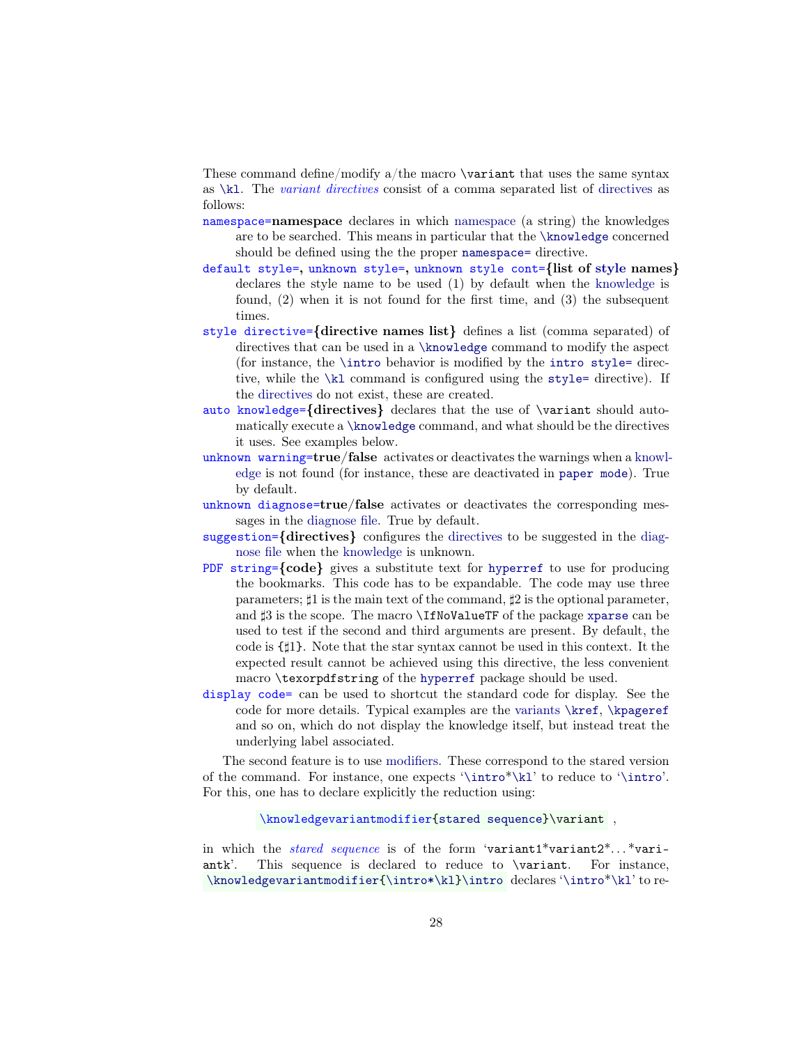These command define/modify a/the macro `\variant` that uses the same syntax as `\kl`. The *variant directives* consist of a comma separated list of directives as follows:

`namespace=`**namespace** declares in which namespace (a string) the knowledges are to be searched. This means in particular that the `\knowledge` concerned should be defined using the the proper `namespace=` directive.

`default style=`, `unknown style=`, `unknown style cont=`**{list of style names}** declares the style name to be used (1) by default when the knowledge is found, (2) when it is not found for the first time, and (3) the subsequent times.

`style directive=`**{directive names list}** defines a list (comma separated) of directives that can be used in a `\knowledge` command to modify the aspect (for instance, the `\intro` behavior is modified by the `intro style=` directive, while the `\kl` command is configured using the `style=` directive). If the directives do not exist, these are created.

`auto knowledge=`**{directives}** declares that the use of `\variant` should automatically execute a `\knowledge` command, and what should be the directives it uses. See examples below.

`unknown warning=`**true**/**false** activates or deactivates the warnings when a knowledge is not found (for instance, these are deactivated in `paper mode`). True by default.

`unknown diagnose=`**true**/**false** activates or deactivates the corresponding messages in the diagnose file. True by default.

`suggestion=`**{directives}** configures the directives to be suggested in the diagnose file when the knowledge is unknown.

`PDF string=`**{code}** gives a substitute text for `hyperref` to use for producing the bookmarks. This code has to be expandable. The code may use three parameters; ♯1 is the main text of the command, ♯2 is the optional parameter, and ♯3 is the scope. The macro `\IfNoValueTF` of the package `xparse` can be used to test if the second and third arguments are present. By default, the code is `{♯1}`. Note that the star syntax cannot be used in this context. It the expected result cannot be achieved using this directive, the less convenient macro `\texorpdfstring` of the `hyperref` package should be used.

`display code=` can be used to shortcut the standard code for display. See the code for more details. Typical examples are the variants `\kref`, `\kpageref` and so on, which do not display the knowledge itself, but instead treat the underlying label associated.

The second feature is to use modifiers. These correspond to the stared version of the command. For instance, one expects '`\intro*\kl`' to reduce to '`\intro`'. For this, one has to declare explicitly the reduction using:

```
\knowledgevariantmodifier{stared sequence}\variant ,
```

in which the *stared sequence* is of the form '`variant1*variant2*`...`*variantk`'. This sequence is declared to reduce to `\variant`. For instance, `\knowledgevariantmodifier{\intro*\kl}\intro` declares '`\intro*\kl`' to re-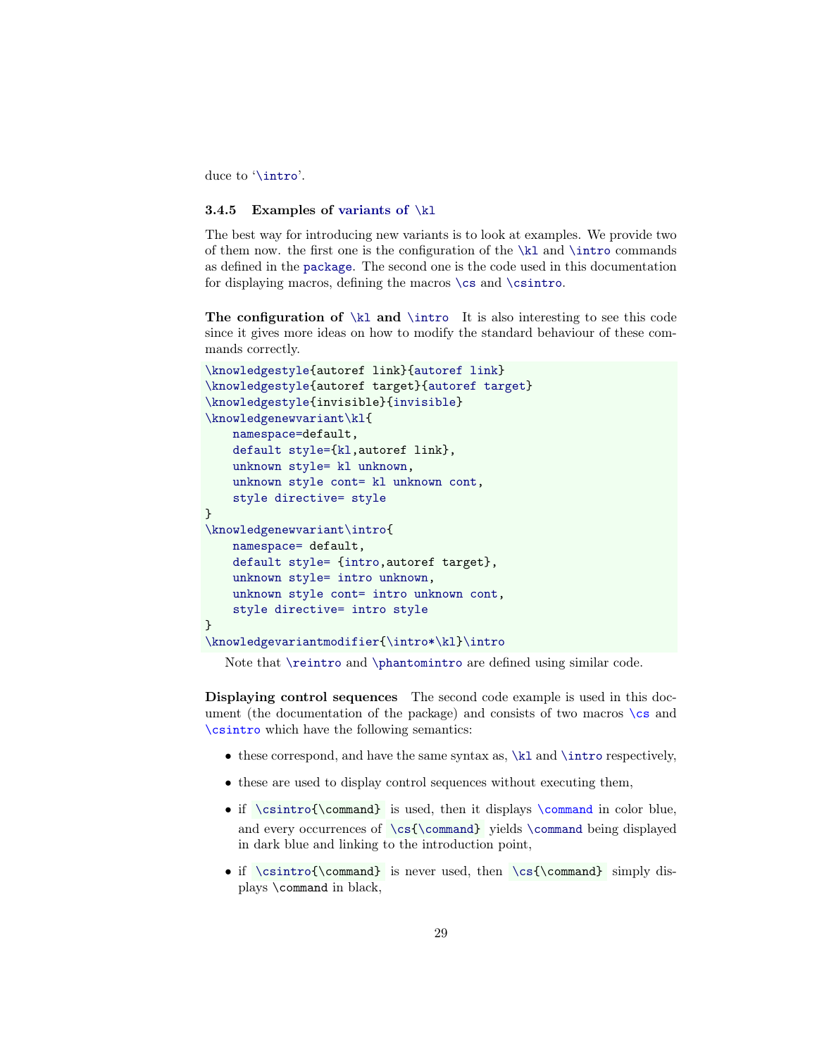duce to '\intro'.

### 3.4.5 Examples of variants of \kl

The best way for introducing new variants is to look at examples. We provide two of them now. the first one is the configuration of the \kl and \intro commands as defined in the package. The second one is the code used in this documentation for displaying macros, defining the macros \cs and \csintro.

**The configuration of \kl and \intro** It is also interesting to see this code since it gives more ideas on how to modify the standard behaviour of these commands correctly.

```
\knowledgestyle{autoref link}{autoref link}
\knowledgestyle{autoref target}{autoref target}
\knowledgestyle{invisible}{invisible}
\knowledgenewvariant\kl{
    namespace=default,
    default style={kl,autoref link},
    unknown style= kl unknown,
    unknown style cont= kl unknown cont,
    style directive= style
}
\knowledgenewvariant\intro{
    namespace= default,
    default style= {intro,autoref target},
    unknown style= intro unknown,
    unknown style cont= intro unknown cont,
    style directive= intro style
}
\knowledgevariantmodifier{\intro*\kl}\intro
```

Note that \reintro and \phantomintro are defined using similar code.

**Displaying control sequences** The second code example is used in this document (the documentation of the package) and consists of two macros \cs and \csintro which have the following semantics:

- these correspond, and have the same syntax as, \kl and \intro respectively,
- these are used to display control sequences without executing them,
- if `\csintro{\command}` is used, then it displays \command in color blue, and every occurrences of `\cs{\command}` yields \command being displayed in dark blue and linking to the introduction point,
- if `\csintro{\command}` is never used, then `\cs{\command}` simply displays \command in black,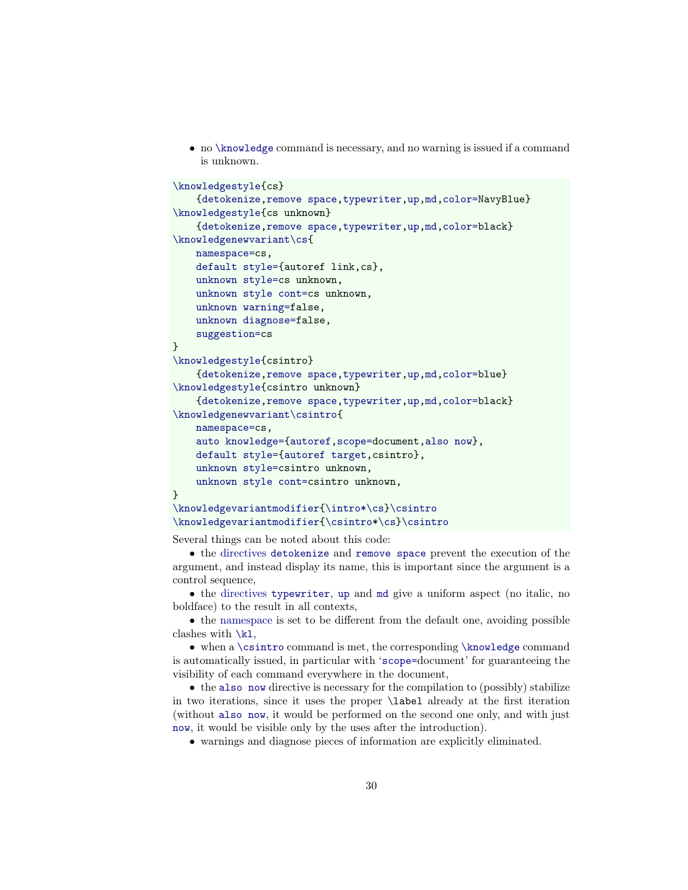- no `\knowledge` command is necessary, and no warning is issued if a command is unknown.

```
\knowledgestyle{cs}
    {detokenize,remove space,typewriter,up,md,color=NavyBlue}
\knowledgestyle{cs unknown}
    {detokenize,remove space,typewriter,up,md,color=black}
\knowledgenewvariant\cs{
    namespace=cs,
    default style={autoref link,cs},
    unknown style=cs unknown,
    unknown style cont=cs unknown,
    unknown warning=false,
    unknown diagnose=false,
    suggestion=cs
}
\knowledgestyle{csintro}
    {detokenize,remove space,typewriter,up,md,color=blue}
\knowledgestyle{csintro unknown}
    {detokenize,remove space,typewriter,up,md,color=black}
\knowledgenewvariant\csintro{
    namespace=cs,
    auto knowledge={autoref,scope=document,also now},
    default style={autoref target,csintro},
    unknown style=csintro unknown,
    unknown style cont=csintro unknown,
}
\knowledgevariantmodifier{\intro*\cs}\csintro
\knowledgevariantmodifier{\csintro*\cs}\csintro
```

Several things can be noted about this code:

- the directives `detokenize` and `remove space` prevent the execution of the argument, and instead display its name, this is important since the argument is a control sequence,
- the directives `typewriter`, `up` and `md` give a uniform aspect (no italic, no boldface) to the result in all contexts,
- the namespace is set to be different from the default one, avoiding possible clashes with `\kl`,
- when a `\csintro` command is met, the corresponding `\knowledge` command is automatically issued, in particular with '`scope=`document' for guaranteeing the visibility of each command everywhere in the document,
- the `also now` directive is necessary for the compilation to (possibly) stabilize in two iterations, since it uses the proper `\label` already at the first iteration (without `also now`, it would be performed on the second one only, and with just `now`, it would be visible only by the uses after the introduction).
- warnings and diagnose pieces of information are explicitly eliminated.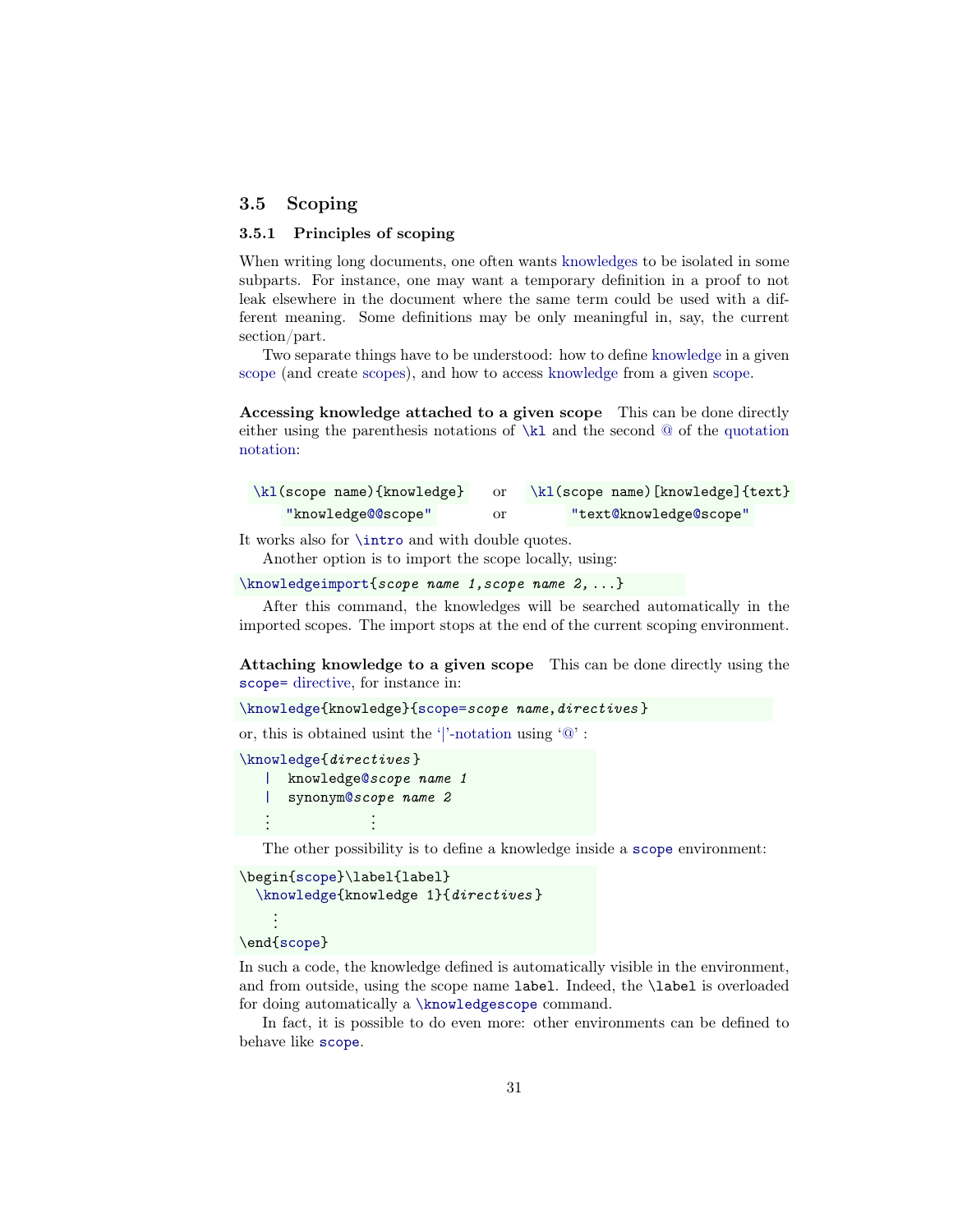## 3.5 Scoping

### 3.5.1 Principles of scoping

When writing long documents, one often wants knowledges to be isolated in some subparts. For instance, one may want a temporary definition in a proof to not leak elsewhere in the document where the same term could be used with a different meaning. Some definitions may be only meaningful in, say, the current section/part.

Two separate things have to be understood: how to define knowledge in a given scope (and create scopes), and how to access knowledge from a given scope.

**Accessing knowledge attached to a given scope** This can be done directly either using the parenthesis notations of `\kl` and the second `@` of the quotation notation:

```
\kl(scope name){knowledge}     or    \kl(scope name)[knowledge]{text}
   "knowledge@@scope"          or       "text@knowledge@scope"
```

It works also for `\intro` and with double quotes.

Another option is to import the scope locally, using:

```
\knowledgeimport{scope name 1,scope name 2,...}
```

After this command, the knowledges will be searched automatically in the imported scopes. The import stops at the end of the current scoping environment.

**Attaching knowledge to a given scope** This can be done directly using the `scope=` directive, for instance in:

```
\knowledge{knowledge}{scope=scope name,directives}
```

or, this is obtained usint the '|'-notation using '@' :

```
\knowledge{directives}
   |  knowledge@scope name 1
   |  synonym@scope name 2
   ⋮             ⋮
```

The other possibility is to define a knowledge inside a `scope` environment:

```
\begin{scope}\label{label}
  \knowledge{knowledge 1}{directives}
    ⋮
\end{scope}
```

In such a code, the knowledge defined is automatically visible in the environment, and from outside, using the scope name `label`. Indeed, the `\label` is overloaded for doing automatically a `\knowledgescope` command.

In fact, it is possible to do even more: other environments can be defined to behave like `scope`.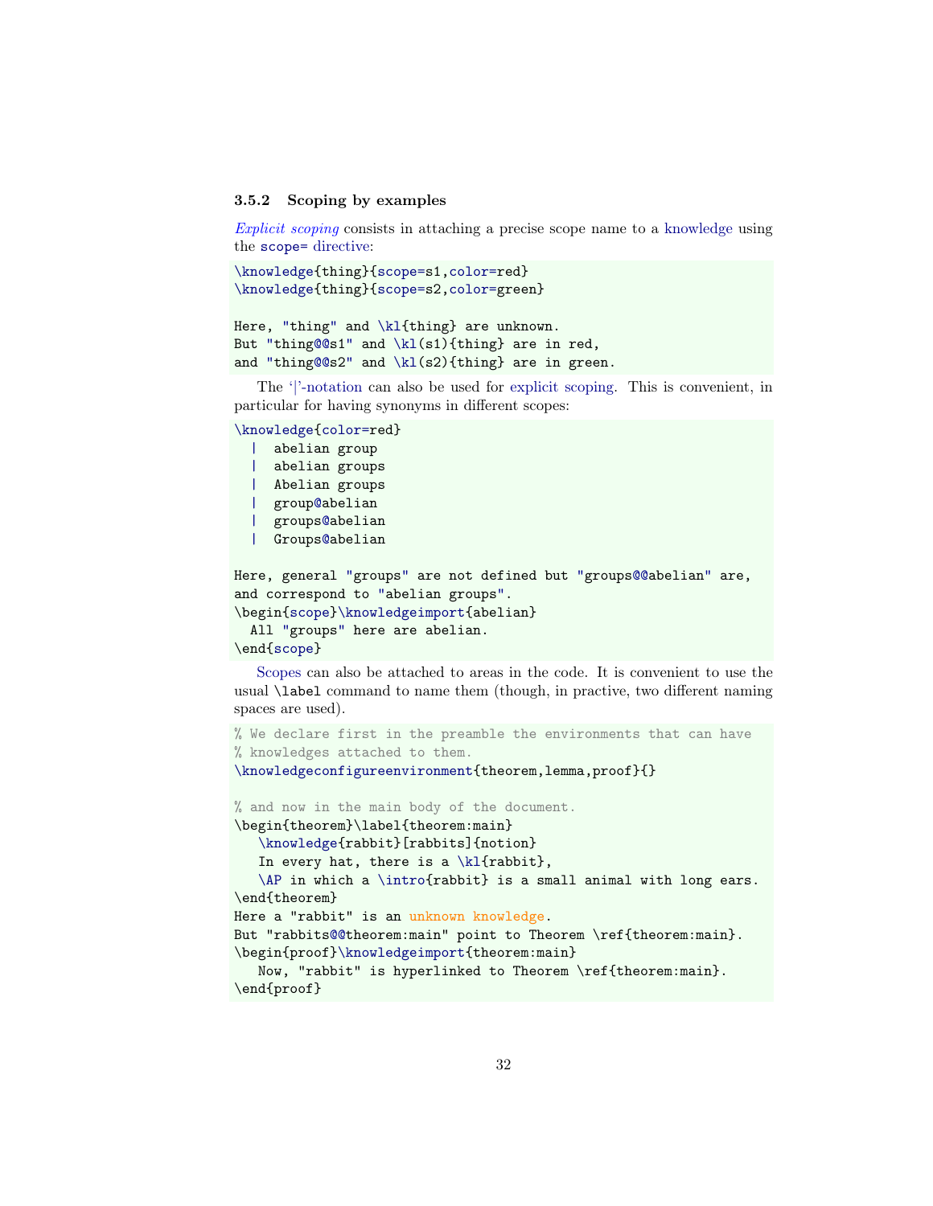### 3.5.2 Scoping by examples

*Explicit scoping* consists in attaching a precise scope name to a knowledge using the `scope=` directive:

```
\knowledge{thing}{scope=s1,color=red}
\knowledge{thing}{scope=s2,color=green}

Here, "thing" and \kl{thing} are unknown.
But "thing@@s1" and \kl(s1){thing} are in red,
and "thing@@s2" and \kl(s2){thing} are in green.
```

The '|'-notation can also be used for explicit scoping. This is convenient, in particular for having synonyms in different scopes:

```
\knowledge{color=red}
  |  abelian group
  |  abelian groups
  |  Abelian groups
  |  group@abelian
  |  groups@abelian
  |  Groups@abelian

Here, general "groups" are not defined but "groups@@abelian" are,
and correspond to "abelian groups".
\begin{scope}\knowledgeimport{abelian}
  All "groups" here are abelian.
\end{scope}
```

Scopes can also be attached to areas in the code. It is convenient to use the usual `\label` command to name them (though, in practive, two different naming spaces are used).

```
% We declare first in the preamble the environments that can have
% knowledges attached to them.
\knowledgeconfigureenvironment{theorem,lemma,proof}{}

% and now in the main body of the document.
\begin{theorem}\label{theorem:main}
   \knowledge{rabbit}[rabbits]{notion}
   In every hat, there is a \kl{rabbit},
   \AP in which a \intro{rabbit} is a small animal with long ears.
\end{theorem}
Here a "rabbit" is an unknown knowledge.
But "rabbits@@theorem:main" point to Theorem \ref{theorem:main}.
\begin{proof}\knowledgeimport{theorem:main}
   Now, "rabbit" is hyperlinked to Theorem \ref{theorem:main}.
\end{proof}
```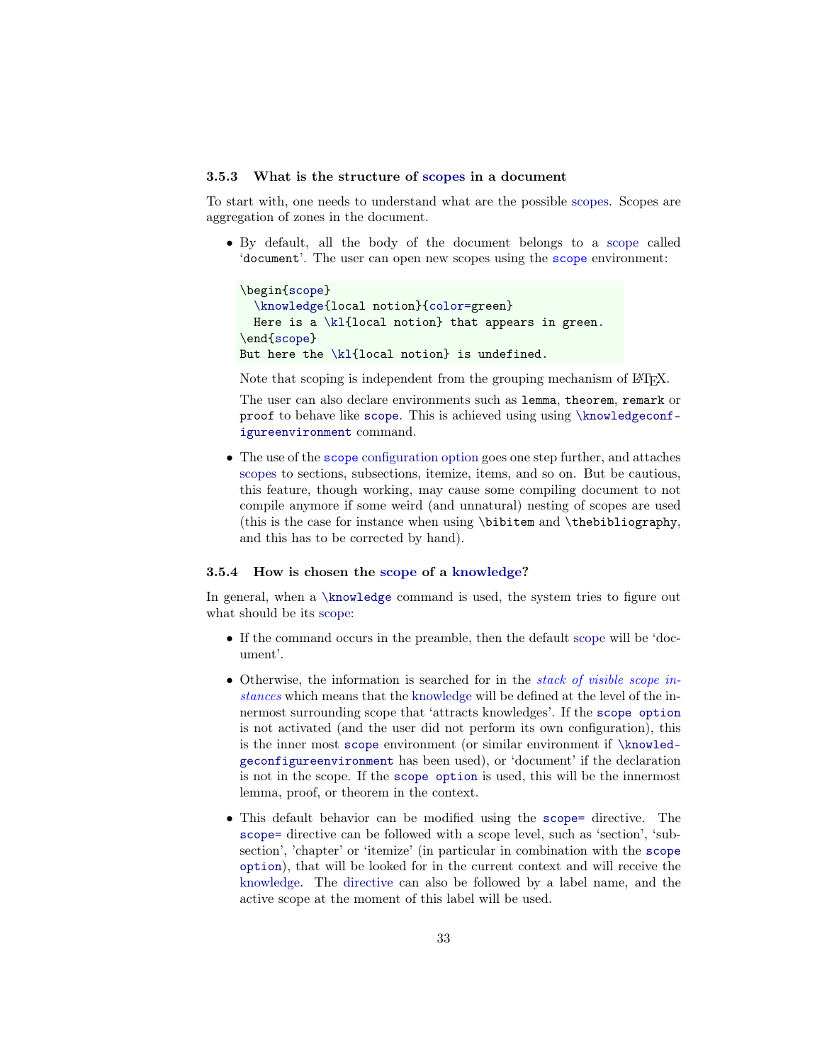### 3.5.3 What is the structure of scopes in a document

To start with, one needs to understand what are the possible scopes. Scopes are aggregation of zones in the document.

- By default, all the body of the document belongs to a scope called '`document`'. The user can open new scopes using the `scope` environment:

  ```
  \begin{scope}
    \knowledge{local notion}{color=green}
    Here is a \kl{local notion} that appears in green.
  \end{scope}
  But here the \kl{local notion} is undefined.
  ```

  Note that scoping is independent from the grouping mechanism of LaTeX.

  The user can also declare environments such as `lemma`, `theorem`, `remark` or `proof` to behave like `scope`. This is achieved using using `\knowledgeconfigureenvironment` command.

- The use of the `scope` configuration option goes one step further, and attaches scopes to sections, subsections, itemize, items, and so on. But be cautious, this feature, though working, may cause some compiling document to not compile anymore if some weird (and unnatural) nesting of scopes are used (this is the case for instance when using `\bibitem` and `\thebibliography`, and this has to be corrected by hand).

### 3.5.4 How is chosen the scope of a knowledge?

In general, when a `\knowledge` command is used, the system tries to figure out what should be its scope:

- If the command occurs in the preamble, then the default scope will be 'document'.

- Otherwise, the information is searched for in the *stack of visible scope instances* which means that the knowledge will be defined at the level of the innermost surrounding scope that 'attracts knowledges'. If the `scope option` is not activated (and the user did not perform its own configuration), this is the inner most `scope` environment (or similar environment if `\knowledgeconfigureenvironment` has been used), or 'document' if the declaration is not in the scope. If the `scope option` is used, this will be the innermost lemma, proof, or theorem in the context.

- This default behavior can be modified using the `scope=` directive. The `scope=` directive can be followed with a scope level, such as 'section', 'subsection', 'chapter' or 'itemize' (in particular in combination with the `scope option`), that will be looked for in the current context and will receive the knowledge. The directive can also be followed by a label name, and the active scope at the moment of this label will be used.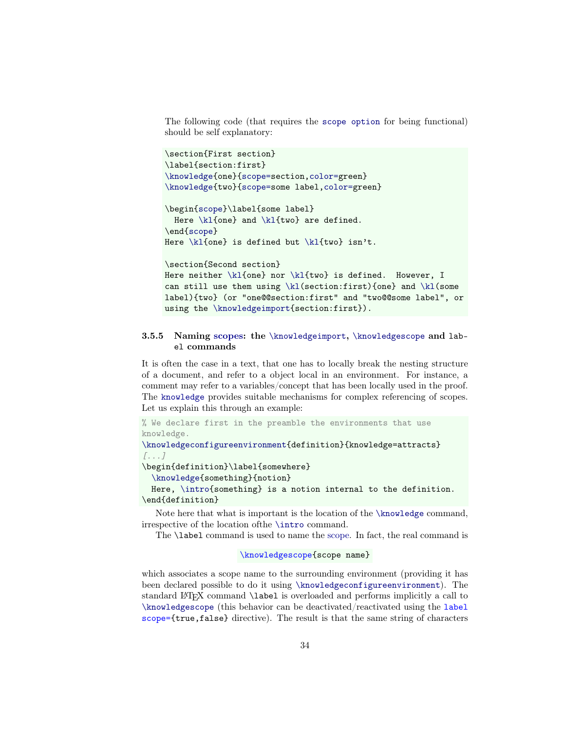The following code (that requires the `scope option` for being functional) should be self explanatory:

```
\section{First section}
\label{section:first}
\knowledge{one}{scope=section,color=green}
\knowledge{two}{scope=some label,color=green}

\begin{scope}\label{some label}
  Here \kl{one} and \kl{two} are defined.
\end{scope}
Here \kl{one} is defined but \kl{two} isn't.

\section{Second section}
Here neither \kl{one} nor \kl{two} is defined.  However, I
can still use them using \kl(section:first){one} and \kl(some
label){two} (or "one@@section:first" and "two@@some label", or
using the \knowledgeimport{section:first}).
```

### 3.5.5 Naming scopes: the `\knowledgeimport`, `\knowledgescope` and `label` commands

It is often the case in a text, that one has to locally break the nesting structure of a document, and refer to a object local in an environment. For instance, a comment may refer to a variables/concept that has been locally used in the proof. The `knowledge` provides suitable mechanisms for complex referencing of scopes. Let us explain this through an example:

```
% We declare first in the preamble the environments that use
knowledge.
\knowledgeconfigureenvironment{definition}{knowledge=attracts}
[...]
\begin{definition}\label{somewhere}
  \knowledge{something}{notion}
  Here, \intro{something} is a notion internal to the definition.
\end{definition}
```

Note here that what is important is the location of the `\knowledge` command, irrespective of the location ofthe `\intro` command.

The `\label` command is used to name the scope. In fact, the real command is

```
\knowledgescope{scope name}
```

which associates a scope name to the surrounding environment (providing it has been declared possible to do it using `\knowledgeconfigureenvironment`). The standard LaTeX command `\label` is overloaded and performs implicitly a call to `\knowledgescope` (this behavior can be deactivated/reactivated using the `label scope={true,false}` directive). The result is that the same string of characters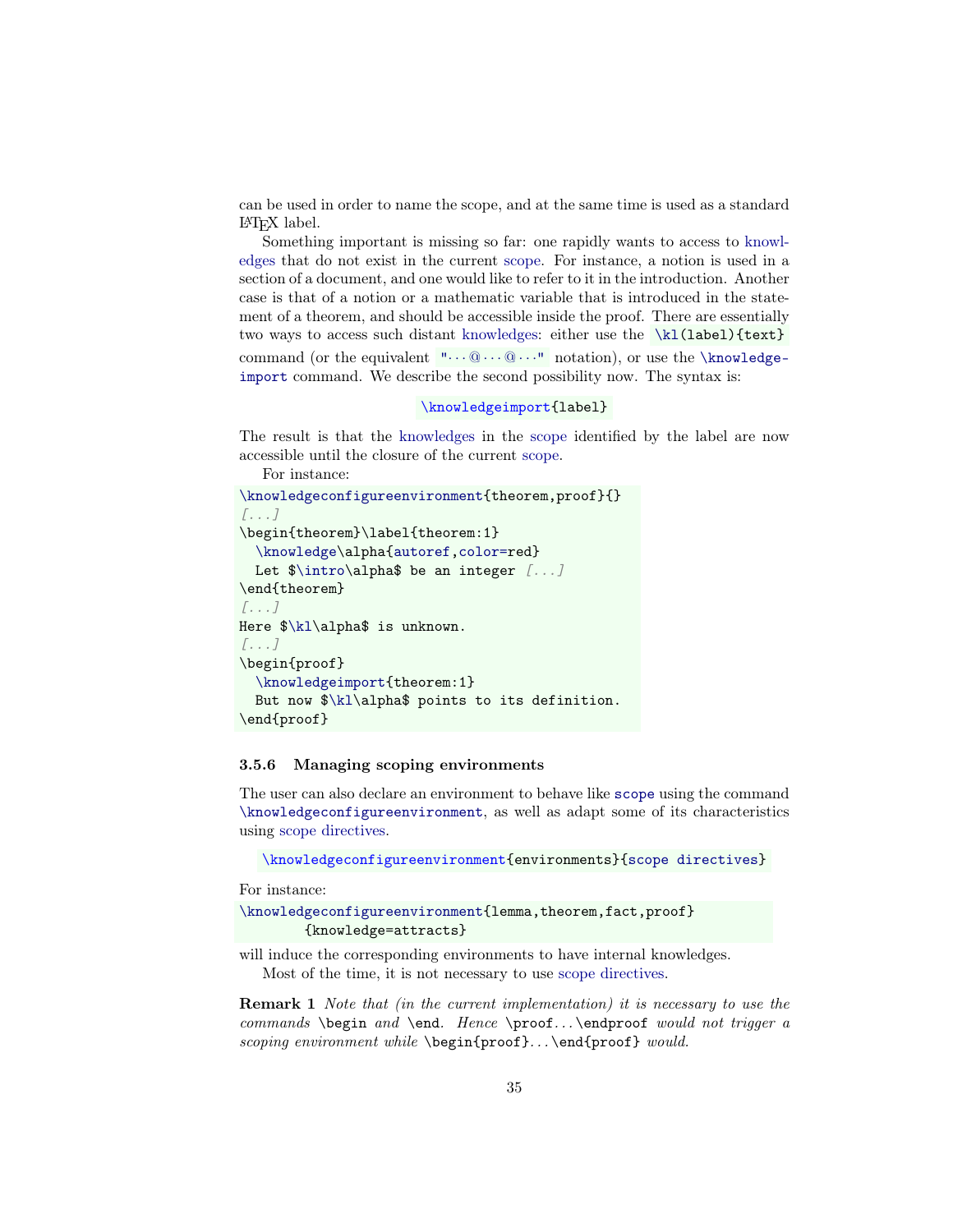can be used in order to name the scope, and at the same time is used as a standard LaTeX label.

Something important is missing so far: one rapidly wants to access to knowledges that do not exist in the current scope. For instance, a notion is used in a section of a document, and one would like to refer to it in the introduction. Another case is that of a notion or a mathematic variable that is introduced in the statement of a theorem, and should be accessible inside the proof. There are essentially two ways to access such distant knowledges: either use the `\kl(label){text}` command (or the equivalent `"···@···@···"` notation), or use the `\knowledgeimport` command. We describe the second possibility now. The syntax is:

```
\knowledgeimport{label}
```

The result is that the knowledges in the scope identified by the label are now accessible until the closure of the current scope.

For instance:

```
\knowledgeconfigureenvironment{theorem,proof}{}
[...]
\begin{theorem}\label{theorem:1}
  \knowledge\alpha{autoref,color=red}
  Let $\intro\alpha$ be an integer [...]
\end{theorem}
[...]
Here $\kl\alpha$ is unknown.
[...]
\begin{proof}
  \knowledgeimport{theorem:1}
  But now $\kl\alpha$ points to its definition.
\end{proof}
```

### 3.5.6 Managing scoping environments

The user can also declare an environment to behave like `scope` using the command `\knowledgeconfigureenvironment`, as well as adapt some of its characteristics using scope directives.

```
\knowledgeconfigureenvironment{environments}{scope directives}
```

For instance:

```
\knowledgeconfigureenvironment{lemma,theorem,fact,proof}
        {knowledge=attracts}
```

will induce the corresponding environments to have internal knowledges.

Most of the time, it is not necessary to use scope directives.

**Remark 1** *Note that (in the current implementation) it is necessary to use the commands* `\begin` *and* `\end`*. Hence* `\proof...\endproof` *would not trigger a scoping environment while* `\begin{proof}...\end{proof}` *would.*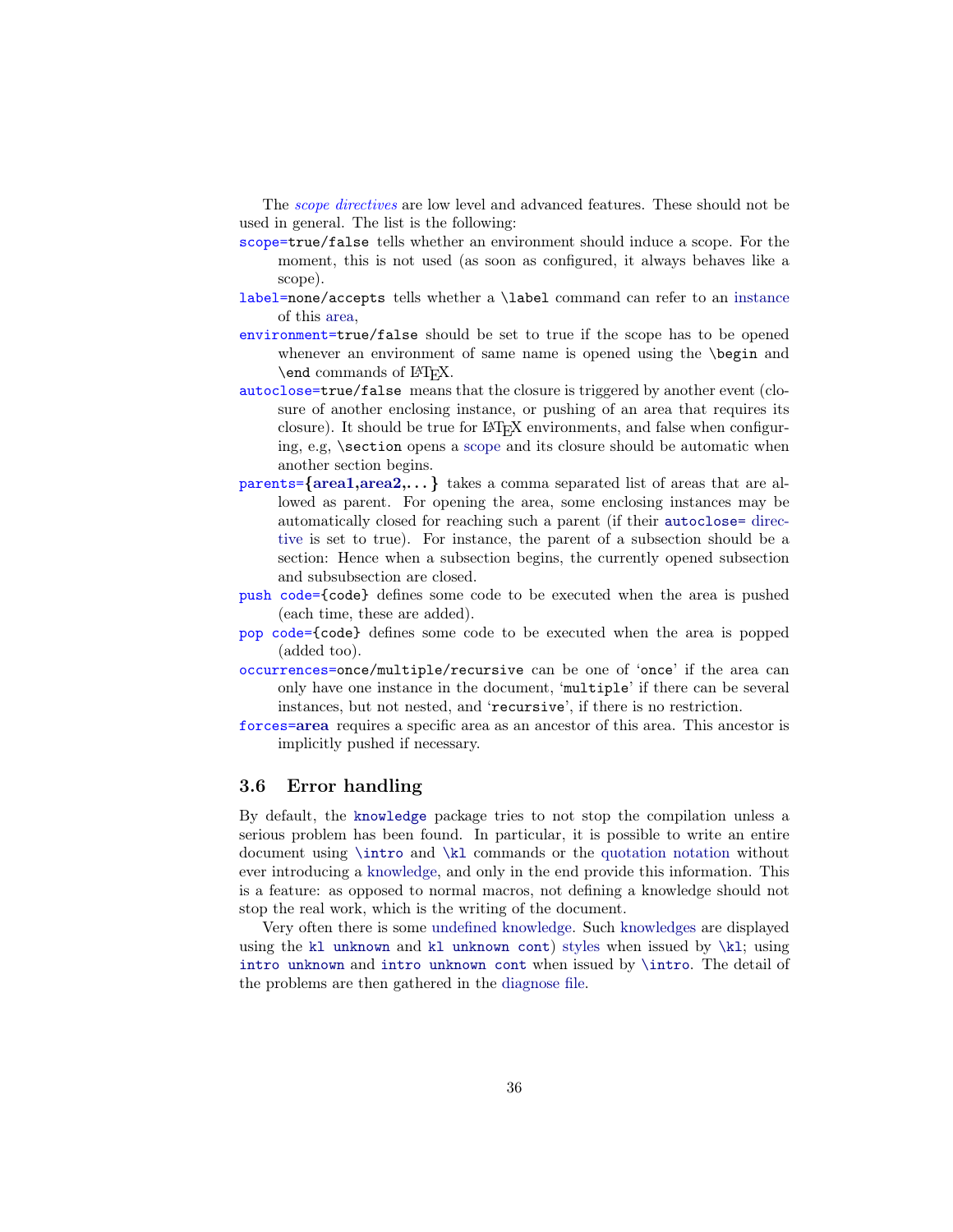The *scope directives* are low level and advanced features. These should not be used in general. The list is the following:

`scope=true/false` tells whether an environment should induce a scope. For the moment, this is not used (as soon as configured, it always behaves like a scope).

`label=none/accepts` tells whether a `\label` command can refer to an instance of this area,

`environment=true/false` should be set to true if the scope has to be opened whenever an environment of same name is opened using the `\begin` and `\end` commands of LaTeX.

`autoclose=true/false` means that the closure is triggered by another event (closure of another enclosing instance, or pushing of an area that requires its closure). It should be true for LaTeX environments, and false when configuring, e.g, `\section` opens a scope and its closure should be automatic when another section begins.

`parents=`**{area1,area2,. . . }** takes a comma separated list of areas that are allowed as parent. For opening the area, some enclosing instances may be automatically closed for reaching such a parent (if their `autoclose=` directive is set to true). For instance, the parent of a subsection should be a section: Hence when a subsection begins, the currently opened subsection and subsubsection are closed.

`push code={code}` defines some code to be executed when the area is pushed (each time, these are added).

`pop code={code}` defines some code to be executed when the area is popped (added too).

`occurrences=once/multiple/recursive` can be one of '`once`' if the area can only have one instance in the document, '`multiple`' if there can be several instances, but not nested, and '`recursive`', if there is no restriction.

`forces=`**area** requires a specific area as an ancestor of this area. This ancestor is implicitly pushed if necessary.

### 3.6 Error handling

By default, the `knowledge` package tries to not stop the compilation unless a serious problem has been found. In particular, it is possible to write an entire document using `\intro` and `\kl` commands or the quotation notation without ever introducing a knowledge, and only in the end provide this information. This is a feature: as opposed to normal macros, not defining a knowledge should not stop the real work, which is the writing of the document.

Very often there is some undefined knowledge. Such knowledges are displayed using the `kl unknown` and `kl unknown cont`) styles when issued by `\kl`; using `intro unknown` and `intro unknown cont` when issued by `\intro`. The detail of the problems are then gathered in the diagnose file.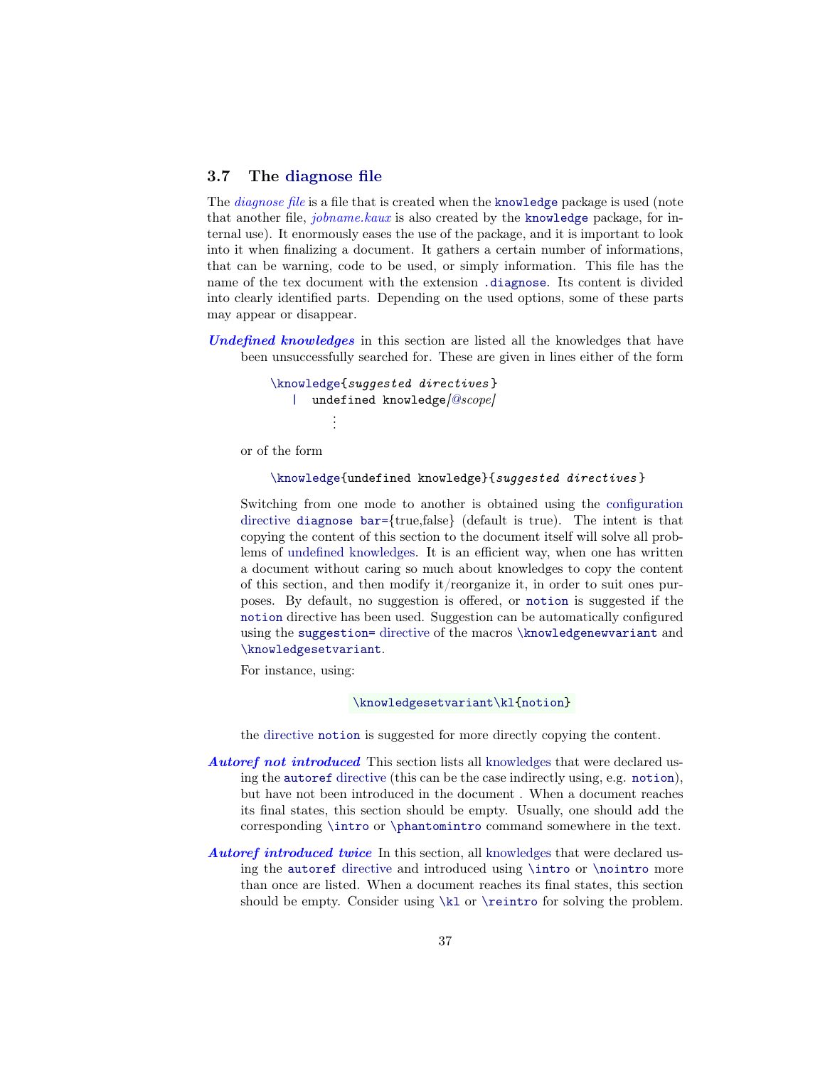### 3.7 The diagnose file

The *diagnose file* is a file that is created when the `knowledge` package is used (note that another file, *jobname.kaux* is also created by the `knowledge` package, for internal use). It enormously eases the use of the package, and it is important to look into it when finalizing a document. It gathers a certain number of informations, that can be warning, code to be used, or simply information. This file has the name of the tex document with the extension `.diagnose`. Its content is divided into clearly identified parts. Depending on the used options, some of these parts may appear or disappear.

***Undefined knowledges*** in this section are listed all the knowledges that have been unsuccessfully searched for. These are given in lines either of the form

```
\knowledge{suggested directives}
   |  undefined knowledge[@scope]
         ⋮
```

or of the form

```
\knowledge{undefined knowledge}{suggested directives}
```

Switching from one mode to another is obtained using the configuration directive `diagnose bar=`{true,false} (default is true). The intent is that copying the content of this section to the document itself will solve all problems of undefined knowledges. It is an efficient way, when one has written a document without caring so much about knowledges to copy the content of this section, and then modify it/reorganize it, in order to suit ones purposes. By default, no suggestion is offered, or `notion` is suggested if the `notion` directive has been used. Suggestion can be automatically configured using the `suggestion=` directive of the macros `\knowledgenewvariant` and `\knowledgesetvariant`.

For instance, using:

```
\knowledgesetvariant\kl{notion}
```

the directive `notion` is suggested for more directly copying the content.

***Autoref not introduced*** This section lists all knowledges that were declared using the `autoref` directive (this can be the case indirectly using, e.g. `notion`), but have not been introduced in the document . When a document reaches its final states, this section should be empty. Usually, one should add the corresponding `\intro` or `\phantomintro` command somewhere in the text.

***Autoref introduced twice*** In this section, all knowledges that were declared using the `autoref` directive and introduced using `\intro` or `\nointro` more than once are listed. When a document reaches its final states, this section should be empty. Consider using `\kl` or `\reintro` for solving the problem.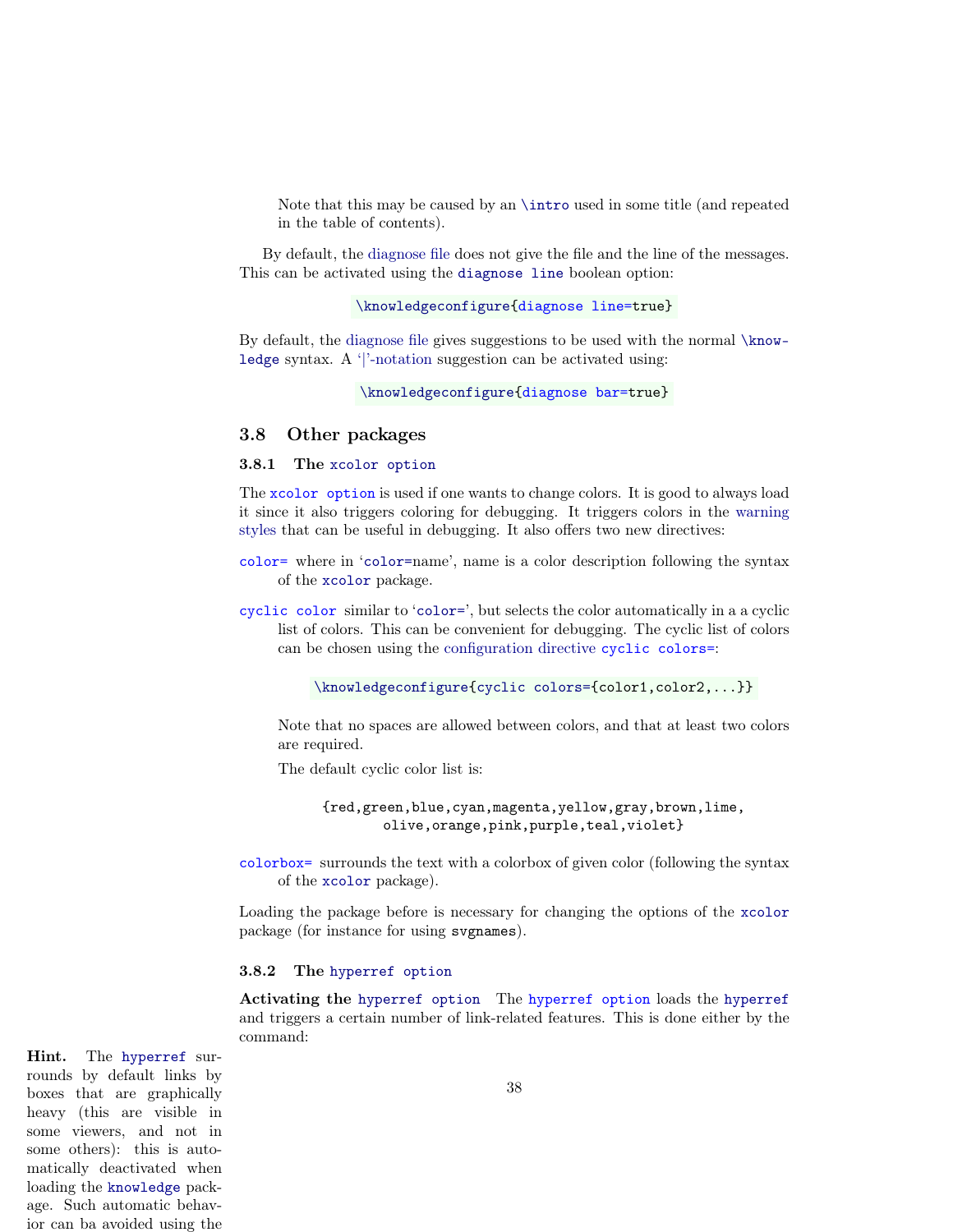Note that this may be caused by an `\intro` used in some title (and repeated in the table of contents).

By default, the diagnose file does not give the file and the line of the messages. This can be activated using the `diagnose line` boolean option:

```
\knowledgeconfigure{diagnose line=true}
```

By default, the diagnose file gives suggestions to be used with the normal `\knowledge` syntax. A '|'-notation suggestion can be activated using:

```
\knowledgeconfigure{diagnose bar=true}
```

## 3.8 Other packages

### 3.8.1 The `xcolor option`

The `xcolor option` is used if one wants to change colors. It is good to always load it since it also triggers coloring for debugging. It triggers colors in the warning styles that can be useful in debugging. It also offers two new directives:

`color=` where in '`color=`name', name is a color description following the syntax of the `xcolor` package.

`cyclic color` similar to '`color=`', but selects the color automatically in a a cyclic list of colors. This can be convenient for debugging. The cyclic list of colors can be chosen using the configuration directive `cyclic colors=`:

```
\knowledgeconfigure{cyclic colors={color1,color2,...}}
```

Note that no spaces are allowed between colors, and that at least two colors are required.

The default cyclic color list is:

```
{red,green,blue,cyan,magenta,yellow,gray,brown,lime,
        olive,orange,pink,purple,teal,violet}
```

`colorbox=` surrounds the text with a colorbox of given color (following the syntax of the `xcolor` package).

Loading the package before is necessary for changing the options of the `xcolor` package (for instance for using `svgnames`).

### 3.8.2 The `hyperref option`

**Activating the `hyperref option`** The `hyperref option` loads the `hyperref` and triggers a certain number of link-related features. This is done either by the command:

**Hint.** The `hyperref` surrounds by default links by boxes that are graphically heavy (this are visible in some viewers, and not in some others): this is automatically deactivated when loading the `knowledge` package. Such automatic behavior can ba avoided using the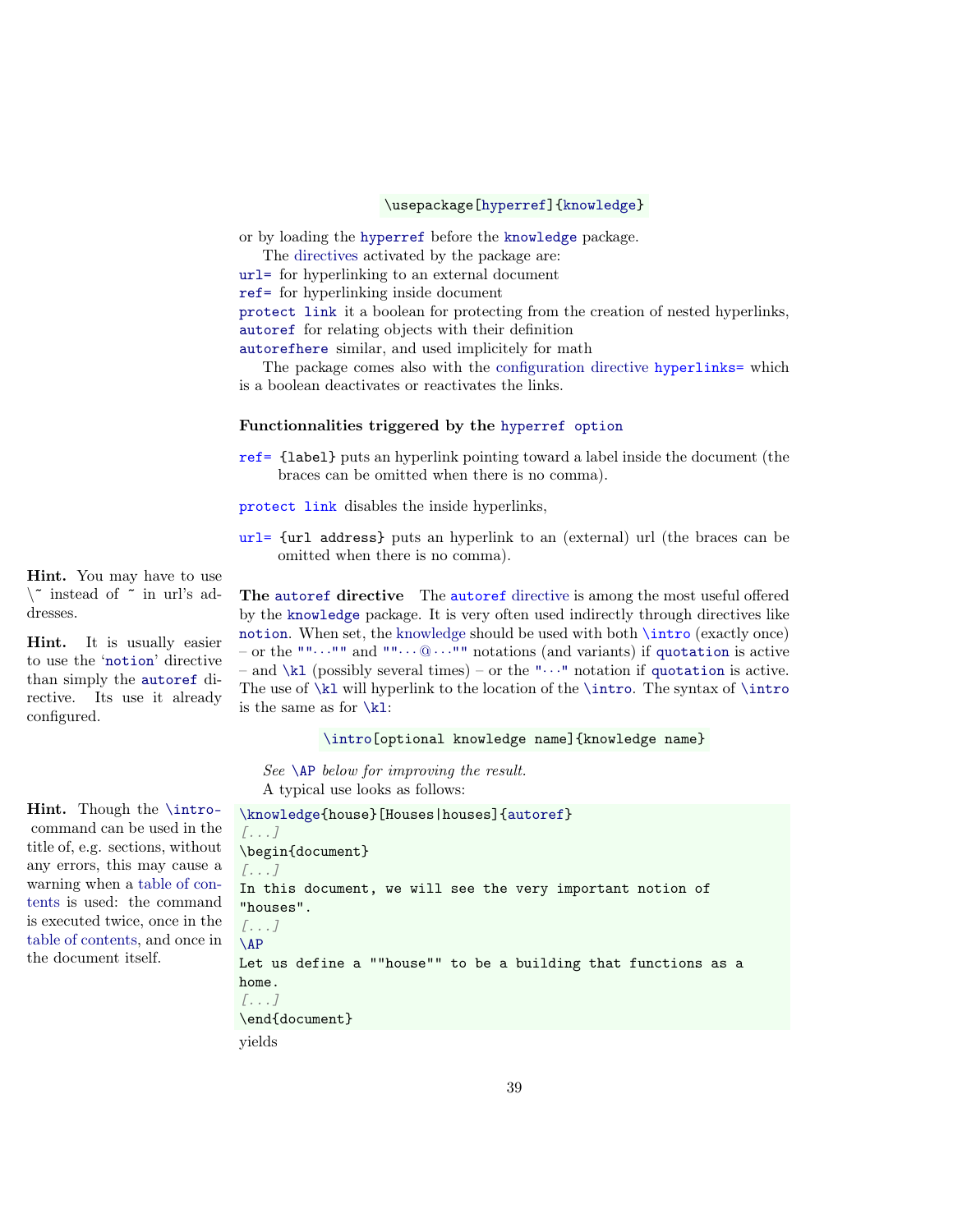```
\usepackage[hyperref]{knowledge}
```

or by loading the `hyperref` before the `knowledge` package.

The directives activated by the package are:
`url=` for hyperlinking to an external document
`ref=` for hyperlinking inside document
`protect link` it a boolean for protecting from the creation of nested hyperlinks,
`autoref` for relating objects with their definition
`autorefhere` similar, and used implicitely for math

The package comes also with the configuration directive `hyperlinks=` which is a boolean deactivates or reactivates the links.

**Functionnalities triggered by the `hyperref` `option`**

`ref=` `{label}` puts an hyperlink pointing toward a label inside the document (the braces can be omitted when there is no comma).

`protect link` disables the inside hyperlinks,

`url=` `{url address}` puts an hyperlink to an (external) url (the braces can be omitted when there is no comma).

**Hint.** You may have to use `\~` instead of `~` in url's addresses.

**The `autoref` directive** The `autoref` directive is among the most useful offered by the `knowledge` package. It is very often used indirectly through directives like `notion`. When set, the knowledge should be used with both `\intro` (exactly once) – or the `""···""` and `""···@···""` notations (and variants) if `quotation` is active – and `\kl` (possibly several times) – or the `"···"` notation if `quotation` is active. The use of `\kl` will hyperlink to the location of the `\intro`. The syntax of `\intro` is the same as for `\kl`:

**Hint.** It is usually easier to use the '`notion`' directive than simply the `autoref` directive. Its use it already configured.

```
\intro[optional knowledge name]{knowledge name}
```

*See `\AP` below for improving the result.*

A typical use looks as follows:

**Hint.** Though the `\intro` command can be used in the title of, e.g. sections, without any errors, this may cause a warning when a table of contents is used: the command is executed twice, once in the table of contents, and once in the document itself.

```
\knowledge{house}[Houses|houses]{autoref}
[...]
\begin{document}
[...]
In this document, we will see the very important notion of
"houses".
[...]
\AP
Let us define a ""house"" to be a building that functions as a
home.
[...]
\end{document}
```

yields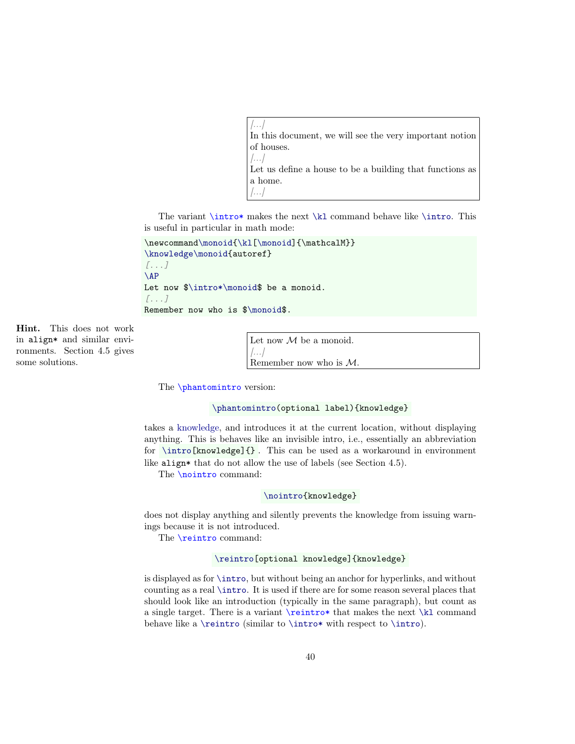> [...]
> In this document, we will see the very important notion of houses.
> [...]
> Let us define a house to be a building that functions as a home.
> [...]

The variant `\intro*` makes the next `\kl` command behave like `\intro`. This is useful in particular in math mode:

```
\newcommand\monoid{\kl[\monoid]{\mathcalM}}
\knowledge\monoid{autoref}
[...]
\AP
Let now $\intro*\monoid$ be a monoid.
[...]
Remember now who is $\monoid$.
```

**Hint.** This does not work in `align*` and similar environments. Section 4.5 gives some solutions.

> Let now $\mathcal{M}$ be a monoid.
> [...]
> Remember now who is $\mathcal{M}$.

The `\phantomintro` version:

```
\phantomintro(optional label){knowledge}
```

takes a knowledge, and introduces it at the current location, without displaying anything. This is behaves like an invisible intro, i.e., essentially an abbreviation for `\intro[knowledge]{}`. This can be used as a workaround in environment like `align*` that do not allow the use of labels (see Section 4.5).

The `\nointro` command:

```
\nointro{knowledge}
```

does not display anything and silently prevents the knowledge from issuing warnings because it is not introduced.

The `\reintro` command:

```
\reintro[optional knowledge]{knowledge}
```

is displayed as for `\intro`, but without being an anchor for hyperlinks, and without counting as a real `\intro`. It is used if there are for some reason several places that should look like an introduction (typically in the same paragraph), but count as a single target. There is a variant `\reintro*` that makes the next `\kl` command behave like a `\reintro` (similar to `\intro*` with respect to `\intro`).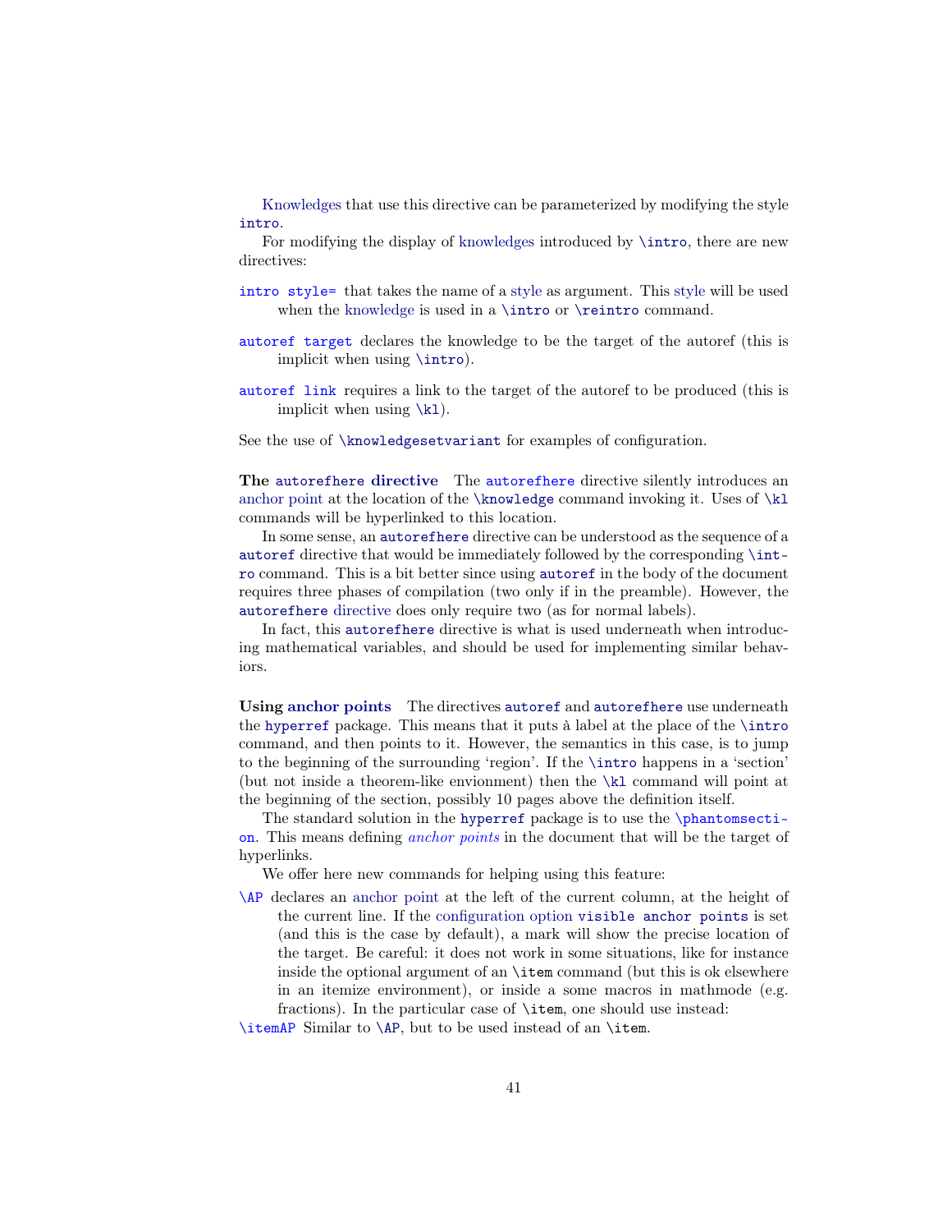Knowledges that use this directive can be parameterized by modifying the style `intro`.

For modifying the display of knowledges introduced by `\intro`, there are new directives:

`intro style=` that takes the name of a style as argument. This style will be used when the knowledge is used in a `\intro` or `\reintro` command.

`autoref target` declares the knowledge to be the target of the autoref (this is implicit when using `\intro`).

`autoref link` requires a link to the target of the autoref to be produced (this is implicit when using `\kl`).

See the use of `\knowledgesetvariant` for examples of configuration.

**The `autorefhere` directive** The `autorefhere` directive silently introduces an anchor point at the location of the `\knowledge` command invoking it. Uses of `\kl` commands will be hyperlinked to this location.

In some sense, an `autorefhere` directive can be understood as the sequence of a `autoref` directive that would be immediately followed by the corresponding `\intro` command. This is a bit better since using `autoref` in the body of the document requires three phases of compilation (two only if in the preamble). However, the `autorefhere` directive does only require two (as for normal labels).

In fact, this `autorefhere` directive is what is used underneath when introducing mathematical variables, and should be used for implementing similar behaviors.

**Using anchor points** The directives `autoref` and `autorefhere` use underneath the `hyperref` package. This means that it puts à label at the place of the `\intro` command, and then points to it. However, the semantics in this case, is to jump to the beginning of the surrounding 'region'. If the `\intro` happens in a 'section' (but not inside a theorem-like envionment) then the `\kl` command will point at the beginning of the section, possibly 10 pages above the definition itself.

The standard solution in the `hyperref` package is to use the `\phantomsection`. This means defining *anchor points* in the document that will be the target of hyperlinks.

We offer here new commands for helping using this feature:

`\AP` declares an anchor point at the left of the current column, at the height of the current line. If the configuration option `visible anchor points` is set (and this is the case by default), a mark will show the precise location of the target. Be careful: it does not work in some situations, like for instance inside the optional argument of an `\item` command (but this is ok elsewhere in an itemize environment), or inside a some macros in mathmode (e.g. fractions). In the particular case of `\item`, one should use instead:

`\itemAP` Similar to `\AP`, but to be used instead of an `\item`.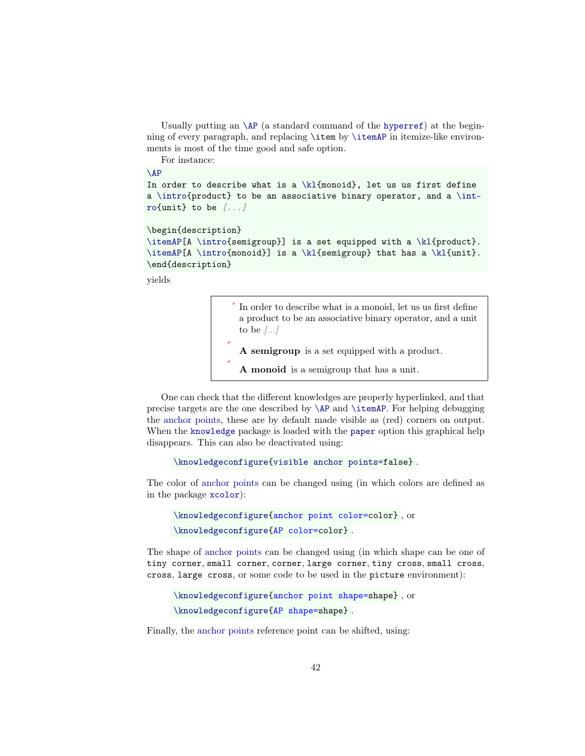Usually putting an `\AP` (a standard command of the `hyperref`) at the beginning of every paragraph, and replacing `\item` by `\itemAP` in itemize-like environments is most of the time good and safe option.

For instance:

```
\AP
In order to describe what is a \kl{monoid}, let us us first define
a \intro{product} to be an associative binary operator, and a \int-
ro{unit} to be [...]

\begin{description}
\itemAP[A \intro{semigroup}] is a set equipped with a \kl{product}.
\itemAP[A \intro{monoid}] is a \kl{semigroup} that has a \kl{unit}.
\end{description}
```

yields

> ⌜ In order to describe what is a monoid, let us us first define a product to be an associative binary operator, and a unit to be [...]
>
> ⌜ **A semigroup** is a set equipped with a product.
>
> ⌜ **A monoid** is a semigroup that has a unit.

One can check that the different knowledges are properly hyperlinked, and that precise targets are the one described by `\AP` and `\itemAP`. For helping debugging the anchor points, these are by default made visible as (red) corners on output. When the `knowledge` package is loaded with the `paper` option this graphical help disappears. This can also be deactivated using:

`\knowledgeconfigure{visible anchor points=false}` .

The color of anchor points can be changed using (in which colors are defined as in the package `xcolor`):

`\knowledgeconfigure{anchor point color=color}` , or

`\knowledgeconfigure{AP color=color}` .

The shape of anchor points can be changed using (in which shape can be one of `tiny corner`, `small corner`, `corner`, `large corner`, `tiny cross`, `small cross`, `cross`, `large cross`, or some code to be used in the `picture` environment):

`\knowledgeconfigure{anchor point shape=shape}` , or

`\knowledgeconfigure{AP shape=shape}` .

Finally, the anchor points reference point can be shifted, using: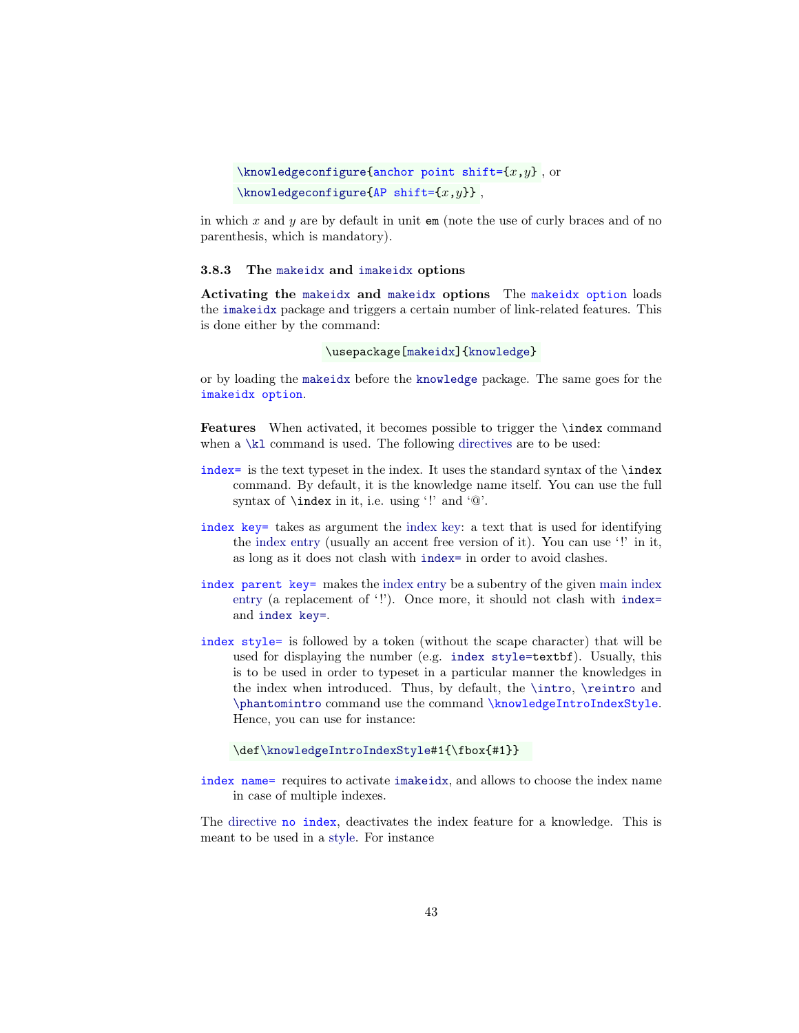`\knowledgeconfigure{anchor point shift={x,y}` , or

`\knowledgeconfigure{AP shift={x,y}}` ,

in which $x$ and $y$ are by default in unit `em` (note the use of curly braces and of no parenthesis, which is mandatory).

### 3.8.3 The `makeidx` and `imakeidx` options

**Activating the `makeidx` and `makeidx` options** The `makeidx` `option` loads the `imakeidx` package and triggers a certain number of link-related features. This is done either by the command:

```
\usepackage[makeidx]{knowledge}
```

or by loading the `makeidx` before the `knowledge` package. The same goes for the `imakeidx option`.

**Features** When activated, it becomes possible to trigger the `\index` command when a `\kl` command is used. The following directives are to be used:

`index=` is the text typeset in the index. It uses the standard syntax of the `\index` command. By default, it is the knowledge name itself. You can use the full syntax of `\index` in it, i.e. using '!' and '@'.

`index key=` takes as argument the index key: a text that is used for identifying the index entry (usually an accent free version of it). You can use '!' in it, as long as it does not clash with `index=` in order to avoid clashes.

`index parent key=` makes the index entry be a subentry of the given main index entry (a replacement of '!'). Once more, it should not clash with `index=` and `index key=`.

`index style=` is followed by a token (without the scape character) that will be used for displaying the number (e.g. `index style=textbf`). Usually, this is to be used in order to typeset in a particular manner the knowledges in the index when introduced. Thus, by default, the `\intro`, `\reintro` and `\phantomintro` command use the command `\knowledgeIntroIndexStyle`. Hence, you can use for instance:

```
\def\knowledgeIntroIndexStyle#1{\fbox{#1}}
```

`index name=` requires to activate `imakeidx`, and allows to choose the index name in case of multiple indexes.

The directive `no index`, deactivates the index feature for a knowledge. This is meant to be used in a style. For instance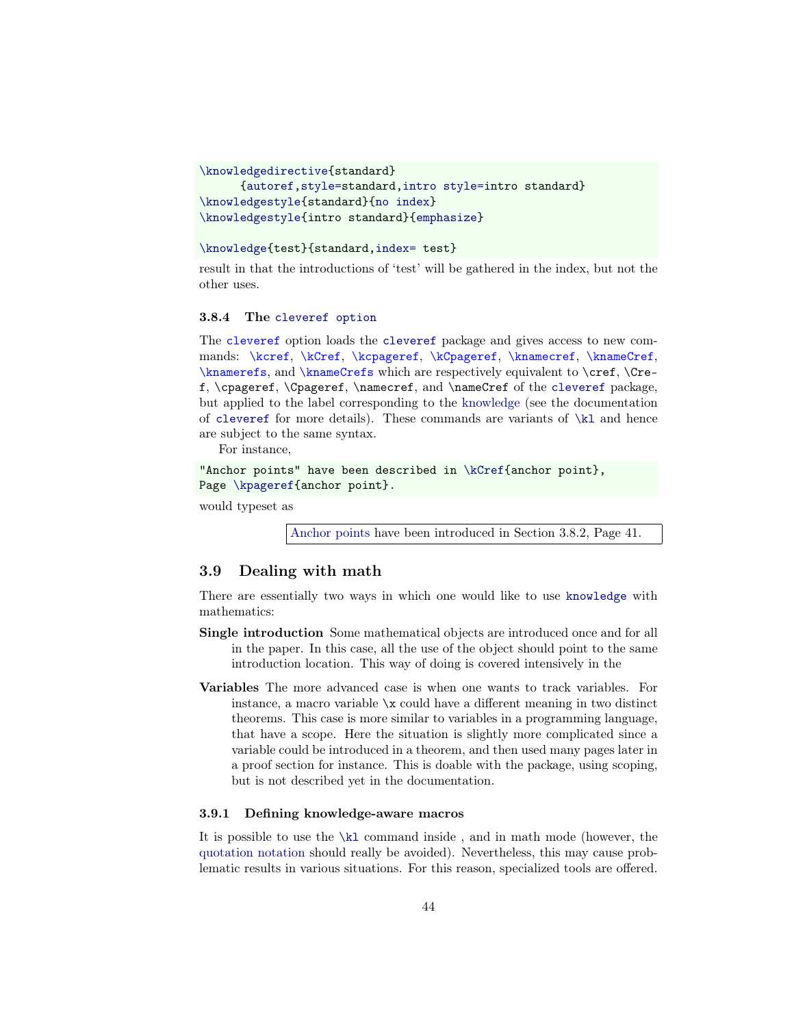```
\knowledgedirective{standard}
      {autoref,style=standard,intro style=intro standard}
\knowledgestyle{standard}{no index}
\knowledgestyle{intro standard}{emphasize}

\knowledge{test}{standard,index= test}
```

result in that the introductions of 'test' will be gathered in the index, but not the other uses.

### 3.8.4 The `cleveref` option

The `cleveref` option loads the `cleveref` package and gives access to new commands: `\kcref`, `\kCref`, `\kcpageref`, `\kCpageref`, `\knamecref`, `\knameCref`, `\knamerefs`, and `\knameCrefs` which are respectively equivalent to `\cref`, `\Cref`, `\cpageref`, `\Cpageref`, `\namecref`, and `\nameCref` of the `cleveref` package, but applied to the label corresponding to the knowledge (see the documentation of `cleveref` for more details). These commands are variants of `\kl` and hence are subject to the same syntax.

For instance,

```
"Anchor points" have been described in \kCref{anchor point},
Page \kpageref{anchor point}.
```

would typeset as

> Anchor points have been introduced in Section 3.8.2, Page 41.

## 3.9 Dealing with math

There are essentially two ways in which one would like to use `knowledge` with mathematics:

**Single introduction** Some mathematical objects are introduced once and for all in the paper. In this case, all the use of the object should point to the same introduction location. This way of doing is covered intensively in the

**Variables** The more advanced case is when one wants to track variables. For instance, a macro variable `\x` could have a different meaning in two distinct theorems. This case is more similar to variables in a programming language, that have a scope. Here the situation is slightly more complicated since a variable could be introduced in a theorem, and then used many pages later in a proof section for instance. This is doable with the package, using scoping, but is not described yet in the documentation.

### 3.9.1 Defining knowledge-aware macros

It is possible to use the `\kl` command inside , and in math mode (however, the quotation notation should really be avoided). Nevertheless, this may cause problematic results in various situations. For this reason, specialized tools are offered.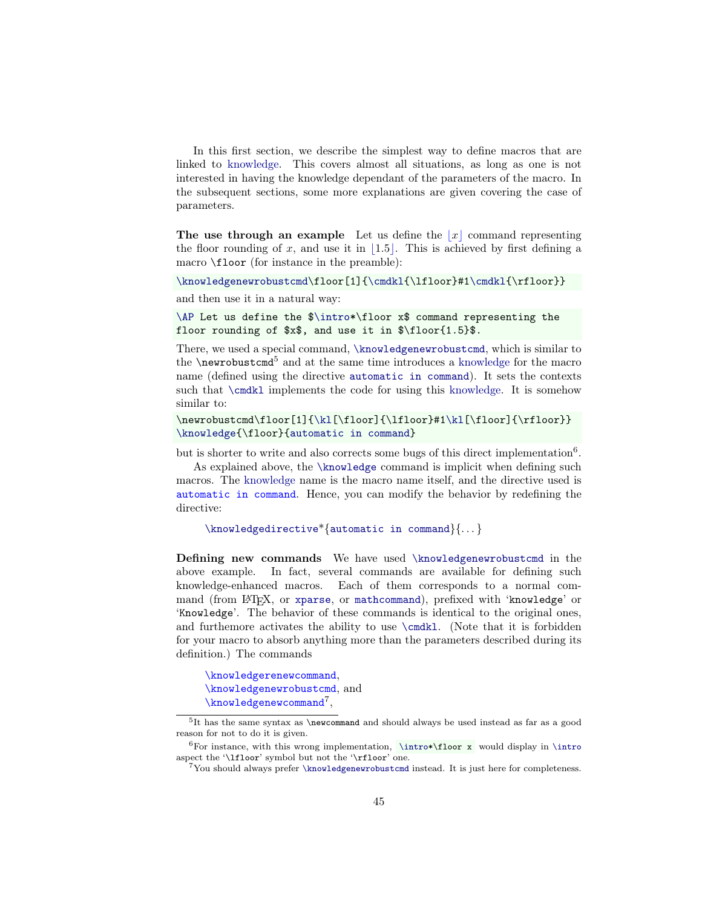In this first section, we describe the simplest way to define macros that are linked to knowledge. This covers almost all situations, as long as one is not interested in having the knowledge dependant of the parameters of the macro. In the subsequent sections, some more explanations are given covering the case of parameters.

**The use through an example** Let us define the $\lfloor x \rfloor$ command representing the floor rounding of $x$, and use it in $\lfloor 1.5 \rfloor$. This is achieved by first defining a macro `\floor` (for instance in the preamble):

```
\knowledgenewrobustcmd\floor[1]{\cmdkl{\lfloor}#1\cmdkl{\rfloor}}
```

and then use it in a natural way:

```
\AP Let us define the $\intro*\floor x$ command representing the
floor rounding of $x$, and use it in $\floor{1.5}$.
```

There, we used a special command, `\knowledgenewrobustcmd`, which is similar to the `\newrobustcmd`[5] and at the same time introduces a knowledge for the macro name (defined using the directive `automatic in command`). It sets the contexts such that `\cmdkl` implements the code for using this knowledge. It is somehow similar to:

```
\newrobustcmd\floor[1]{\kl[\floor]{\lfloor}#1\kl[\floor]{\rfloor}}
\knowledge{\floor}{automatic in command}
```

but is shorter to write and also corrects some bugs of this direct implementation[6].

As explained above, the `\knowledge` command is implicit when defining such macros. The knowledge name is the macro name itself, and the directive used is `automatic in command`. Hence, you can modify the behavior by redefining the directive:

> `\knowledgedirective`*{`automatic in command`}{...}

**Defining new commands** We have used `\knowledgenewrobustcmd` in the above example. In fact, several commands are available for defining such knowledge-enhanced macros. Each of them corresponds to a normal command (from LaTeX, or `xparse`, or `mathcommand`), prefixed with '`knowledge`' or '`Knowledge`'. The behavior of these commands is identical to the original ones, and furthemore activates the ability to use `\cmdkl`. (Note that it is forbidden for your macro to absorb anything more than the parameters described during its definition.) The commands

> `\knowledgerenewcommand`,
> `\knowledgenewrobustcmd`, and
> `\knowledgenewcommand`[7],

---

[5] It has the same syntax as `\newcommand` and should always be used instead as far as a good reason for not to do it is given.

[6] For instance, with this wrong implementation, `\intro*\floor x` would display in `\intro` aspect the '`\lfloor`' symbol but not the '`\rfloor`' one.

[7] You should always prefer `\knowledgenewrobustcmd` instead. It is just here for completeness.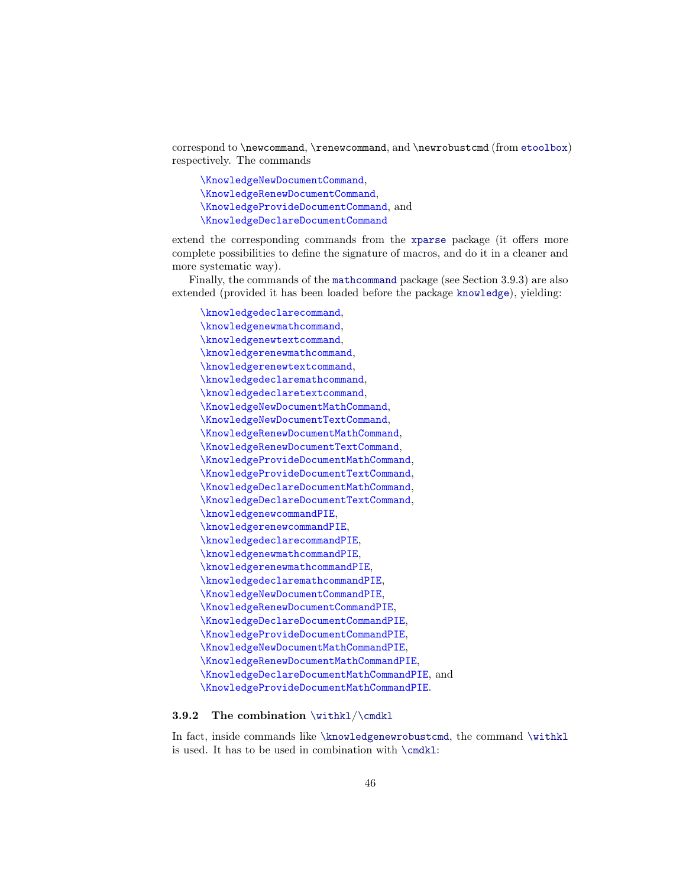correspond to `\newcommand`, `\renewcommand`, and `\newrobustcmd` (from etoolbox) respectively. The commands

> `\KnowledgeNewDocumentCommand`,
> `\KnowledgeRenewDocumentCommand`,
> `\KnowledgeProvideDocumentCommand`, and
> `\KnowledgeDeclareDocumentCommand`

extend the corresponding commands from the xparse package (it offers more complete possibilities to define the signature of macros, and do it in a cleaner and more systematic way).

Finally, the commands of the mathcommand package (see Section 3.9.3) are also extended (provided it has been loaded before the package knowledge), yielding:

> `\knowledgedeclarecommand`,
> `\knowledgenewmathcommand`,
> `\knowledgenewtextcommand`,
> `\knowledgerenewmathcommand`,
> `\knowledgerenewtextcommand`,
> `\knowledgedeclaremathcommand`,
> `\knowledgedeclaretextcommand`,
> `\KnowledgeNewDocumentMathCommand`,
> `\KnowledgeNewDocumentTextCommand`,
> `\KnowledgeRenewDocumentMathCommand`,
> `\KnowledgeRenewDocumentTextCommand`,
> `\KnowledgeProvideDocumentMathCommand`,
> `\KnowledgeProvideDocumentTextCommand`,
> `\KnowledgeDeclareDocumentMathCommand`,
> `\KnowledgeDeclareDocumentTextCommand`,
> `\knowledgenewcommandPIE`,
> `\knowledgerenewcommandPIE`,
> `\knowledgedeclarecommandPIE`,
> `\knowledgenewmathcommandPIE`,
> `\knowledgerenewmathcommandPIE`,
> `\knowledgedeclaremathcommandPIE`,
> `\KnowledgeNewDocumentCommandPIE`,
> `\KnowledgeRenewDocumentCommandPIE`,
> `\KnowledgeDeclareDocumentCommandPIE`,
> `\KnowledgeProvideDocumentCommandPIE`,
> `\KnowledgeNewDocumentMathCommandPIE`,
> `\KnowledgeRenewDocumentMathCommandPIE`,
> `\KnowledgeDeclareDocumentMathCommandPIE`, and
> `\KnowledgeProvideDocumentMathCommandPIE`.

#### 3.9.2 The combination `\withkl`/`\cmdkl`

In fact, inside commands like `\knowledgenewrobustcmd`, the command `\withkl` is used. It has to be used in combination with `\cmdkl`: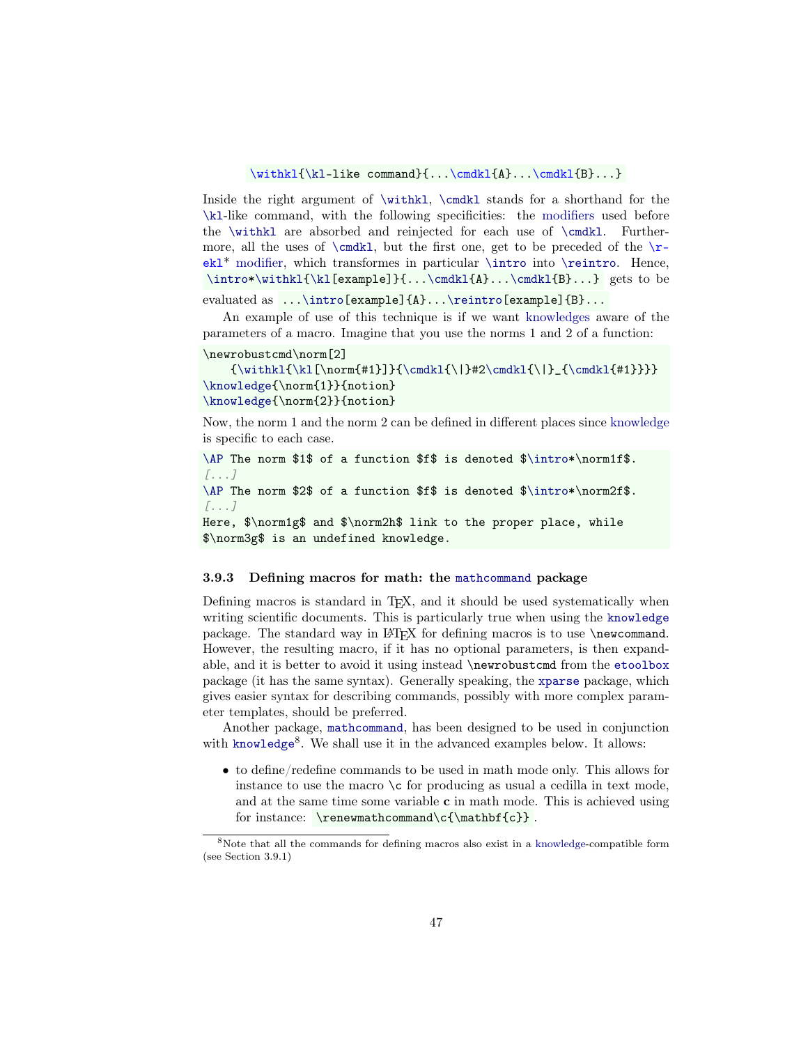```
\withkl{\kl-like command}{...\cmdkl{A}...\cmdkl{B}...}
```

Inside the right argument of `\withkl`, `\cmdkl` stands for a shorthand for the `\kl`-like command, with the following specificities: the modifiers used before the `\withkl` are absorbed and reinjected for each use of `\cmdkl`. Furthermore, all the uses of `\cmdkl`, but the first one, get to be preceded of the `\reekl*` modifier, which transformes in particular `\intro` into `\reintro`. Hence, `\intro*\withkl{\kl[example]}{...\cmdkl{A}...\cmdkl{B}...}` gets to be evaluated as `...\intro[example]{A}...\reintro[example]{B}...`

An example of use of this technique is if we want knowledges aware of the parameters of a macro. Imagine that you use the norms 1 and 2 of a function:

```
\newrobustcmd\norm[2]
    {\withkl{\kl[\norm{#1}]}{\cmdkl{\|}#2\cmdkl{\|}_{\cmdkl{#1}}}}
\knowledge{\norm{1}}{notion}
\knowledge{\norm{2}}{notion}
```

Now, the norm 1 and the norm 2 can be defined in different places since knowledge is specific to each case.

```
\AP The norm $1$ of a function $f$ is denoted $\intro*\norm1f$.
[...]
\AP The norm $2$ of a function $f$ is denoted $\intro*\norm2f$.
[...]
Here, $\norm1g$ and $\norm2h$ link to the proper place, while
$\norm3g$ is an undefined knowledge.
```

### 3.9.3 Defining macros for math: the `mathcommand` package

Defining macros is standard in TeX, and it should be used systematically when writing scientific documents. This is particularly true when using the `knowledge` package. The standard way in LaTeX for defining macros is to use `\newcommand`. However, the resulting macro, if it has no optional parameters, is then expandable, and it is better to avoid it using instead `\newrobustcmd` from the `etoolbox` package (it has the same syntax). Generally speaking, the `xparse` package, which gives easier syntax for describing commands, possibly with more complex parameter templates, should be preferred.

Another package, `mathcommand`, has been designed to be used in conjunction with `knowledge`[8]. We shall use it in the advanced examples below. It allows:

- to define/redefine commands to be used in math mode only. This allows for instance to use the macro `\c` for producing as usual a cedilla in text mode, and at the same time some variable **c** in math mode. This is achieved using for instance: `\renewmathcommand\c{\mathbf{c}}`.

[8] Note that all the commands for defining macros also exist in a knowledge-compatible form (see Section 3.9.1)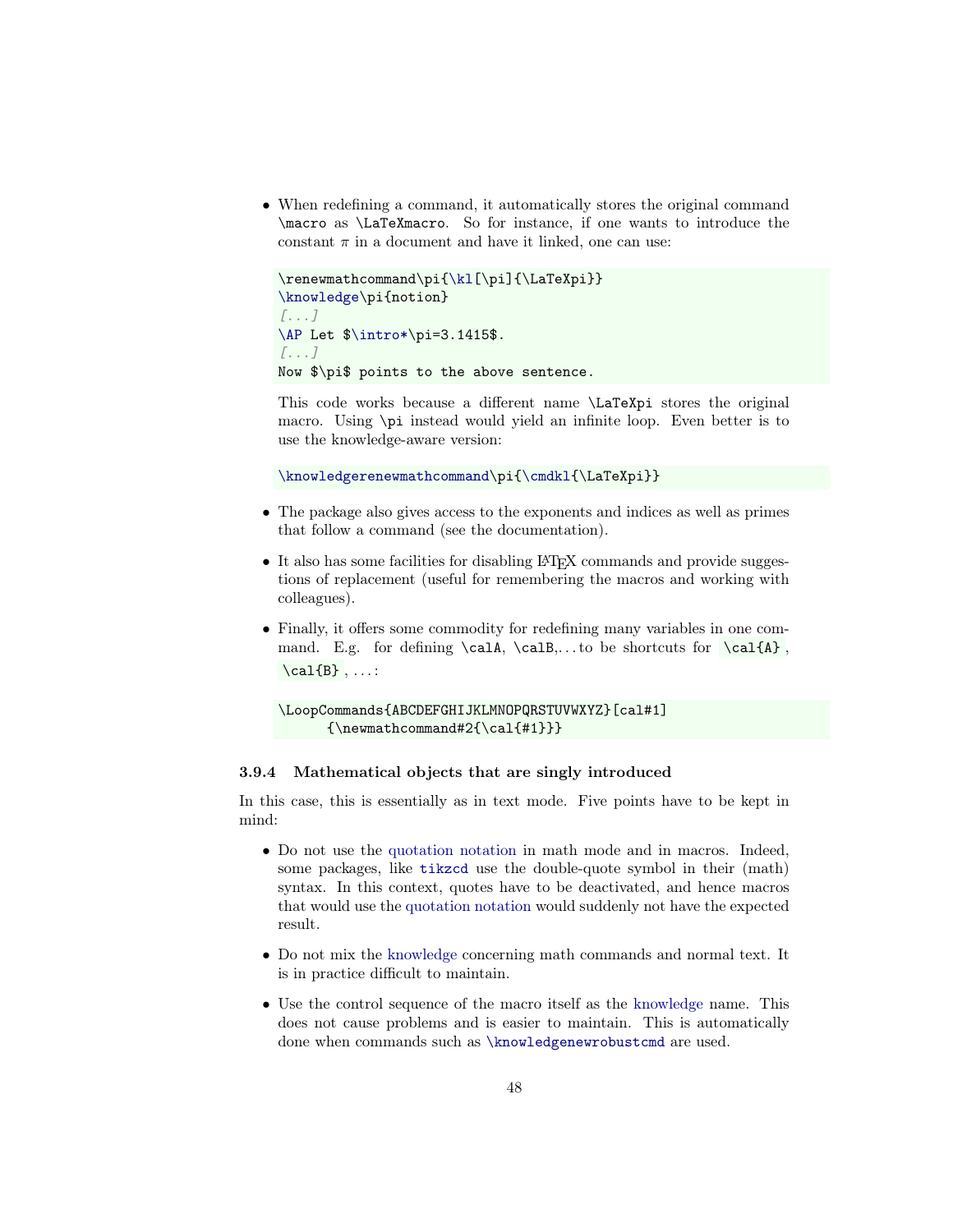- When redefining a command, it automatically stores the original command `\macro` as `\LaTeXmacro`. So for instance, if one wants to introduce the constant $\pi$ in a document and have it linked, one can use:

```
\renewmathcommand\pi{\kl[\pi]{\LaTeXpi}}
\knowledge\pi{notion}
[...]
\AP Let $\intro*\pi=3.1415$.
[...]
Now $\pi$ points to the above sentence.
```

  This code works because a different name `\LaTeXpi` stores the original macro. Using `\pi` instead would yield an infinite loop. Even better is to use the knowledge-aware version:

```
\knowledgerenewmathcommand\pi{\cmdkl{\LaTeXpi}}
```

- The package also gives access to the exponents and indices as well as primes that follow a command (see the documentation).

- It also has some facilities for disabling LaTeX commands and provide suggestions of replacement (useful for remembering the macros and working with colleagues).

- Finally, it offers some commodity for redefining many variables in one command. E.g. for defining `\calA`, `\calB`,...to be shortcuts for `\cal{A}`, `\cal{B}`, ...:

```
\LoopCommands{ABCDEFGHIJKLMNOPQRSTUVWXYZ}[cal#1]
      {\newmathcommand#2{\cal{#1}}}
```

### 3.9.4 Mathematical objects that are singly introduced

In this case, this is essentially as in text mode. Five points have to be kept in mind:

- Do not use the quotation notation in math mode and in macros. Indeed, some packages, like `tikzcd` use the double-quote symbol in their (math) syntax. In this context, quotes have to be deactivated, and hence macros that would use the quotation notation would suddenly not have the expected result.

- Do not mix the knowledge concerning math commands and normal text. It is in practice difficult to maintain.

- Use the control sequence of the macro itself as the knowledge name. This does not cause problems and is easier to maintain. This is automatically done when commands such as `\knowledgenewrobustcmd` are used.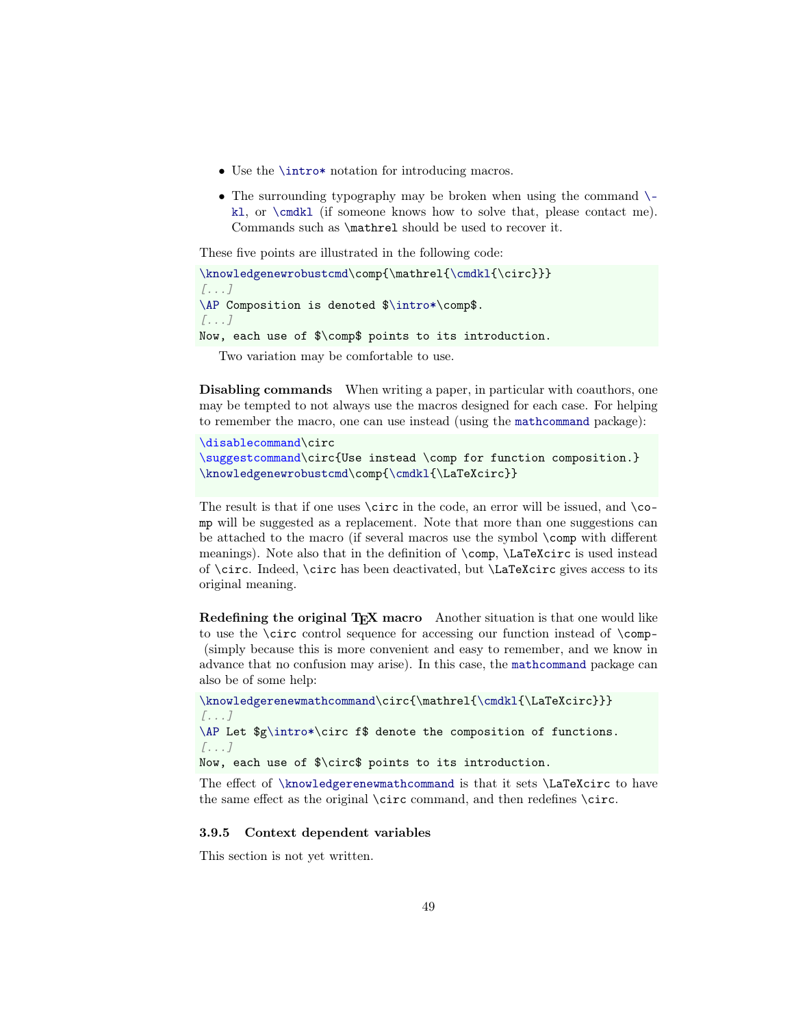- Use the `\intro*` notation for introducing macros.
- The surrounding typography may be broken when using the command `\kl`, or `\cmdkl` (if someone knows how to solve that, please contact me). Commands such as `\mathrel` should be used to recover it.

These five points are illustrated in the following code:

```
\knowledgenewrobustcmd\comp{\mathrel{\cmdkl{\circ}}}
[...]
\AP Composition is denoted $\intro*\comp$.
[...]
Now, each use of $\comp$ points to its introduction.
```

Two variation may be comfortable to use.

**Disabling commands** When writing a paper, in particular with coauthors, one may be tempted to not always use the macros designed for each case. For helping to remember the macro, one can use instead (using the `mathcommand` package):

```
\disablecommand\circ
\suggestcommand\circ{Use instead \comp for function composition.}
\knowledgenewrobustcmd\comp{\cmdkl{\LaTeXcirc}}
```

The result is that if one uses `\circ` in the code, an error will be issued, and `\comp` will be suggested as a replacement. Note that more than one suggestions can be attached to the macro (if several macros use the symbol `\comp` with different meanings). Note also that in the definition of `\comp`, `\LaTeXcirc` is used instead of `\circ`. Indeed, `\circ` has been deactivated, but `\LaTeXcirc` gives access to its original meaning.

**Redefining the original TEX macro** Another situation is that one would like to use the `\circ` control sequence for accessing our function instead of `\comp` (simply because this is more convenient and easy to remember, and we know in advance that no confusion may arise). In this case, the `mathcommand` package can also be of some help:

```
\knowledgerenewmathcommand\circ{\mathrel{\cmdkl{\LaTeXcirc}}}
[...]
\AP Let $g\intro*\circ f$ denote the composition of functions.
[...]
Now, each use of $\circ$ points to its introduction.
```

The effect of `\knowledgerenewmathcommand` is that it sets `\LaTeXcirc` to have the same effect as the original `\circ` command, and then redefines `\circ`.

### 3.9.5 Context dependent variables

This section is not yet written.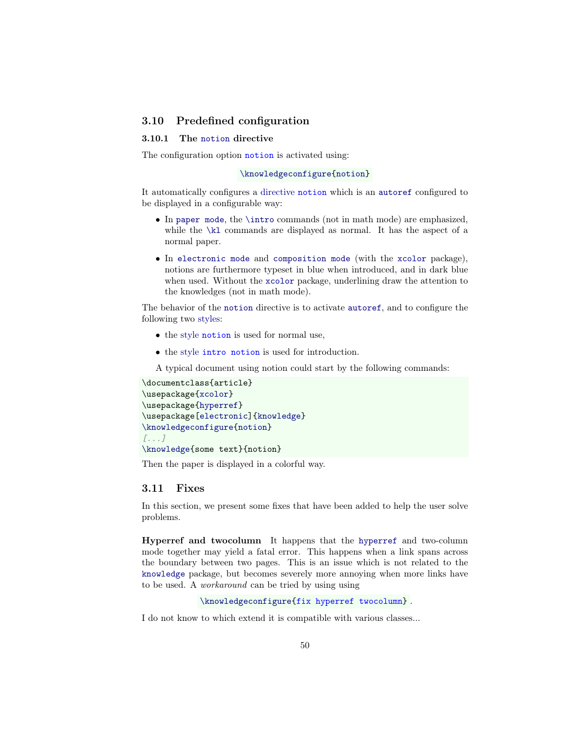## 3.10 Predefined configuration

### 3.10.1 The `notion` directive

The configuration option `notion` is activated using:

```
\knowledgeconfigure{notion}
```

It automatically configures a directive `notion` which is an `autoref` configured to be displayed in a configurable way:

- In `paper mode`, the `\intro` commands (not in math mode) are emphasized, while the `\kl` commands are displayed as normal. It has the aspect of a normal paper.
- In `electronic mode` and `composition mode` (with the `xcolor` package), notions are furthermore typeset in blue when introduced, and in dark blue when used. Without the `xcolor` package, underlining draw the attention to the knowledges (not in math mode).

The behavior of the `notion` directive is to activate `autoref`, and to configure the following two styles:

- the style `notion` is used for normal use,
- the style `intro notion` is used for introduction.

A typical document using notion could start by the following commands:

```
\documentclass{article}
\usepackage{xcolor}
\usepackage{hyperref}
\usepackage[electronic]{knowledge}
\knowledgeconfigure{notion}
[...]
\knowledge{some text}{notion}
```

Then the paper is displayed in a colorful way.

## 3.11 Fixes

In this section, we present some fixes that have been added to help the user solve problems.

**Hyperref and twocolumn** It happens that the `hyperref` and two-column mode together may yield a fatal error. This happens when a link spans across the boundary between two pages. This is an issue which is not related to the `knowledge` package, but becomes severely more annoying when more links have to be used. A *workaround* can be tried by using using

```
\knowledgeconfigure{fix hyperref twocolumn}
```
.

I do not know to which extend it is compatible with various classes...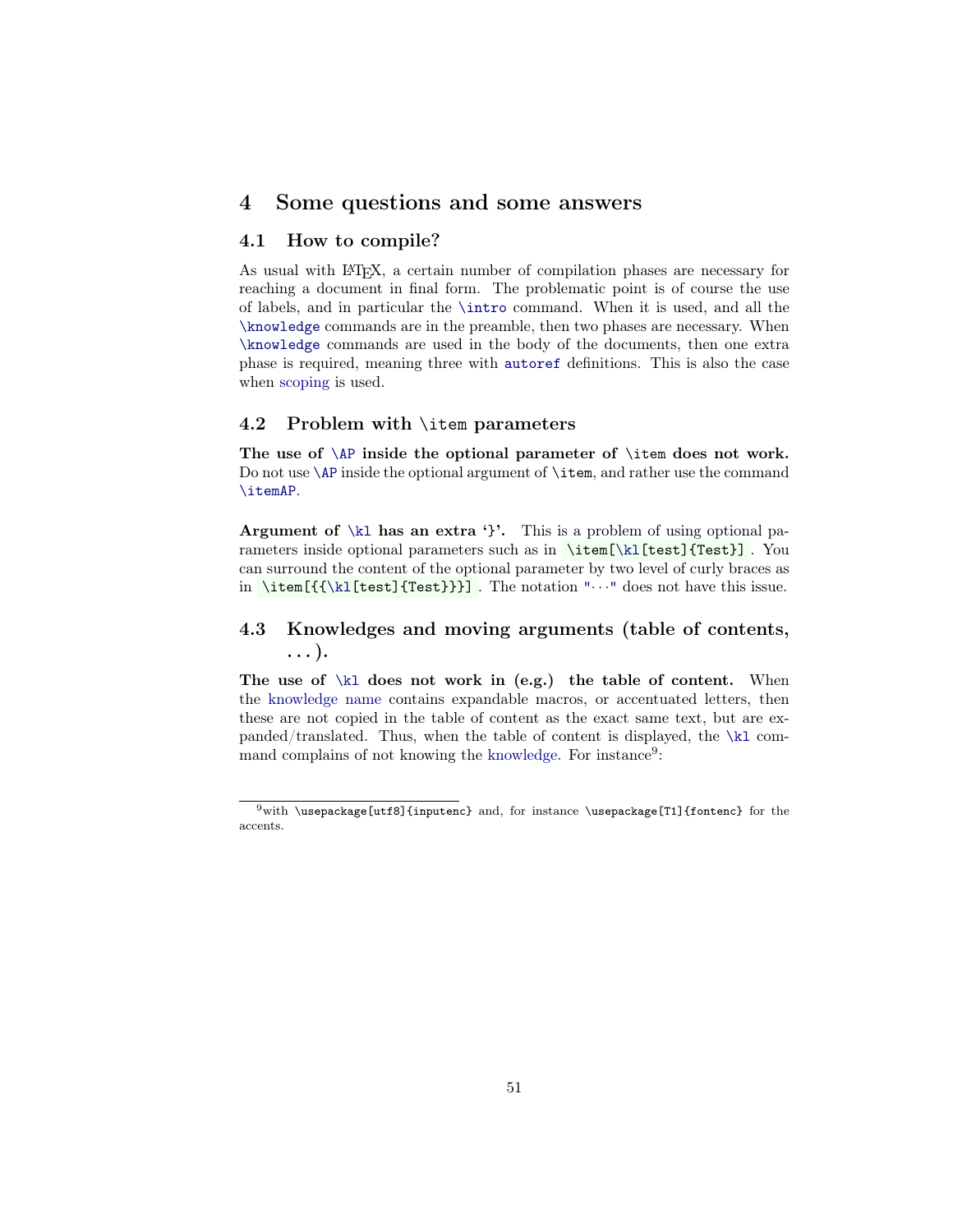# 4 Some questions and some answers

## 4.1 How to compile?

As usual with LaTeX, a certain number of compilation phases are necessary for reaching a document in final form. The problematic point is of course the use of labels, and in particular the `\intro` command. When it is used, and all the `\knowledge` commands are in the preamble, then two phases are necessary. When `\knowledge` commands are used in the body of the documents, then one extra phase is required, meaning three with `autoref` definitions. This is also the case when scoping is used.

## 4.2 Problem with `\item` parameters

**The use of `\AP` inside the optional parameter of `\item` does not work.** Do not use `\AP` inside the optional argument of `\item`, and rather use the command `\itemAP`.

**Argument of `\kl` has an extra '}'.** This is a problem of using optional parameters inside optional parameters such as in `\item[\kl[test]{Test}]`. You can surround the content of the optional parameter by two level of curly braces as in `\item[{{\kl[test]{Test}}}]`. The notation `"···"` does not have this issue.

## 4.3 Knowledges and moving arguments (table of contents, ...).

**The use of `\kl` does not work in (e.g.) the table of content.** When the knowledge name contains expandable macros, or accentuated letters, then these are not copied in the table of content as the exact same text, but are expanded/translated. Thus, when the table of content is displayed, the `\kl` command complains of not knowing the knowledge. For instance[9]:

[9] with `\usepackage[utf8]{inputenc}` and, for instance `\usepackage[T1]{fontenc}` for the accents.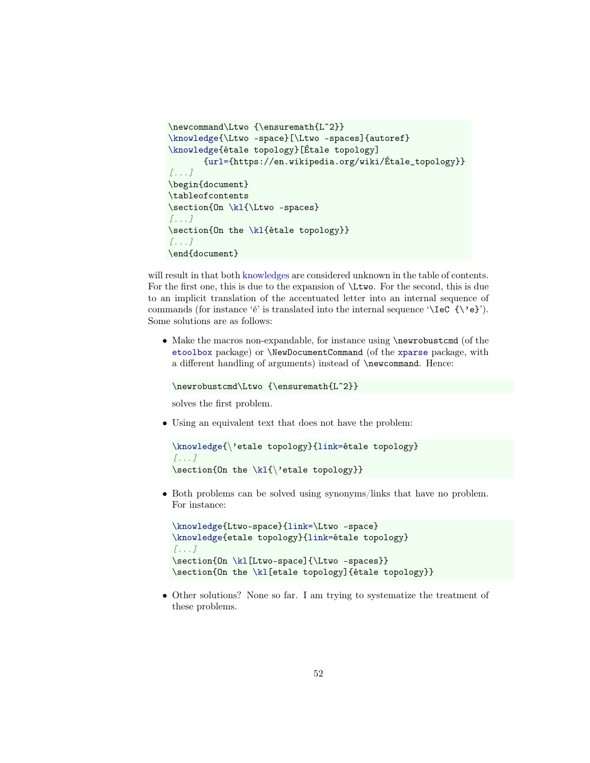```
\newcommand\Ltwo {\ensuremath{L^2}}
\knowledge{\Ltwo -space}[\Ltwo -spaces]{autoref}
\knowledge{étale topology}[Étale topology]
       {url={https://en.wikipedia.org/wiki/Étale_topology}}
[...]
\begin{document}
\tableofcontents
\section{On \kl{\Ltwo -spaces}
[...]
\section{On the \kl{étale topology}}
[...]
\end{document}
```

will result in that both knowledges are considered unknown in the table of contents. For the first one, this is due to the expansion of `\Ltwo`. For the second, this is due to an implicit translation of the accentuated letter into an internal sequence of commands (for instance 'é' is translated into the internal sequence '`\IeC {\'e}`'). Some solutions are as follows:

- Make the macros non-expandable, for instance using `\newrobustcmd` (of the etoolbox package) or `\NewDocumentCommand` (of the xparse package, with a different handling of arguments) instead of `\newcommand`. Hence:

  ```
  \newrobustcmd\Ltwo {\ensuremath{L^2}}
  ```

  solves the first problem.

- Using an equivalent text that does not have the problem:

  ```
  \knowledge{\'etale topology}{link=étale topology}
  [...]
  \section{On the \kl{\'etale topology}}
  ```

- Both problems can be solved using synonyms/links that have no problem. For instance:

  ```
  \knowledge{Ltwo-space}{link=\Ltwo -space}
  \knowledge{etale topology}{link=étale topology}
  [...]
  \section{On \kl[Ltwo-space]{\Ltwo -spaces}}
  \section{On the \kl[etale topology]{étale topology}}
  ```

- Other solutions? None so far. I am trying to systematize the treatment of these problems.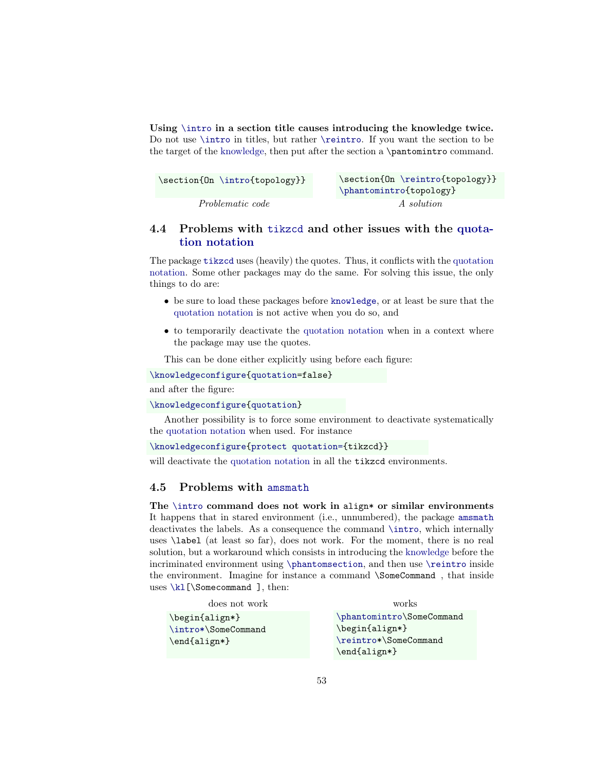**Using `\intro` in a section title causes introducing the knowledge twice.** Do not use `\intro` in titles, but rather `\reintro`. If you want the section to be the target of the knowledge, then put after the section a `\pantomintro` command.

```
\section{On \intro{topology}}
```

*Problematic code*

```
\section{On \reintro{topology}}
\phantomintro{topology}
```

*A solution*

### 4.4 Problems with `tikzcd` and other issues with the quotation notation

The package `tikzcd` uses (heavily) the quotes. Thus, it conflicts with the quotation notation. Some other packages may do the same. For solving this issue, the only things to do are:

- be sure to load these packages before `knowledge`, or at least be sure that the quotation notation is not active when you do so, and
- to temporarily deactivate the quotation notation when in a context where the package may use the quotes.

This can be done either explicitly using before each figure:

```
\knowledgeconfigure{quotation=false}
```

and after the figure:

```
\knowledgeconfigure{quotation}
```

Another possibility is to force some environment to deactivate systematically the quotation notation when used. For instance

```
\knowledgeconfigure{protect quotation={tikzcd}}
```

will deactivate the quotation notation in all the `tikzcd` environments.

### 4.5 Problems with `amsmath`

**The `\intro` command does not work in `align*` or similar environments** It happens that in stared environment (i.e., unnumbered), the package `amsmath` deactivates the labels. As a consequence the command `\intro`, which internally uses `\label` (at least so far), does not work. For the moment, there is no real solution, but a workaround which consists in introducing the knowledge before the incriminated environment using `\phantomsection`, and then use `\reintro` inside the environment. Imagine for instance a command `\SomeCommand` , that inside uses `\kl[\Somecommand ]`, then:

does not work

```
\begin{align*}
\intro*\SomeCommand
\end{align*}
```

works

```
\phantomintro\SomeCommand
\begin{align*}
\reintro*\SomeCommand
\end{align*}
```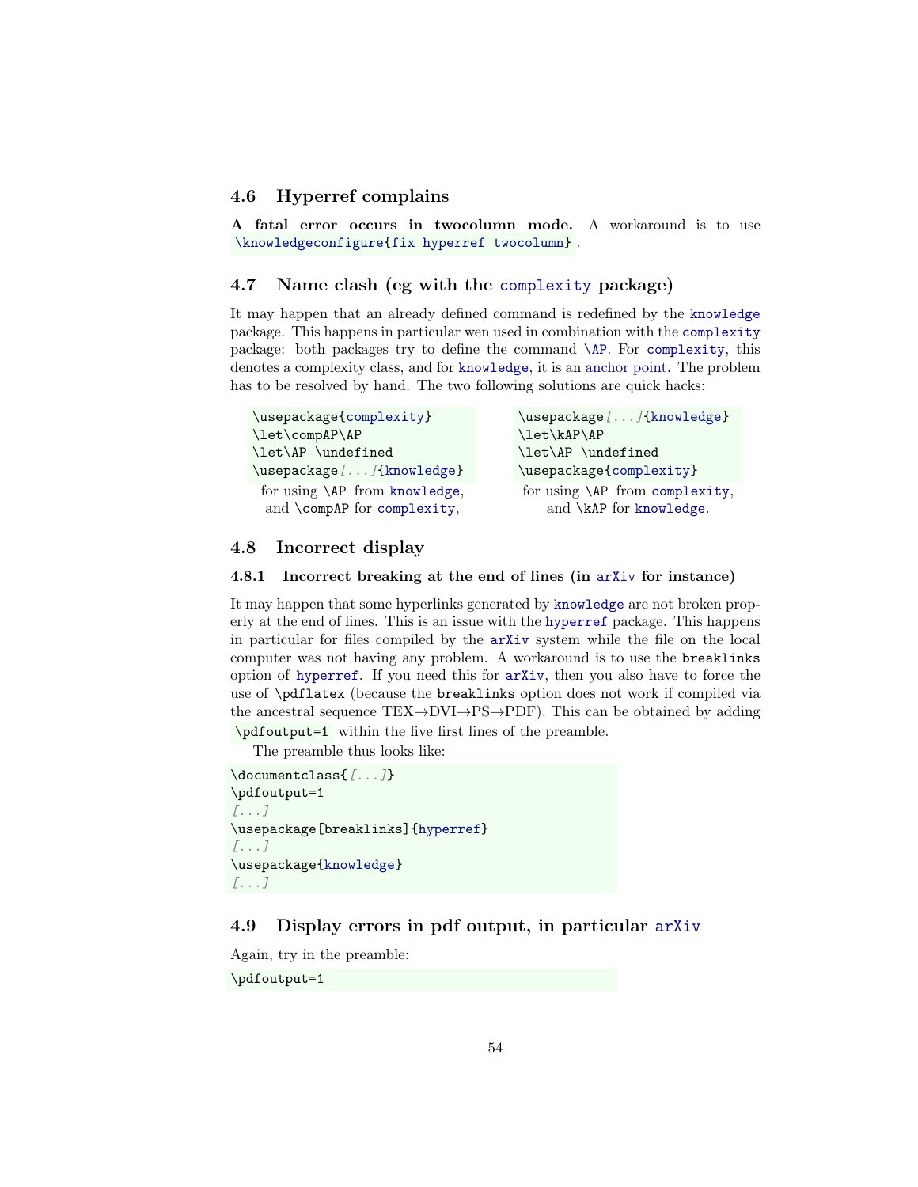## 4.6 Hyperref complains

**A fatal error occurs in twocolumn mode.** A workaround is to use `\knowledgeconfigure{fix hyperref twocolumn}`.

## 4.7 Name clash (eg with the `complexity` package)

It may happen that an already defined command is redefined by the `knowledge` package. This happens in particular wen used in combination with the `complexity` package: both packages try to define the command `\AP`. For `complexity`, this denotes a complexity class, and for `knowledge`, it is an anchor point. The problem has to be resolved by hand. The two following solutions are quick hacks:

```
\usepackage{complexity}
\let\compAP\AP
\let\AP \undefined
\usepackage[...]{knowledge}
```

for using `\AP` from `knowledge`, and `\compAP` for `complexity`,

```
\usepackage[...]{knowledge}
\let\kAP\AP
\let\AP \undefined
\usepackage{complexity}
```

for using `\AP` from `complexity`, and `\kAP` for `knowledge`.

## 4.8 Incorrect display

### 4.8.1 Incorrect breaking at the end of lines (in `arXiv` for instance)

It may happen that some hyperlinks generated by `knowledge` are not broken properly at the end of lines. This is an issue with the `hyperref` package. This happens in particular for files compiled by the `arXiv` system while the file on the local computer was not having any problem. A workaround is to use the `breaklinks` option of `hyperref`. If you need this for `arXiv`, then you also have to force the use of `\pdflatex` (because the `breaklinks` option does not work if compiled via the ancestral sequence TEX→DVI→PS→PDF). This can be obtained by adding `\pdfoutput=1` within the five first lines of the preamble.

The preamble thus looks like:

```
\documentclass{[...]}
\pdfoutput=1
[...]
\usepackage[breaklinks]{hyperref}
[...]
\usepackage{knowledge}
[...]
```

## 4.9 Display errors in pdf output, in particular `arXiv`

Again, try in the preamble:

```
\pdfoutput=1
```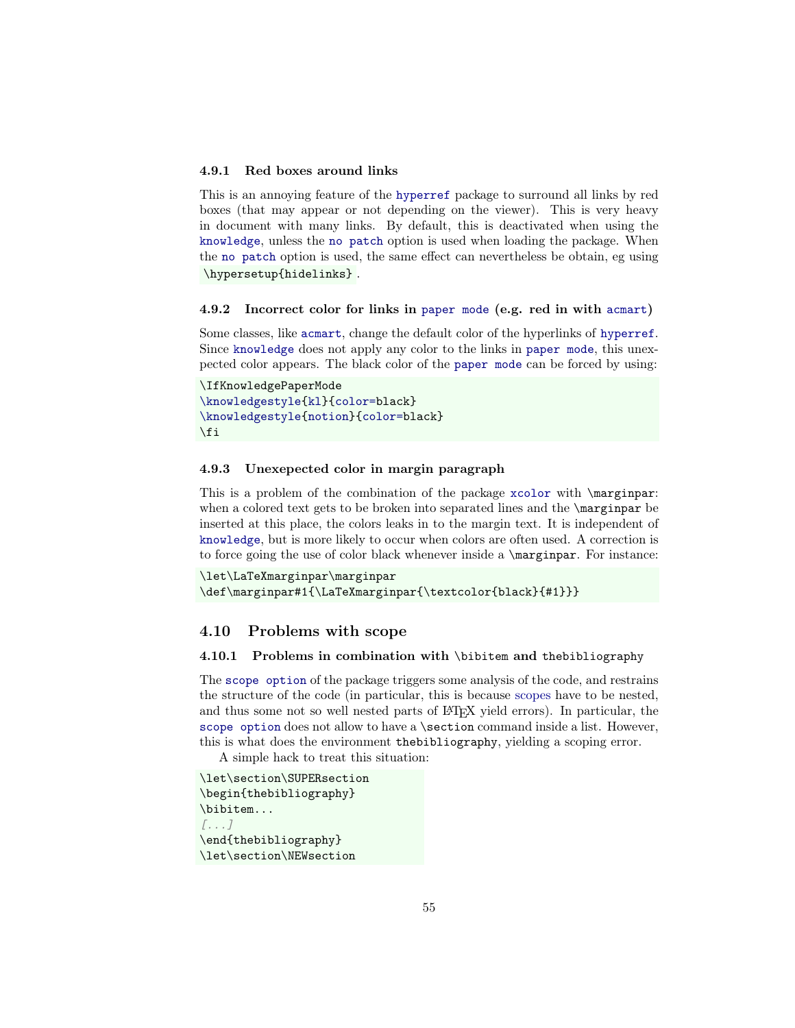#### 4.9.1 Red boxes around links

This is an annoying feature of the `hyperref` package to surround all links by red boxes (that may appear or not depending on the viewer). This is very heavy in document with many links. By default, this is deactivated when using the `knowledge`, unless the `no patch` option is used when loading the package. When the `no patch` option is used, the same effect can nevertheless be obtain, eg using `\hypersetup{hidelinks}`.

#### 4.9.2 Incorrect color for links in `paper mode` (e.g. red in with `acmart`)

Some classes, like `acmart`, change the default color of the hyperlinks of `hyperref`. Since `knowledge` does not apply any color to the links in `paper mode`, this unexpected color appears. The black color of the `paper mode` can be forced by using:

```
\IfKnowledgePaperMode
\knowledgestyle{kl}{color=black}
\knowledgestyle{notion}{color=black}
\fi
```

#### 4.9.3 Unexepected color in margin paragraph

This is a problem of the combination of the package `xcolor` with `\marginpar`: when a colored text gets to be broken into separated lines and the `\marginpar` be inserted at this place, the colors leaks in to the margin text. It is independent of `knowledge`, but is more likely to occur when colors are often used. A correction is to force going the use of color black whenever inside a `\marginpar`. For instance:

```
\let\LaTeXmarginpar\marginpar
\def\marginpar#1{\LaTeXmarginpar{\textcolor{black}{#1}}}
```

### 4.10 Problems with scope

#### 4.10.1 Problems in combination with `\bibitem` and `thebibliography`

The `scope option` of the package triggers some analysis of the code, and restrains the structure of the code (in particular, this is because scopes have to be nested, and thus some not so well nested parts of LaTeX yield errors). In particular, the `scope option` does not allow to have a `\section` command inside a list. However, this is what does the environment `thebibliography`, yielding a scoping error.

A simple hack to treat this situation:

```
\let\section\SUPERsection
\begin{thebibliography}
\bibitem...
[...]
\end{thebibliography}
\let\section\NEWsection
```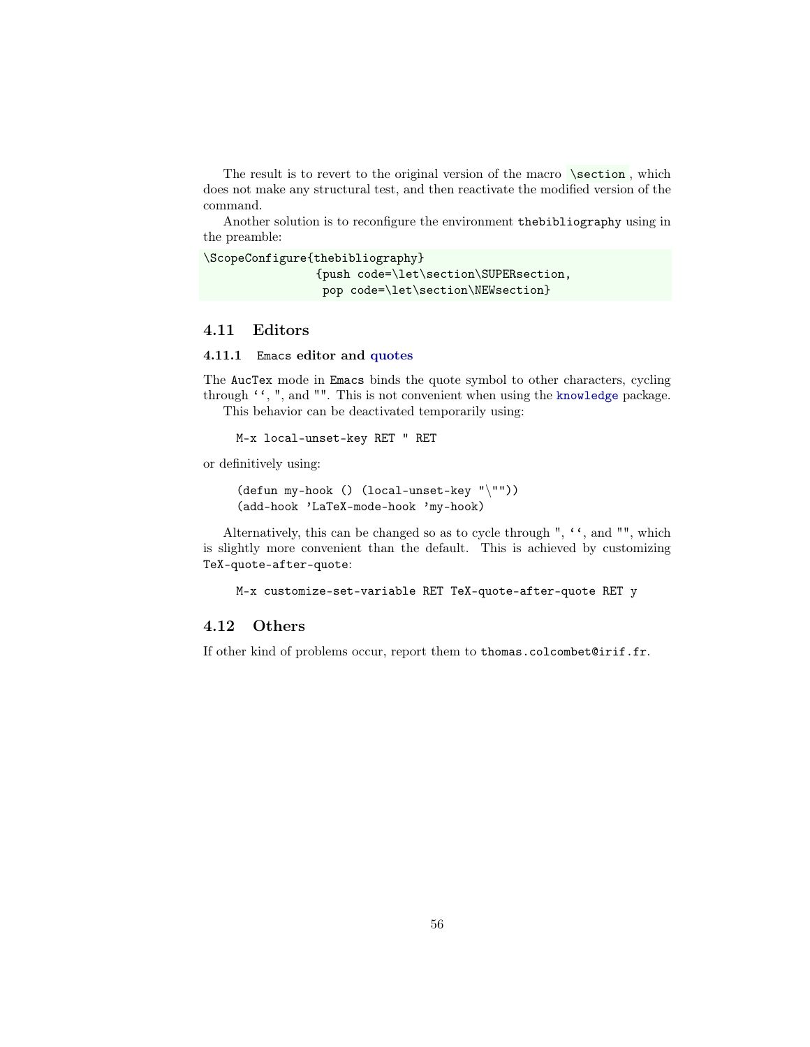The result is to revert to the original version of the macro `\section`, which does not make any structural test, and then reactivate the modified version of the command.

Another solution is to reconfigure the environment `thebibliography` using in the preamble:

```
\ScopeConfigure{thebibliography}
                {push code=\let\section\SUPERsection,
                 pop code=\let\section\NEWsection}
```

## 4.11 Editors

### 4.11.1 `Emacs` editor and quotes

The `AucTex` mode in `Emacs` binds the quote symbol to other characters, cycling through ``` `` ```, `"`, and `""`. This is not convenient when using the `knowledge` package.

This behavior can be deactivated temporarily using:

```
M-x local-unset-key RET " RET
```

or definitively using:

```
(defun my-hook () (local-unset-key "\""))
(add-hook 'LaTeX-mode-hook 'my-hook)
```

Alternatively, this can be changed so as to cycle through `"`, ``` `` ```, and `""`, which is slightly more convenient than the default. This is achieved by customizing `TeX-quote-after-quote`:

```
M-x customize-set-variable RET TeX-quote-after-quote RET y
```

## 4.12 Others

If other kind of problems occur, report them to `thomas.colcombet@irif.fr`.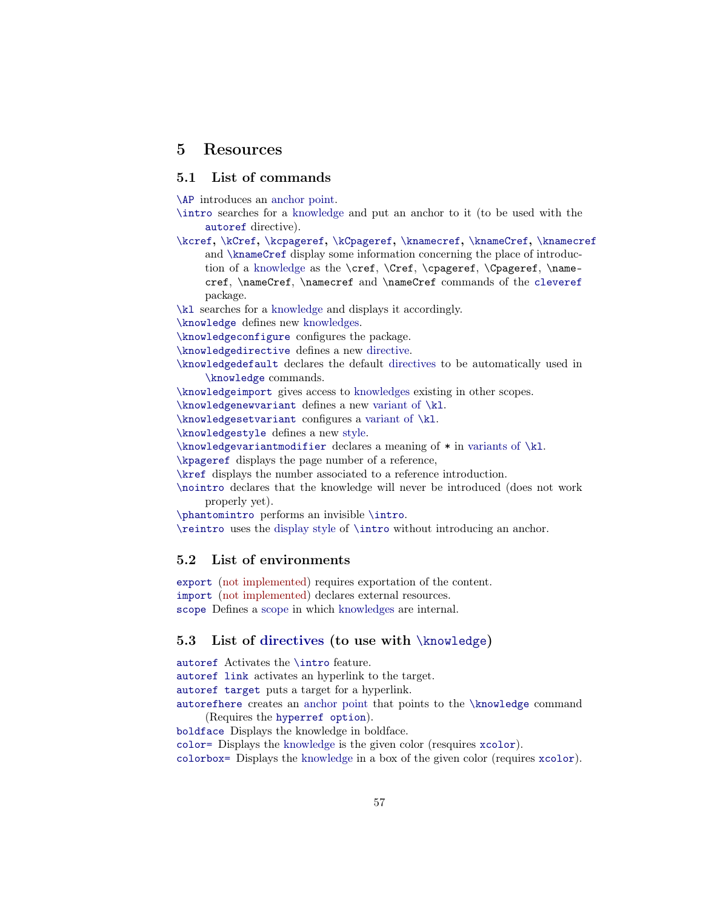# 5 Resources

## 5.1 List of commands

`\AP` introduces an anchor point.

`\intro` searches for a knowledge and put an anchor to it (to be used with the `autoref` directive).

`\kcref`, `\kCref`, `\kcpageref`, `\kCpageref`, `\knamecref`, `\knameCref`, `\knamecref` and `\knameCref` display some information concerning the place of introduction of a knowledge as the `\cref`, `\Cref`, `\cpageref`, `\Cpageref`, `\namecref`, `\nameCref`, `\namecref` and `\nameCref` commands of the `cleveref` package.

`\kl` searches for a knowledge and displays it accordingly.

`\knowledge` defines new knowledges.

`\knowledgeconfigure` configures the package.

`\knowledgedirective` defines a new directive.

`\knowledgedefault` declares the default directives to be automatically used in `\knowledge` commands.

`\knowledgeimport` gives access to knowledges existing in other scopes.

`\knowledgenewvariant` defines a new variant of `\kl`.

`\knowledgesetvariant` configures a variant of `\kl`.

`\knowledgestyle` defines a new style.

`\knowledgevariantmodifier` declares a meaning of `*` in variants of `\kl`.

`\kpageref` displays the page number of a reference,

`\kref` displays the number associated to a reference introduction.

`\nointro` declares that the knowledge will never be introduced (does not work properly yet).

`\phantomintro` performs an invisible `\intro`.

`\reintro` uses the display style of `\intro` without introducing an anchor.

## 5.2 List of environments

`export` (not implemented) requires exportation of the content.

`import` (not implemented) declares external resources.

`scope` Defines a scope in which knowledges are internal.

## 5.3 List of directives (to use with `\knowledge`)

`autoref` Activates the `\intro` feature.

`autoref link` activates an hyperlink to the target.

`autoref target` puts a target for a hyperlink.

`autorefhere` creates an anchor point that points to the `\knowledge` command (Requires the `hyperref option`).

`boldface` Displays the knowledge in boldface.

`color=` Displays the knowledge is the given color (resquires `xcolor`).

`colorbox=` Displays the knowledge in a box of the given color (requires `xcolor`).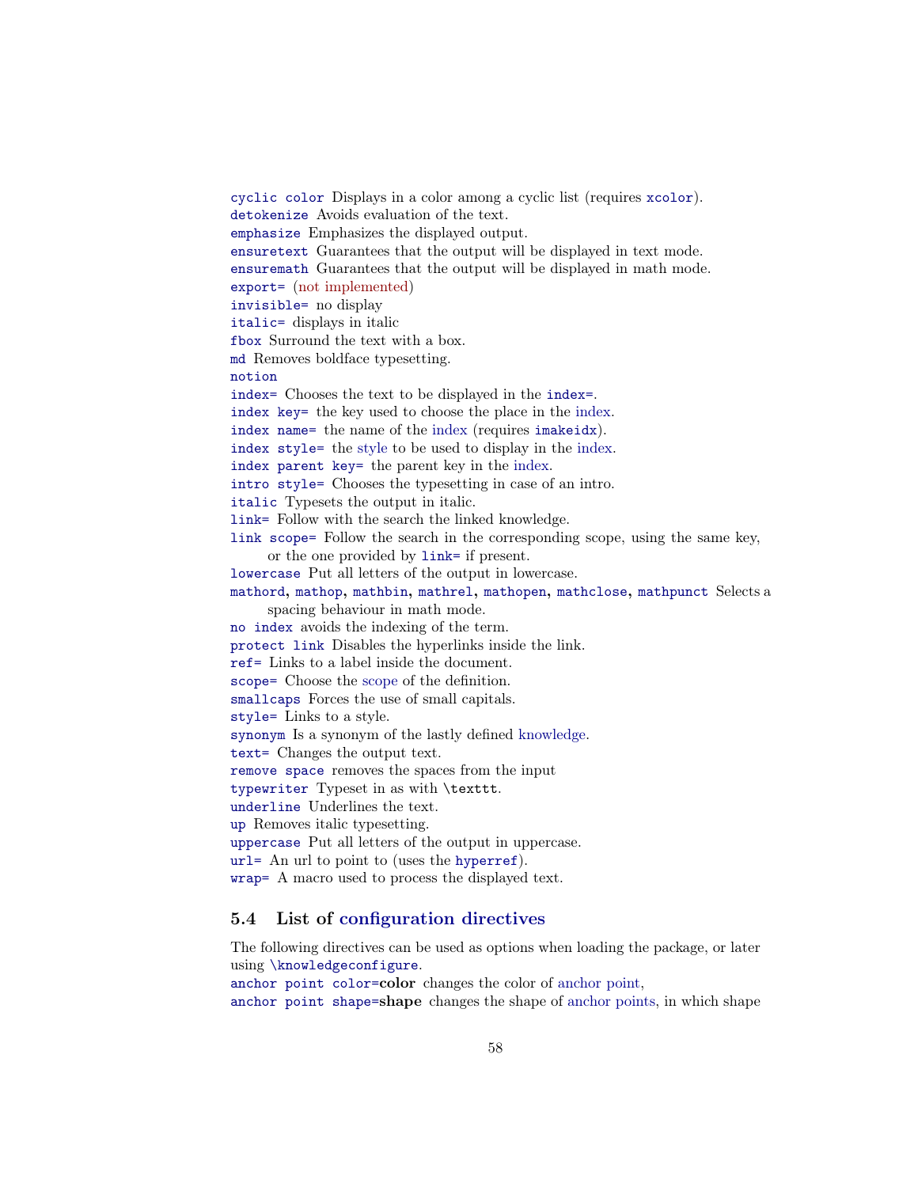`cyclic color` Displays in a color among a cyclic list (requires `xcolor`).
`detokenize` Avoids evaluation of the text.
`emphasize` Emphasizes the displayed output.
`ensuretext` Guarantees that the output will be displayed in text mode.
`ensuremath` Guarantees that the output will be displayed in math mode.
`export=` (not implemented)
`invisible=` no display
`italic=` displays in italic
`fbox` Surround the text with a box.
`md` Removes boldface typesetting.
`notion`
`index=` Chooses the text to be displayed in the `index=`.
`index key=` the key used to choose the place in the index.
`index name=` the name of the index (requires `imakeidx`).
`index style=` the style to be used to display in the index.
`index parent key=` the parent key in the index.
`intro style=` Chooses the typesetting in case of an intro.
`italic` Typesets the output in italic.
`link=` Follow with the search the linked knowledge.
`link scope=` Follow the search in the corresponding scope, using the same key, or the one provided by `link=` if present.
`lowercase` Put all letters of the output in lowercase.
`mathord`, `mathop`, `mathbin`, `mathrel`, `mathopen`, `mathclose`, `mathpunct` Selects a spacing behaviour in math mode.
`no index` avoids the indexing of the term.
`protect link` Disables the hyperlinks inside the link.
`ref=` Links to a label inside the document.
`scope=` Choose the scope of the definition.
`smallcaps` Forces the use of small capitals.
`style=` Links to a style.
`synonym` Is a synonym of the lastly defined knowledge.
`text=` Changes the output text.
`remove space` removes the spaces from the input
`typewriter` Typeset in as with `\texttt`.
`underline` Underlines the text.
`up` Removes italic typesetting.
`uppercase` Put all letters of the output in uppercase.
`url=` An url to point to (uses the `hyperref`).
`wrap=` A macro used to process the displayed text.

### 5.4 List of configuration directives

The following directives can be used as options when loading the package, or later using `\knowledgeconfigure`.
`anchor point color=`**color** changes the color of anchor point,
`anchor point shape=`**shape** changes the shape of anchor points, in which shape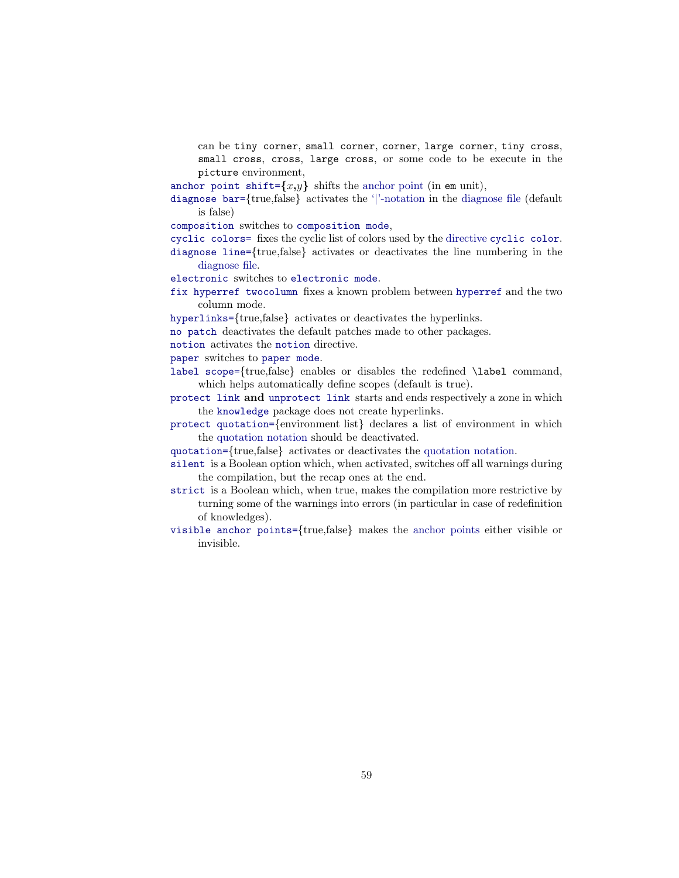can be `tiny corner`, `small corner`, `corner`, `large corner`, `tiny cross`, `small cross`, `cross`, `large cross`, or some code to be execute in the `picture` environment,

`anchor point shift=`**{**$x$**,**$y$**}** shifts the anchor point (in `em` unit),

`diagnose bar=`{true,false} activates the '|'-notation in the diagnose file (default is false)

`composition` switches to `composition mode`,

`cyclic colors=` fixes the cyclic list of colors used by the directive `cyclic color`.

`diagnose line=`{true,false} activates or deactivates the line numbering in the diagnose file.

`electronic` switches to `electronic mode`.

`fix hyperref twocolumn` fixes a known problem between `hyperref` and the two column mode.

`hyperlinks=`{true,false} activates or deactivates the hyperlinks.

`no patch` deactivates the default patches made to other packages.

`notion` activates the `notion` directive.

`paper` switches to `paper mode`.

`label scope=`{true,false} enables or disables the redefined `\label` command, which helps automatically define scopes (default is true).

`protect link` **and** `unprotect link` starts and ends respectively a zone in which the `knowledge` package does not create hyperlinks.

`protect quotation=`{environment list} declares a list of environment in which the quotation notation should be deactivated.

`quotation=`{true,false} activates or deactivates the quotation notation.

`silent` is a Boolean option which, when activated, switches off all warnings during the compilation, but the recap ones at the end.

`strict` is a Boolean which, when true, makes the compilation more restrictive by turning some of the warnings into errors (in particular in case of redefinition of knowledges).

`visible anchor points=`{true,false} makes the anchor points either visible or invisible.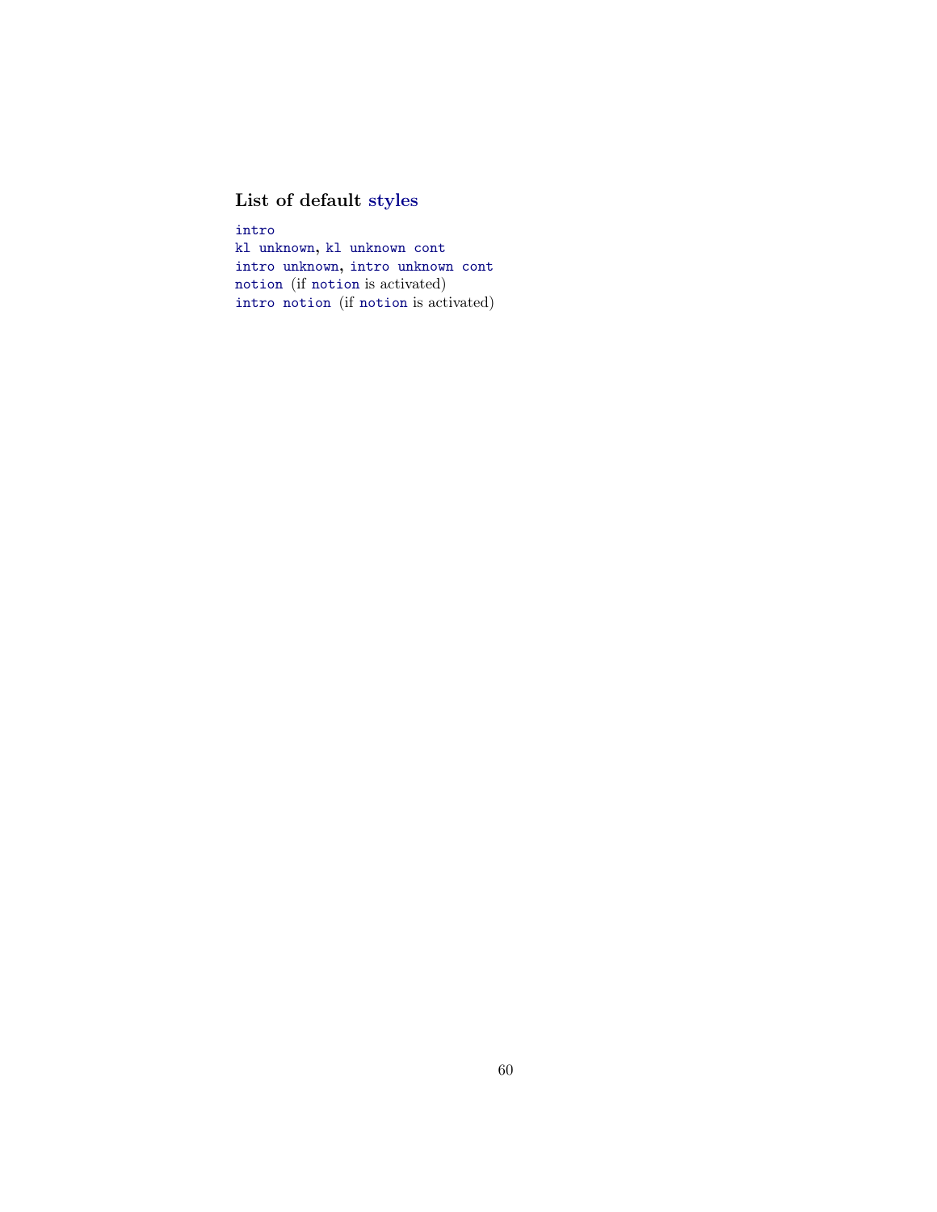## List of default styles

`intro`
`kl unknown`, `kl unknown cont`
`intro unknown`, `intro unknown cont`
`notion` (if `notion` is activated)
`intro notion` (if `notion` is activated)